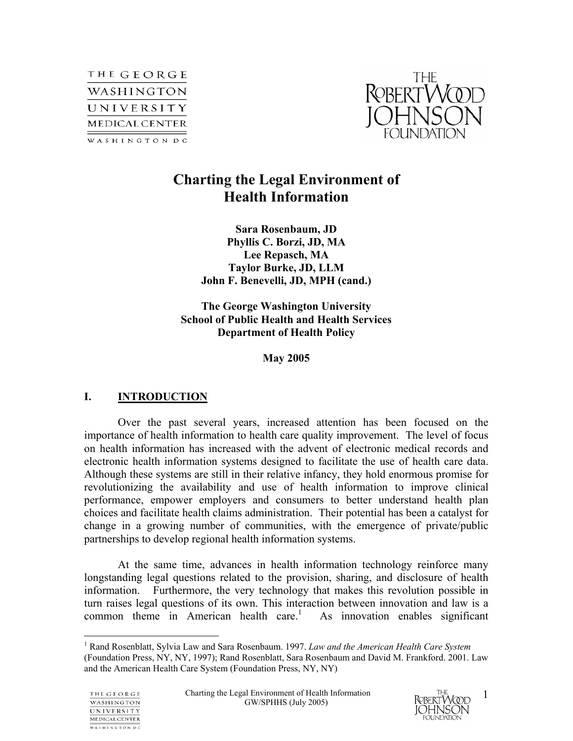# Charting the Legal Environment of Health Information

**Sara Rosenbaum, JD**
**Phyllis C. Borzi, JD, MA**
**Lee Repasch, MA**
**Taylor Burke, JD, LLM**
**John F. Benevelli, JD, MPH (cand.)**

**The George Washington University**
**School of Public Health and Health Services**
**Department of Health Policy**

**May 2005**

## I. INTRODUCTION

Over the past several years, increased attention has been focused on the importance of health information to health care quality improvement. The level of focus on health information has increased with the advent of electronic medical records and electronic health information systems designed to facilitate the use of health care data. Although these systems are still in their relative infancy, they hold enormous promise for revolutionizing the availability and use of health information to improve clinical performance, empower employers and consumers to better understand health plan choices and facilitate health claims administration. Their potential has been a catalyst for change in a growing number of communities, with the emergence of private/public partnerships to develop regional health information systems.

At the same time, advances in health information technology reinforce many longstanding legal questions related to the provision, sharing, and disclosure of health information. Furthermore, the very technology that makes this revolution possible in turn raises legal questions of its own. This interaction between innovation and law is a common theme in American health care.[1] As innovation enables significant

---

[1] Rand Rosenblatt, Sylvia Law and Sara Rosenbaum. 1997. *Law and the American Health Care System* (Foundation Press, NY, NY, 1997); Rand Rosenblatt, Sara Rosenbaum and David M. Frankford. 2001. Law and the American Health Care System (Foundation Press, NY, NY)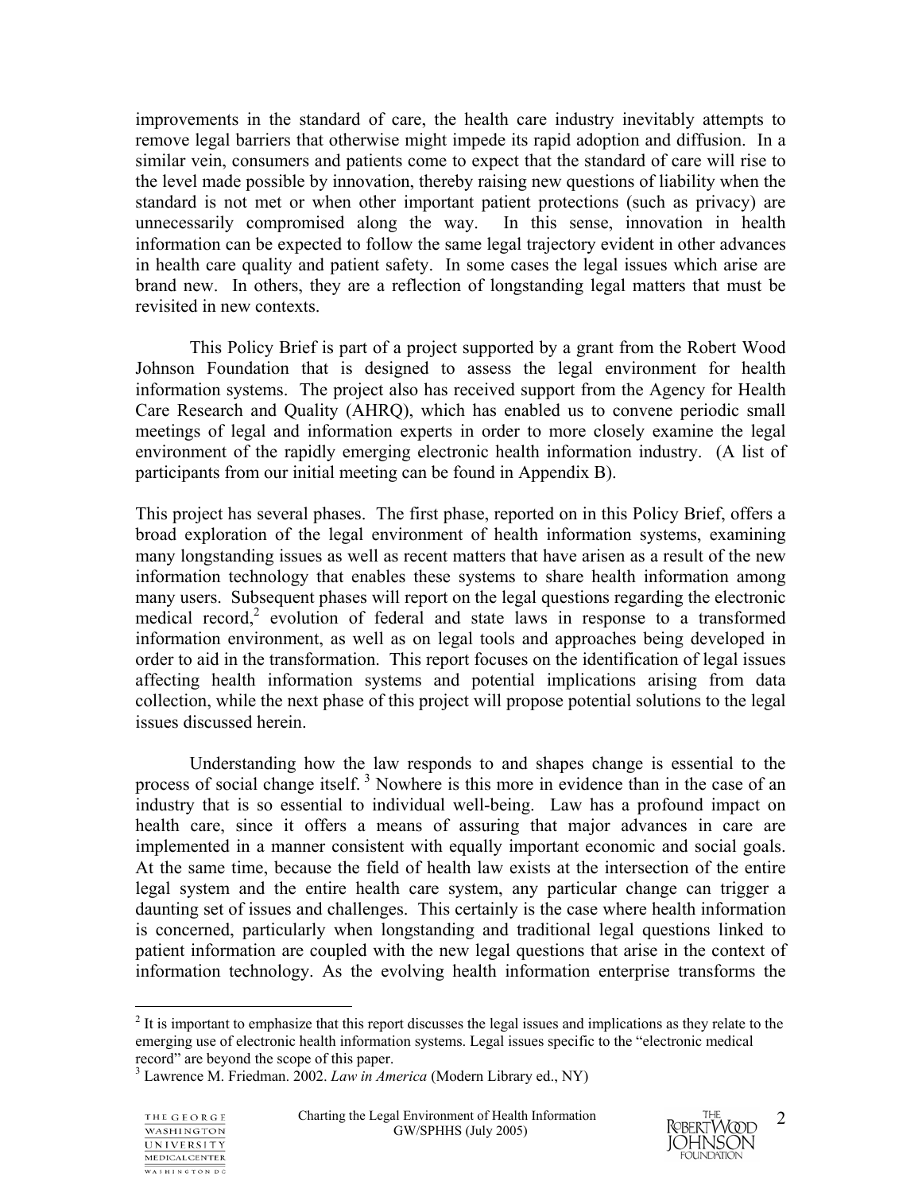improvements in the standard of care, the health care industry inevitably attempts to remove legal barriers that otherwise might impede its rapid adoption and diffusion. In a similar vein, consumers and patients come to expect that the standard of care will rise to the level made possible by innovation, thereby raising new questions of liability when the standard is not met or when other important patient protections (such as privacy) are unnecessarily compromised along the way. In this sense, innovation in health information can be expected to follow the same legal trajectory evident in other advances in health care quality and patient safety. In some cases the legal issues which arise are brand new. In others, they are a reflection of longstanding legal matters that must be revisited in new contexts.

This Policy Brief is part of a project supported by a grant from the Robert Wood Johnson Foundation that is designed to assess the legal environment for health information systems. The project also has received support from the Agency for Health Care Research and Quality (AHRQ), which has enabled us to convene periodic small meetings of legal and information experts in order to more closely examine the legal environment of the rapidly emerging electronic health information industry. (A list of participants from our initial meeting can be found in Appendix B).

This project has several phases. The first phase, reported on in this Policy Brief, offers a broad exploration of the legal environment of health information systems, examining many longstanding issues as well as recent matters that have arisen as a result of the new information technology that enables these systems to share health information among many users. Subsequent phases will report on the legal questions regarding the electronic medical record,[2] evolution of federal and state laws in response to a transformed information environment, as well as on legal tools and approaches being developed in order to aid in the transformation. This report focuses on the identification of legal issues affecting health information systems and potential implications arising from data collection, while the next phase of this project will propose potential solutions to the legal issues discussed herein.

Understanding how the law responds to and shapes change is essential to the process of social change itself.[3] Nowhere is this more in evidence than in the case of an industry that is so essential to individual well-being. Law has a profound impact on health care, since it offers a means of assuring that major advances in care are implemented in a manner consistent with equally important economic and social goals. At the same time, because the field of health law exists at the intersection of the entire legal system and the entire health care system, any particular change can trigger a daunting set of issues and challenges. This certainly is the case where health information is concerned, particularly when longstanding and traditional legal questions linked to patient information are coupled with the new legal questions that arise in the context of information technology. As the evolving health information enterprise transforms the

---

[2] It is important to emphasize that this report discusses the legal issues and implications as they relate to the emerging use of electronic health information systems. Legal issues specific to the "electronic medical record" are beyond the scope of this paper.

[3] Lawrence M. Friedman. 2002. *Law in America* (Modern Library ed., NY)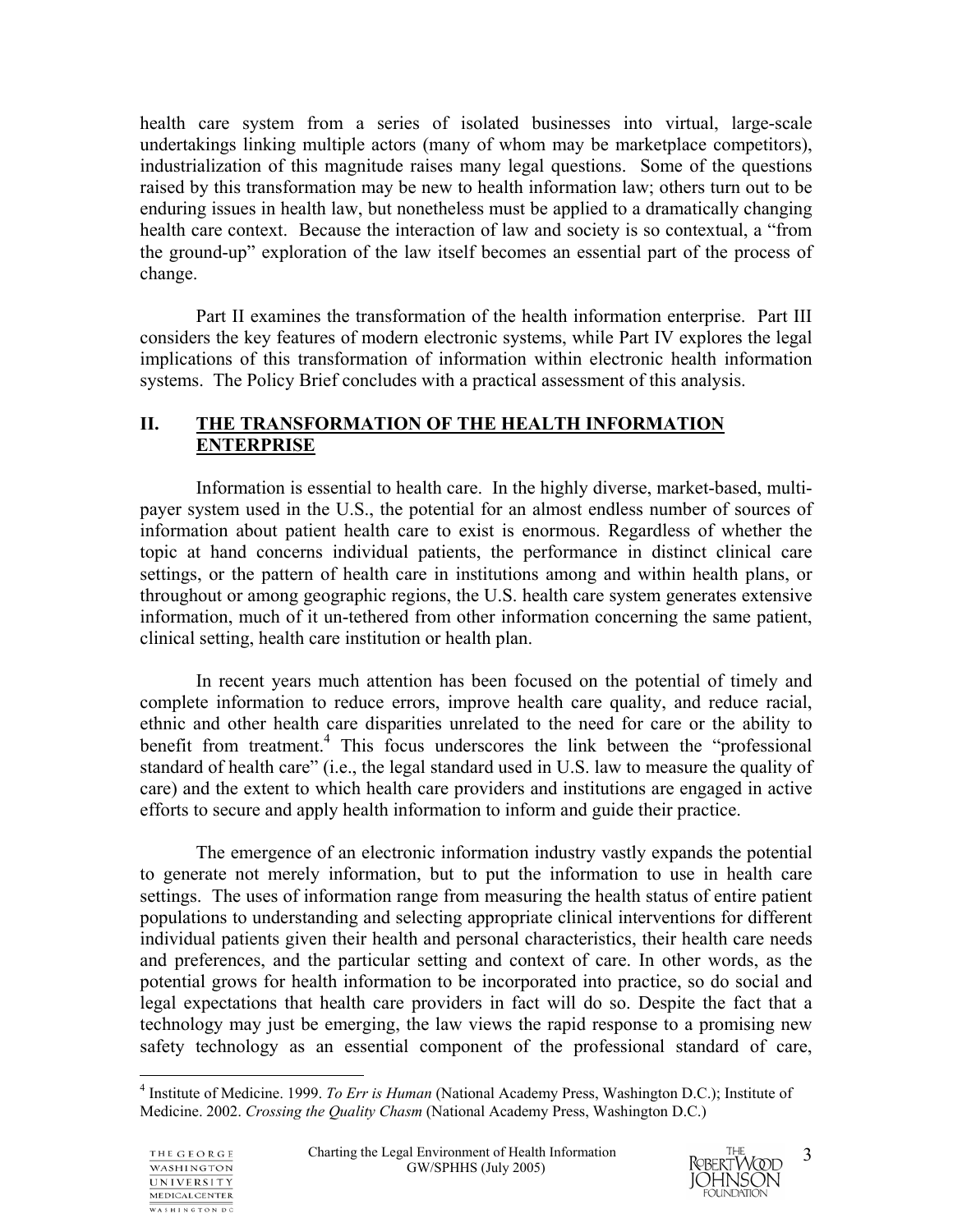health care system from a series of isolated businesses into virtual, large-scale undertakings linking multiple actors (many of whom may be marketplace competitors), industrialization of this magnitude raises many legal questions. Some of the questions raised by this transformation may be new to health information law; others turn out to be enduring issues in health law, but nonetheless must be applied to a dramatically changing health care context. Because the interaction of law and society is so contextual, a "from the ground-up" exploration of the law itself becomes an essential part of the process of change.

Part II examines the transformation of the health information enterprise. Part III considers the key features of modern electronic systems, while Part IV explores the legal implications of this transformation of information within electronic health information systems. The Policy Brief concludes with a practical assessment of this analysis.

## II. THE TRANSFORMATION OF THE HEALTH INFORMATION ENTERPRISE

Information is essential to health care. In the highly diverse, market-based, multi-payer system used in the U.S., the potential for an almost endless number of sources of information about patient health care to exist is enormous. Regardless of whether the topic at hand concerns individual patients, the performance in distinct clinical care settings, or the pattern of health care in institutions among and within health plans, or throughout or among geographic regions, the U.S. health care system generates extensive information, much of it un-tethered from other information concerning the same patient, clinical setting, health care institution or health plan.

In recent years much attention has been focused on the potential of timely and complete information to reduce errors, improve health care quality, and reduce racial, ethnic and other health care disparities unrelated to the need for care or the ability to benefit from treatment.[4] This focus underscores the link between the "professional standard of health care" (i.e., the legal standard used in U.S. law to measure the quality of care) and the extent to which health care providers and institutions are engaged in active efforts to secure and apply health information to inform and guide their practice.

The emergence of an electronic information industry vastly expands the potential to generate not merely information, but to put the information to use in health care settings. The uses of information range from measuring the health status of entire patient populations to understanding and selecting appropriate clinical interventions for different individual patients given their health and personal characteristics, their health care needs and preferences, and the particular setting and context of care. In other words, as the potential grows for health information to be incorporated into practice, so do social and legal expectations that health care providers in fact will do so. Despite the fact that a technology may just be emerging, the law views the rapid response to a promising new safety technology as an essential component of the professional standard of care,

---

[4] Institute of Medicine. 1999. *To Err is Human* (National Academy Press, Washington D.C.); Institute of Medicine. 2002. *Crossing the Quality Chasm* (National Academy Press, Washington D.C.)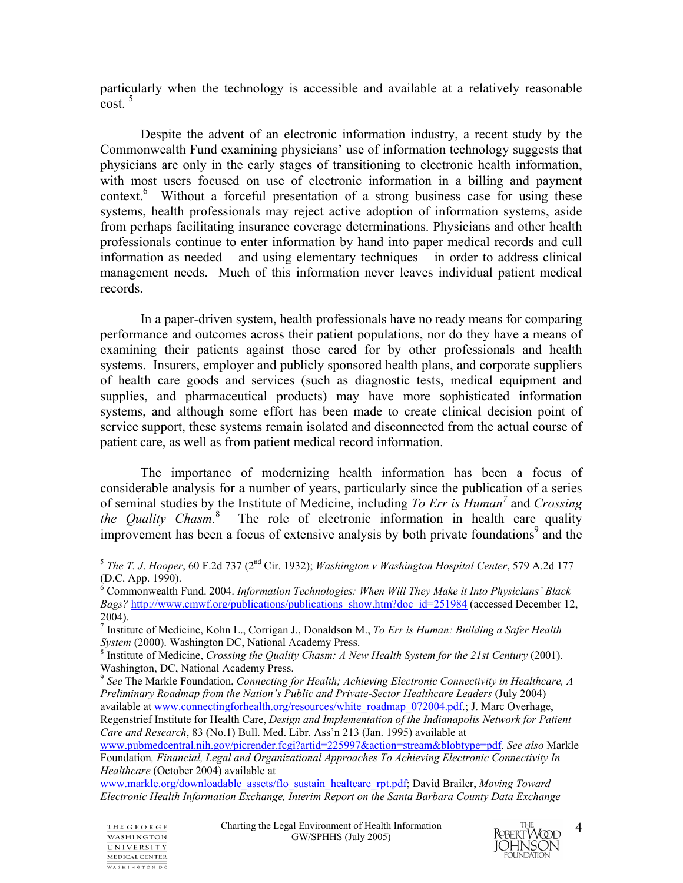particularly when the technology is accessible and available at a relatively reasonable cost. [5]

Despite the advent of an electronic information industry, a recent study by the Commonwealth Fund examining physicians' use of information technology suggests that physicians are only in the early stages of transitioning to electronic health information, with most users focused on use of electronic information in a billing and payment context.[6] Without a forceful presentation of a strong business case for using these systems, health professionals may reject active adoption of information systems, aside from perhaps facilitating insurance coverage determinations. Physicians and other health professionals continue to enter information by hand into paper medical records and cull information as needed – and using elementary techniques – in order to address clinical management needs. Much of this information never leaves individual patient medical records.

In a paper-driven system, health professionals have no ready means for comparing performance and outcomes across their patient populations, nor do they have a means of examining their patients against those cared for by other professionals and health systems. Insurers, employer and publicly sponsored health plans, and corporate suppliers of health care goods and services (such as diagnostic tests, medical equipment and supplies, and pharmaceutical products) may have more sophisticated information systems, and although some effort has been made to create clinical decision point of service support, these systems remain isolated and disconnected from the actual course of patient care, as well as from patient medical record information.

The importance of modernizing health information has been a focus of considerable analysis for a number of years, particularly since the publication of a series of seminal studies by the Institute of Medicine, including *To Err is Human*[7] and *Crossing the Quality Chasm.*[8] The role of electronic information in health care quality improvement has been a focus of extensive analysis by both private foundations[9] and the

---

[5] *The T. J. Hooper*, 60 F.2d 737 (2nd Cir. 1932); *Washington v Washington Hospital Center*, 579 A.2d 177 (D.C. App. 1990).

[6] Commonwealth Fund. 2004. *Information Technologies: When Will They Make it Into Physicians' Black Bags?* http://www.cmwf.org/publications/publications_show.htm?doc_id=251984 (accessed December 12, 2004).

[7] Institute of Medicine, Kohn L., Corrigan J., Donaldson M., *To Err is Human: Building a Safer Health System* (2000). Washington DC, National Academy Press.

[8] Institute of Medicine, *Crossing the Quality Chasm: A New Health System for the 21st Century* (2001). Washington, DC, National Academy Press.

[9] *See* The Markle Foundation, *Connecting for Health; Achieving Electronic Connectivity in Healthcare, A Preliminary Roadmap from the Nation's Public and Private-Sector Healthcare Leaders* (July 2004) available at www.connectingforhealth.org/resources/white_roadmap_072004.pdf.; J. Marc Overhage, Regenstrief Institute for Health Care, *Design and Implementation of the Indianapolis Network for Patient Care and Research*, 83 (No.1) Bull. Med. Libr. Ass'n 213 (Jan. 1995) available at www.pubmedcentral.nih.gov/picrender.fcgi?artid=225997&action=stream&blobtype=pdf. *See also* Markle Foundation*, Financial, Legal and Organizational Approaches To Achieving Electronic Connectivity In Healthcare* (October 2004) available at www.markle.org/downloadable_assets/flo_sustain_healtcare_rpt.pdf; David Brailer, *Moving Toward Electronic Health Information Exchange, Interim Report on the Santa Barbara County Data Exchange*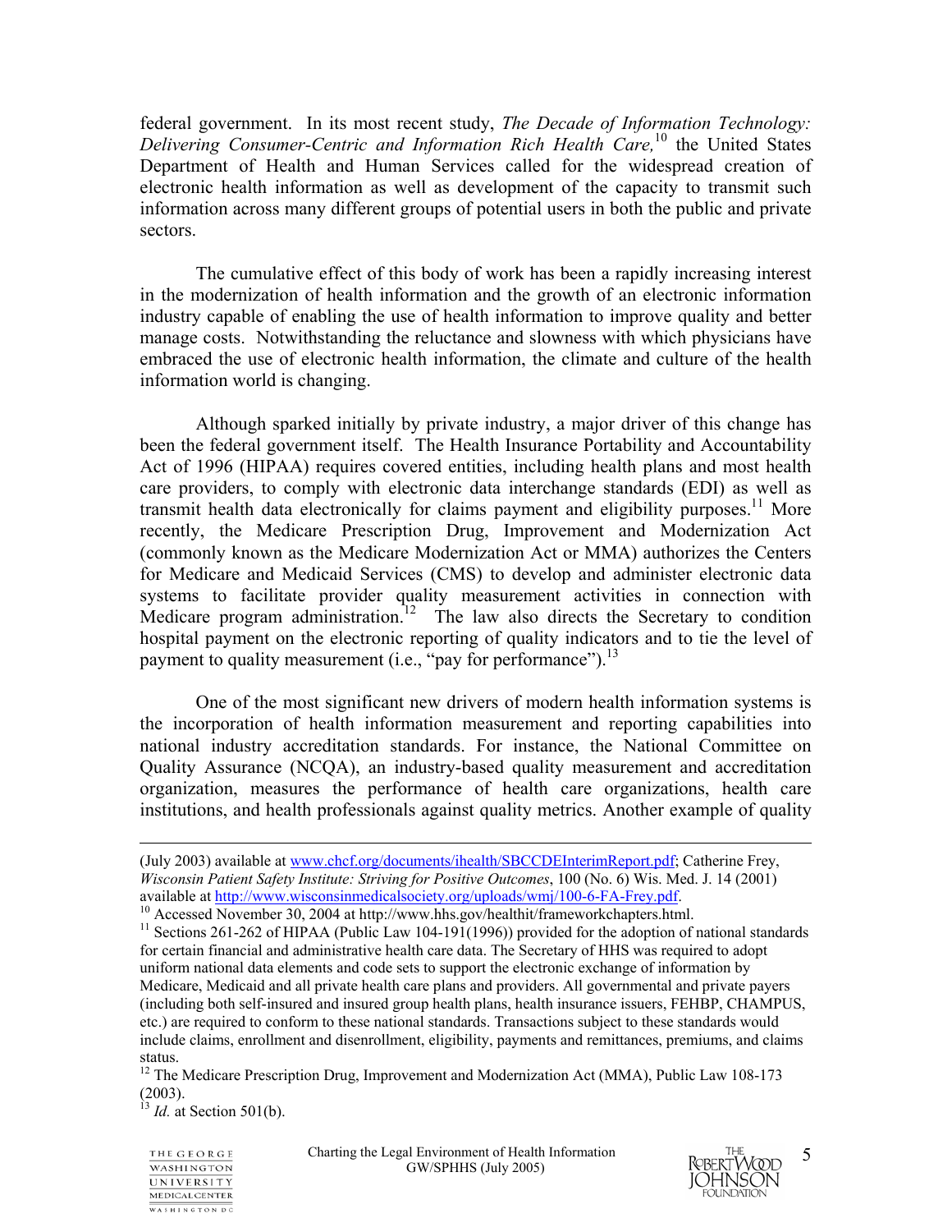federal government. In its most recent study, *The Decade of Information Technology: Delivering Consumer-Centric and Information Rich Health Care,*[10] the United States Department of Health and Human Services called for the widespread creation of electronic health information as well as development of the capacity to transmit such information across many different groups of potential users in both the public and private sectors.

The cumulative effect of this body of work has been a rapidly increasing interest in the modernization of health information and the growth of an electronic information industry capable of enabling the use of health information to improve quality and better manage costs. Notwithstanding the reluctance and slowness with which physicians have embraced the use of electronic health information, the climate and culture of the health information world is changing.

Although sparked initially by private industry, a major driver of this change has been the federal government itself. The Health Insurance Portability and Accountability Act of 1996 (HIPAA) requires covered entities, including health plans and most health care providers, to comply with electronic data interchange standards (EDI) as well as transmit health data electronically for claims payment and eligibility purposes.[11] More recently, the Medicare Prescription Drug, Improvement and Modernization Act (commonly known as the Medicare Modernization Act or MMA) authorizes the Centers for Medicare and Medicaid Services (CMS) to develop and administer electronic data systems to facilitate provider quality measurement activities in connection with Medicare program administration.[12] The law also directs the Secretary to condition hospital payment on the electronic reporting of quality indicators and to tie the level of payment to quality measurement (i.e., "pay for performance").[13]

One of the most significant new drivers of modern health information systems is the incorporation of health information measurement and reporting capabilities into national industry accreditation standards. For instance, the National Committee on Quality Assurance (NCQA), an industry-based quality measurement and accreditation organization, measures the performance of health care organizations, health care institutions, and health professionals against quality metrics. Another example of quality

---

(July 2003) available at www.chcf.org/documents/ihealth/SBCCDEInterimReport.pdf; Catherine Frey, *Wisconsin Patient Safety Institute: Striving for Positive Outcomes*, 100 (No. 6) Wis. Med. J. 14 (2001) available at http://www.wisconsinmedicalsociety.org/uploads/wmj/100-6-FA-Frey.pdf.

[10] Accessed November 30, 2004 at http://www.hhs.gov/healthit/frameworkchapters.html.

[11] Sections 261-262 of HIPAA (Public Law 104-191(1996)) provided for the adoption of national standards for certain financial and administrative health care data. The Secretary of HHS was required to adopt uniform national data elements and code sets to support the electronic exchange of information by Medicare, Medicaid and all private health care plans and providers. All governmental and private payers (including both self-insured and insured group health plans, health insurance issuers, FEHBP, CHAMPUS, etc.) are required to conform to these national standards. Transactions subject to these standards would include claims, enrollment and disenrollment, eligibility, payments and remittances, premiums, and claims status.

[12] The Medicare Prescription Drug, Improvement and Modernization Act (MMA), Public Law 108-173 (2003).

[13] *Id.* at Section 501(b).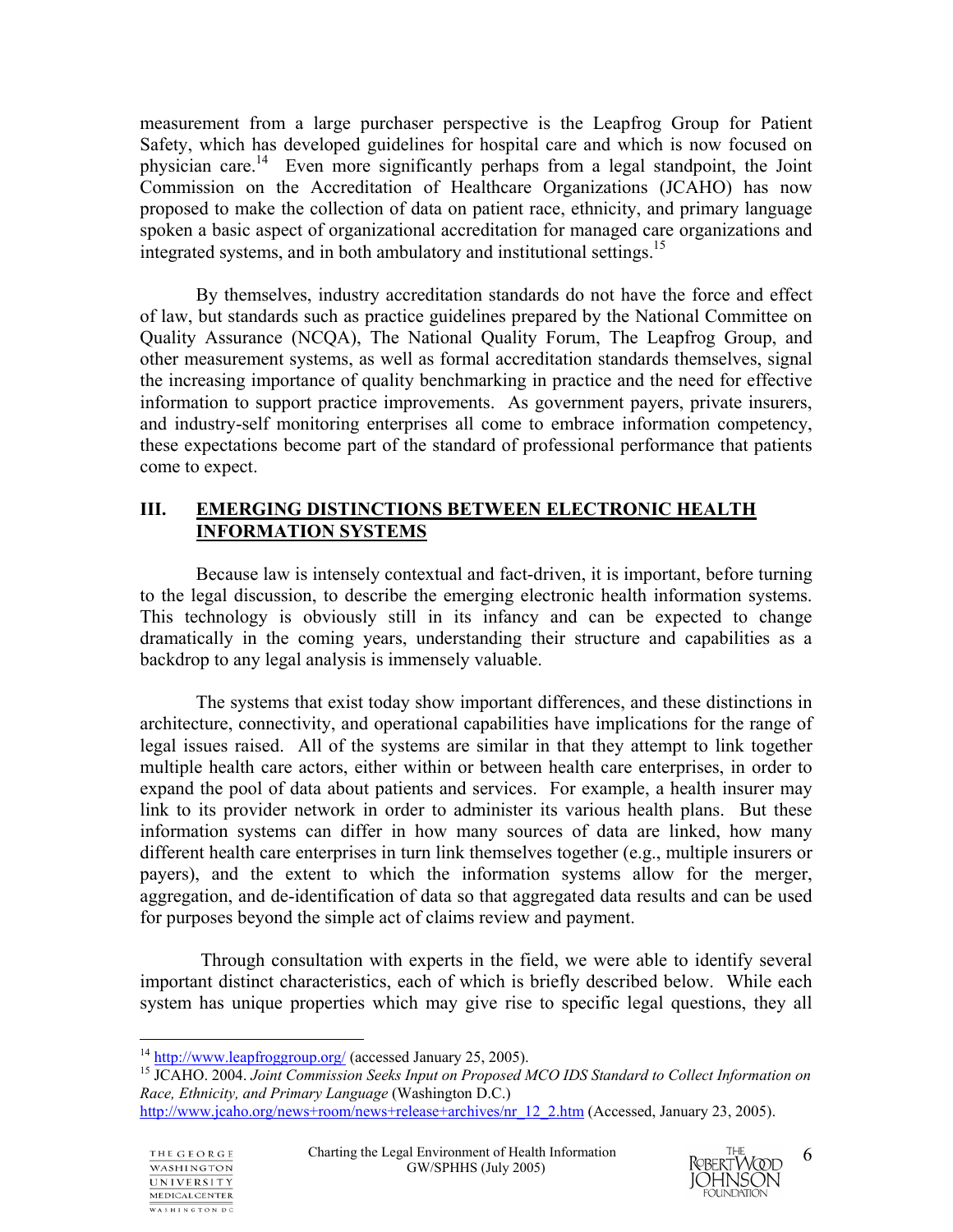measurement from a large purchaser perspective is the Leapfrog Group for Patient Safety, which has developed guidelines for hospital care and which is now focused on physician care.[14] Even more significantly perhaps from a legal standpoint, the Joint Commission on the Accreditation of Healthcare Organizations (JCAHO) has now proposed to make the collection of data on patient race, ethnicity, and primary language spoken a basic aspect of organizational accreditation for managed care organizations and integrated systems, and in both ambulatory and institutional settings.[15]

By themselves, industry accreditation standards do not have the force and effect of law, but standards such as practice guidelines prepared by the National Committee on Quality Assurance (NCQA), The National Quality Forum, The Leapfrog Group, and other measurement systems, as well as formal accreditation standards themselves, signal the increasing importance of quality benchmarking in practice and the need for effective information to support practice improvements. As government payers, private insurers, and industry-self monitoring enterprises all come to embrace information competency, these expectations become part of the standard of professional performance that patients come to expect.

## III. EMERGING DISTINCTIONS BETWEEN ELECTRONIC HEALTH INFORMATION SYSTEMS

Because law is intensely contextual and fact-driven, it is important, before turning to the legal discussion, to describe the emerging electronic health information systems. This technology is obviously still in its infancy and can be expected to change dramatically in the coming years, understanding their structure and capabilities as a backdrop to any legal analysis is immensely valuable.

The systems that exist today show important differences, and these distinctions in architecture, connectivity, and operational capabilities have implications for the range of legal issues raised. All of the systems are similar in that they attempt to link together multiple health care actors, either within or between health care enterprises, in order to expand the pool of data about patients and services. For example, a health insurer may link to its provider network in order to administer its various health plans. But these information systems can differ in how many sources of data are linked, how many different health care enterprises in turn link themselves together (e.g., multiple insurers or payers), and the extent to which the information systems allow for the merger, aggregation, and de-identification of data so that aggregated data results and can be used for purposes beyond the simple act of claims review and payment.

Through consultation with experts in the field, we were able to identify several important distinct characteristics, each of which is briefly described below. While each system has unique properties which may give rise to specific legal questions, they all

---

[14] http://www.leapfroggroup.org/ (accessed January 25, 2005).

[15] JCAHO. 2004. *Joint Commission Seeks Input on Proposed MCO IDS Standard to Collect Information on Race, Ethnicity, and Primary Language* (Washington D.C.) http://www.jcaho.org/news+room/news+release+archives/nr_12_2.htm (Accessed, January 23, 2005).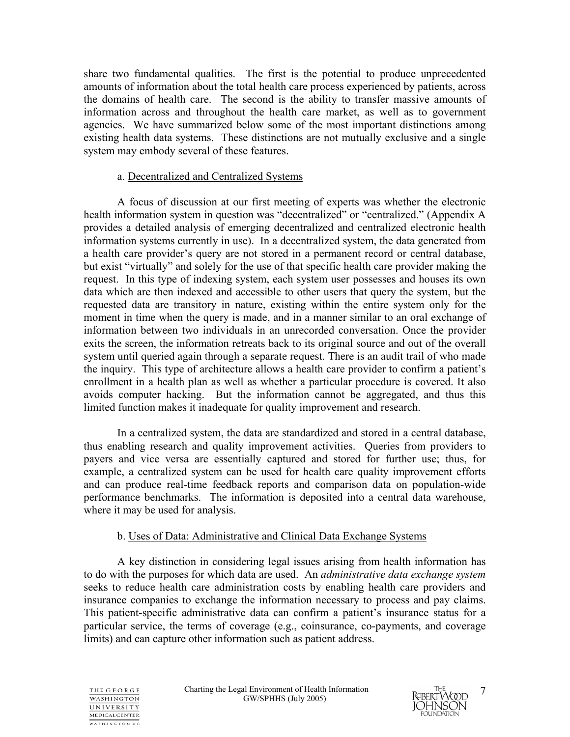share two fundamental qualities. The first is the potential to produce unprecedented amounts of information about the total health care process experienced by patients, across the domains of health care. The second is the ability to transfer massive amounts of information across and throughout the health care market, as well as to government agencies. We have summarized below some of the most important distinctions among existing health data systems. These distinctions are not mutually exclusive and a single system may embody several of these features.

a. Decentralized and Centralized Systems

A focus of discussion at our first meeting of experts was whether the electronic health information system in question was "decentralized" or "centralized." (Appendix A provides a detailed analysis of emerging decentralized and centralized electronic health information systems currently in use). In a decentralized system, the data generated from a health care provider's query are not stored in a permanent record or central database, but exist "virtually" and solely for the use of that specific health care provider making the request. In this type of indexing system, each system user possesses and houses its own data which are then indexed and accessible to other users that query the system, but the requested data are transitory in nature, existing within the entire system only for the moment in time when the query is made, and in a manner similar to an oral exchange of information between two individuals in an unrecorded conversation. Once the provider exits the screen, the information retreats back to its original source and out of the overall system until queried again through a separate request. There is an audit trail of who made the inquiry. This type of architecture allows a health care provider to confirm a patient's enrollment in a health plan as well as whether a particular procedure is covered. It also avoids computer hacking. But the information cannot be aggregated, and thus this limited function makes it inadequate for quality improvement and research.

In a centralized system, the data are standardized and stored in a central database, thus enabling research and quality improvement activities. Queries from providers to payers and vice versa are essentially captured and stored for further use; thus, for example, a centralized system can be used for health care quality improvement efforts and can produce real-time feedback reports and comparison data on population-wide performance benchmarks. The information is deposited into a central data warehouse, where it may be used for analysis.

b. Uses of Data: Administrative and Clinical Data Exchange Systems

A key distinction in considering legal issues arising from health information has to do with the purposes for which data are used. An *administrative data exchange system* seeks to reduce health care administration costs by enabling health care providers and insurance companies to exchange the information necessary to process and pay claims. This patient-specific administrative data can confirm a patient's insurance status for a particular service, the terms of coverage (e.g., coinsurance, co-payments, and coverage limits) and can capture other information such as patient address.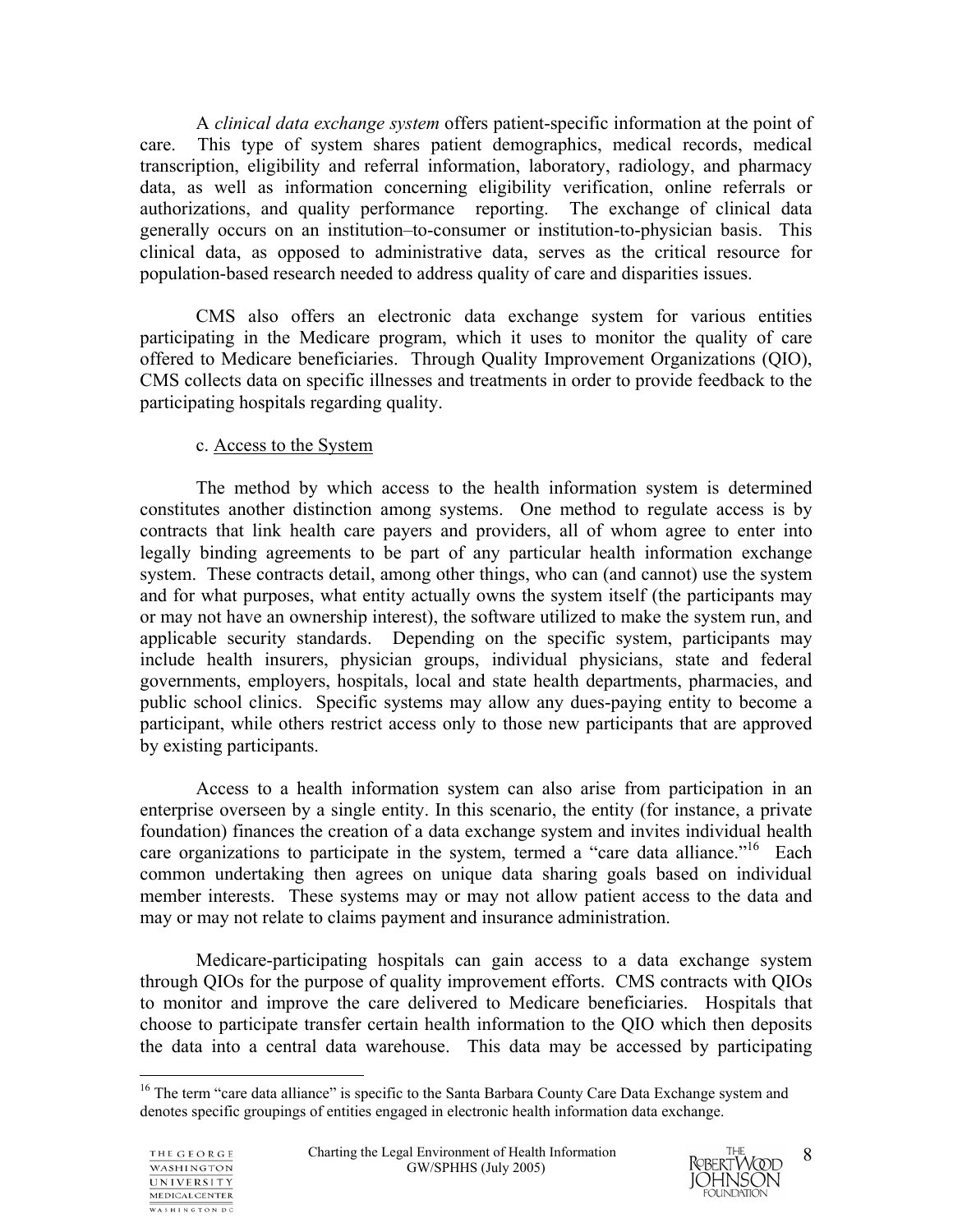A *clinical data exchange system* offers patient-specific information at the point of care. This type of system shares patient demographics, medical records, medical transcription, eligibility and referral information, laboratory, radiology, and pharmacy data, as well as information concerning eligibility verification, online referrals or authorizations, and quality performance reporting. The exchange of clinical data generally occurs on an institution–to-consumer or institution-to-physician basis. This clinical data, as opposed to administrative data, serves as the critical resource for population-based research needed to address quality of care and disparities issues.

CMS also offers an electronic data exchange system for various entities participating in the Medicare program, which it uses to monitor the quality of care offered to Medicare beneficiaries. Through Quality Improvement Organizations (QIO), CMS collects data on specific illnesses and treatments in order to provide feedback to the participating hospitals regarding quality.

c. Access to the System

The method by which access to the health information system is determined constitutes another distinction among systems. One method to regulate access is by contracts that link health care payers and providers, all of whom agree to enter into legally binding agreements to be part of any particular health information exchange system. These contracts detail, among other things, who can (and cannot) use the system and for what purposes, what entity actually owns the system itself (the participants may or may not have an ownership interest), the software utilized to make the system run, and applicable security standards. Depending on the specific system, participants may include health insurers, physician groups, individual physicians, state and federal governments, employers, hospitals, local and state health departments, pharmacies, and public school clinics. Specific systems may allow any dues-paying entity to become a participant, while others restrict access only to those new participants that are approved by existing participants.

Access to a health information system can also arise from participation in an enterprise overseen by a single entity. In this scenario, the entity (for instance, a private foundation) finances the creation of a data exchange system and invites individual health care organizations to participate in the system, termed a "care data alliance."[16] Each common undertaking then agrees on unique data sharing goals based on individual member interests. These systems may or may not allow patient access to the data and may or may not relate to claims payment and insurance administration.

Medicare-participating hospitals can gain access to a data exchange system through QIOs for the purpose of quality improvement efforts. CMS contracts with QIOs to monitor and improve the care delivered to Medicare beneficiaries. Hospitals that choose to participate transfer certain health information to the QIO which then deposits the data into a central data warehouse. This data may be accessed by participating

[16] The term "care data alliance" is specific to the Santa Barbara County Care Data Exchange system and denotes specific groupings of entities engaged in electronic health information data exchange.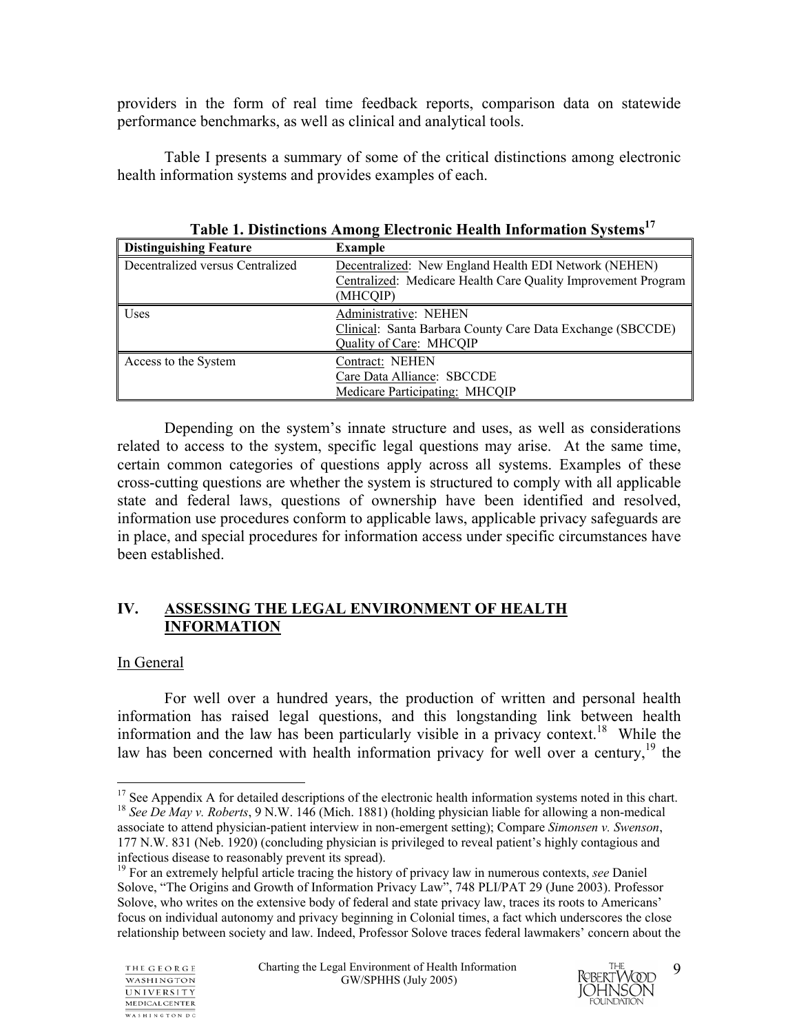providers in the form of real time feedback reports, comparison data on statewide performance benchmarks, as well as clinical and analytical tools.

Table I presents a summary of some of the critical distinctions among electronic health information systems and provides examples of each.

**Table 1. Distinctions Among Electronic Health Information Systems[17]**

| Distinguishing Feature | Example |
|---|---|
| Decentralized versus Centralized | Decentralized: New England Health EDI Network (NEHEN)<br>Centralized: Medicare Health Care Quality Improvement Program (MHCQIP) |
| Uses | Administrative: NEHEN<br>Clinical: Santa Barbara County Care Data Exchange (SBCCDE)<br>Quality of Care: MHCQIP |
| Access to the System | Contract: NEHEN<br>Care Data Alliance: SBCCDE<br>Medicare Participating: MHCQIP |

Depending on the system's innate structure and uses, as well as considerations related to access to the system, specific legal questions may arise. At the same time, certain common categories of questions apply across all systems. Examples of these cross-cutting questions are whether the system is structured to comply with all applicable state and federal laws, questions of ownership have been identified and resolved, information use procedures conform to applicable laws, applicable privacy safeguards are in place, and special procedures for information access under specific circumstances have been established.

## IV. ASSESSING THE LEGAL ENVIRONMENT OF HEALTH INFORMATION

In General

For well over a hundred years, the production of written and personal health information has raised legal questions, and this longstanding link between health information and the law has been particularly visible in a privacy context.[18] While the law has been concerned with health information privacy for well over a century,[19] the

---

[17] See Appendix A for detailed descriptions of the electronic health information systems noted in this chart.

[18] *See De May v. Roberts*, 9 N.W. 146 (Mich. 1881) (holding physician liable for allowing a non-medical associate to attend physician-patient interview in non-emergent setting); Compare *Simonsen v. Swenson*, 177 N.W. 831 (Neb. 1920) (concluding physician is privileged to reveal patient's highly contagious and infectious disease to reasonably prevent its spread).

[19] For an extremely helpful article tracing the history of privacy law in numerous contexts, *see* Daniel Solove, "The Origins and Growth of Information Privacy Law", 748 PLI/PAT 29 (June 2003). Professor Solove, who writes on the extensive body of federal and state privacy law, traces its roots to Americans' focus on individual autonomy and privacy beginning in Colonial times, a fact which underscores the close relationship between society and law. Indeed, Professor Solove traces federal lawmakers' concern about the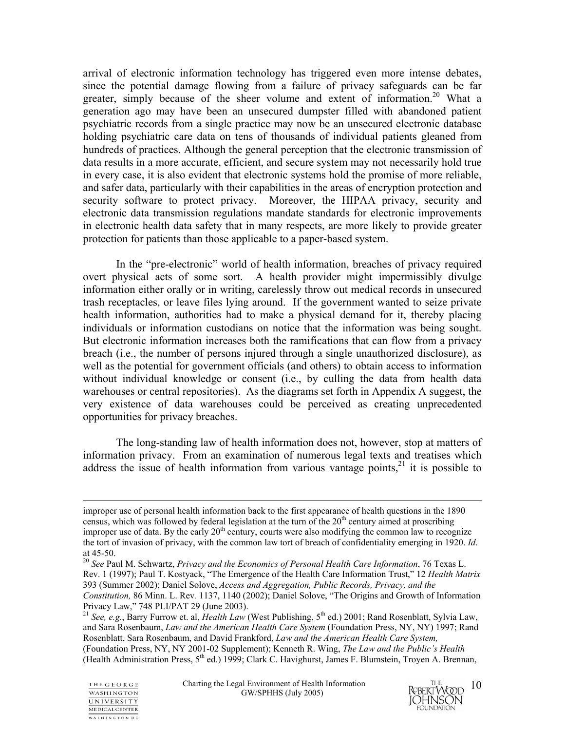arrival of electronic information technology has triggered even more intense debates, since the potential damage flowing from a failure of privacy safeguards can be far greater, simply because of the sheer volume and extent of information.[20] What a generation ago may have been an unsecured dumpster filled with abandoned patient psychiatric records from a single practice may now be an unsecured electronic database holding psychiatric care data on tens of thousands of individual patients gleaned from hundreds of practices. Although the general perception that the electronic transmission of data results in a more accurate, efficient, and secure system may not necessarily hold true in every case, it is also evident that electronic systems hold the promise of more reliable, and safer data, particularly with their capabilities in the areas of encryption protection and security software to protect privacy. Moreover, the HIPAA privacy, security and electronic data transmission regulations mandate standards for electronic improvements in electronic health data safety that in many respects, are more likely to provide greater protection for patients than those applicable to a paper-based system.

In the "pre-electronic" world of health information, breaches of privacy required overt physical acts of some sort. A health provider might impermissibly divulge information either orally or in writing, carelessly throw out medical records in unsecured trash receptacles, or leave files lying around. If the government wanted to seize private health information, authorities had to make a physical demand for it, thereby placing individuals or information custodians on notice that the information was being sought. But electronic information increases both the ramifications that can flow from a privacy breach (i.e., the number of persons injured through a single unauthorized disclosure), as well as the potential for government officials (and others) to obtain access to information without individual knowledge or consent (i.e., by culling the data from health data warehouses or central repositories). As the diagrams set forth in Appendix A suggest, the very existence of data warehouses could be perceived as creating unprecedented opportunities for privacy breaches.

The long-standing law of health information does not, however, stop at matters of information privacy. From an examination of numerous legal texts and treatises which address the issue of health information from various vantage points,[21] it is possible to

---

improper use of personal health information back to the first appearance of health questions in the 1890 census, which was followed by federal legislation at the turn of the 20th century aimed at proscribing improper use of data. By the early 20th century, courts were also modifying the common law to recognize the tort of invasion of privacy, with the common law tort of breach of confidentiality emerging in 1920. *Id.* at 45-50.

[20] *See* Paul M. Schwartz, *Privacy and the Economics of Personal Health Care Information*, 76 Texas L. Rev. 1 (1997); Paul T. Kostyack, "The Emergence of the Health Care Information Trust," 12 *Health Matrix* 393 (Summer 2002); Daniel Solove, *Access and Aggregation, Public Records, Privacy, and the Constitution,* 86 Minn. L. Rev. 1137, 1140 (2002); Daniel Solove, "The Origins and Growth of Information Privacy Law," 748 PLI/PAT 29 (June 2003).

[21] *See, e.g.*, Barry Furrow et. al, *Health Law* (West Publishing, 5th ed.) 2001; Rand Rosenblatt, Sylvia Law, and Sara Rosenbaum, *Law and the American Health Care System* (Foundation Press, NY, NY) 1997; Rand Rosenblatt, Sara Rosenbaum, and David Frankford, *Law and the American Health Care System,* (Foundation Press, NY, NY 2001-02 Supplement); Kenneth R. Wing, *The Law and the Public's Health* (Health Administration Press, 5th ed.) 1999; Clark C. Havighurst, James F. Blumstein, Troyen A. Brennan,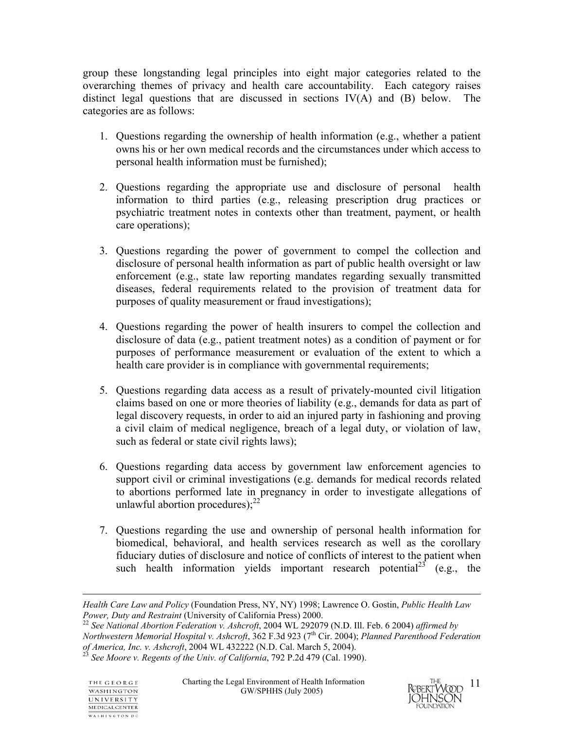group these longstanding legal principles into eight major categories related to the overarching themes of privacy and health care accountability. Each category raises distinct legal questions that are discussed in sections IV(A) and (B) below. The categories are as follows:

1. Questions regarding the ownership of health information (e.g., whether a patient owns his or her own medical records and the circumstances under which access to personal health information must be furnished);

2. Questions regarding the appropriate use and disclosure of personal health information to third parties (e.g., releasing prescription drug practices or psychiatric treatment notes in contexts other than treatment, payment, or health care operations);

3. Questions regarding the power of government to compel the collection and disclosure of personal health information as part of public health oversight or law enforcement (e.g., state law reporting mandates regarding sexually transmitted diseases, federal requirements related to the provision of treatment data for purposes of quality measurement or fraud investigations);

4. Questions regarding the power of health insurers to compel the collection and disclosure of data (e.g., patient treatment notes) as a condition of payment or for purposes of performance measurement or evaluation of the extent to which a health care provider is in compliance with governmental requirements;

5. Questions regarding data access as a result of privately-mounted civil litigation claims based on one or more theories of liability (e.g., demands for data as part of legal discovery requests, in order to aid an injured party in fashioning and proving a civil claim of medical negligence, breach of a legal duty, or violation of law, such as federal or state civil rights laws);

6. Questions regarding data access by government law enforcement agencies to support civil or criminal investigations (e.g. demands for medical records related to abortions performed late in pregnancy in order to investigate allegations of unlawful abortion procedures);[22]

7. Questions regarding the use and ownership of personal health information for biomedical, behavioral, and health services research as well as the corollary fiduciary duties of disclosure and notice of conflicts of interest to the patient when such health information yields important research potential[23] (e.g., the

---

*Health Care Law and Policy* (Foundation Press, NY, NY) 1998; Lawrence O. Gostin, *Public Health Law Power, Duty and Restraint* (University of California Press) 2000.

[22] *See National Abortion Federation v. Ashcroft*, 2004 WL 292079 (N.D. Ill. Feb. 6 2004) *affirmed by Northwestern Memorial Hospital v. Ashcroft*, 362 F.3d 923 (7th Cir. 2004); *Planned Parenthood Federation of America, Inc. v. Ashcroft*, 2004 WL 432222 (N.D. Cal. March 5, 2004).

[23] *See Moore v. Regents of the Univ. of California*, 792 P.2d 479 (Cal. 1990).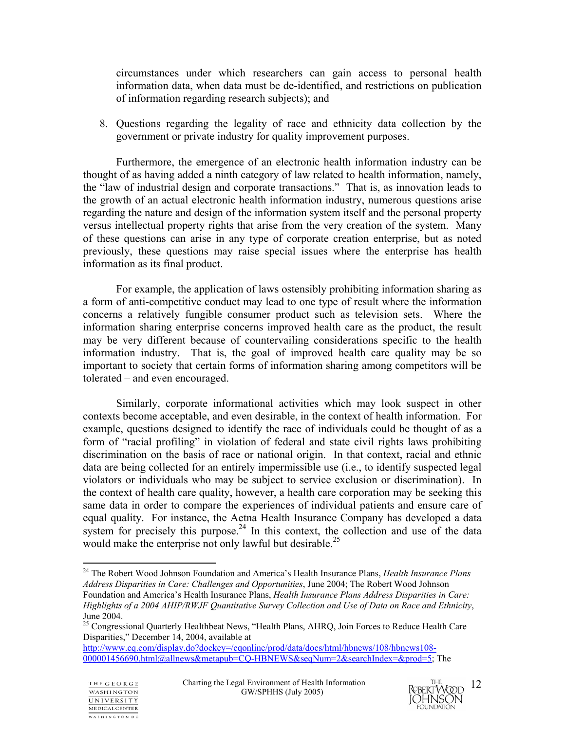circumstances under which researchers can gain access to personal health information data, when data must be de-identified, and restrictions on publication of information regarding research subjects); and

8. Questions regarding the legality of race and ethnicity data collection by the government or private industry for quality improvement purposes.

Furthermore, the emergence of an electronic health information industry can be thought of as having added a ninth category of law related to health information, namely, the "law of industrial design and corporate transactions." That is, as innovation leads to the growth of an actual electronic health information industry, numerous questions arise regarding the nature and design of the information system itself and the personal property versus intellectual property rights that arise from the very creation of the system. Many of these questions can arise in any type of corporate creation enterprise, but as noted previously, these questions may raise special issues where the enterprise has health information as its final product.

For example, the application of laws ostensibly prohibiting information sharing as a form of anti-competitive conduct may lead to one type of result where the information concerns a relatively fungible consumer product such as television sets. Where the information sharing enterprise concerns improved health care as the product, the result may be very different because of countervailing considerations specific to the health information industry. That is, the goal of improved health care quality may be so important to society that certain forms of information sharing among competitors will be tolerated – and even encouraged.

Similarly, corporate informational activities which may look suspect in other contexts become acceptable, and even desirable, in the context of health information. For example, questions designed to identify the race of individuals could be thought of as a form of "racial profiling" in violation of federal and state civil rights laws prohibiting discrimination on the basis of race or national origin. In that context, racial and ethnic data are being collected for an entirely impermissible use (i.e., to identify suspected legal violators or individuals who may be subject to service exclusion or discrimination). In the context of health care quality, however, a health care corporation may be seeking this same data in order to compare the experiences of individual patients and ensure care of equal quality. For instance, the Aetna Health Insurance Company has developed a data system for precisely this purpose.[24] In this context, the collection and use of the data would make the enterprise not only lawful but desirable.[25]

---

[24] The Robert Wood Johnson Foundation and America's Health Insurance Plans, *Health Insurance Plans Address Disparities in Care: Challenges and Opportunities*, June 2004; The Robert Wood Johnson Foundation and America's Health Insurance Plans, *Health Insurance Plans Address Disparities in Care: Highlights of a 2004 AHIP/RWJF Quantitative Survey Collection and Use of Data on Race and Ethnicity*, June 2004.

[25] Congressional Quarterly Healthbeat News, "Health Plans, AHRQ, Join Forces to Reduce Health Care Disparities," December 14, 2004, available at http://www.cq.com/display.do?dockey=/cqonline/prod/data/docs/html/hbnews/108/hbnews108-000001456690.html@allnews&metapub=CQ-HBNEWS&seqNum=2&searchIndex=&prod=5; The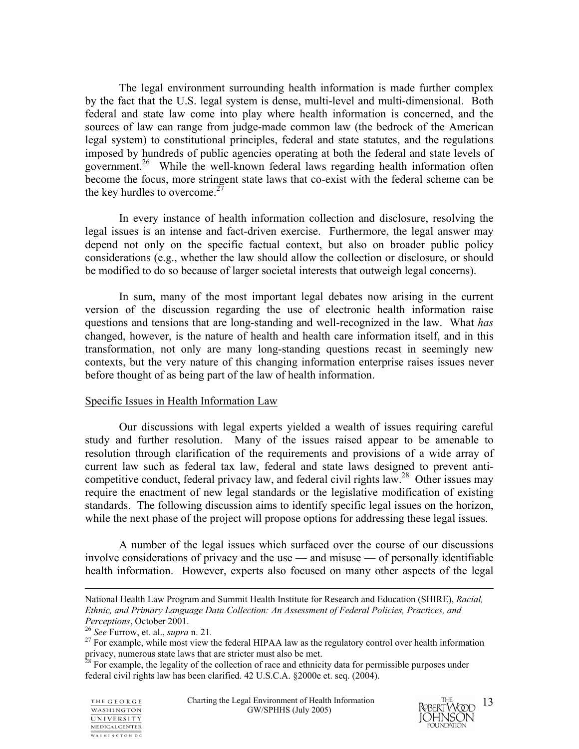The legal environment surrounding health information is made further complex by the fact that the U.S. legal system is dense, multi-level and multi-dimensional. Both federal and state law come into play where health information is concerned, and the sources of law can range from judge-made common law (the bedrock of the American legal system) to constitutional principles, federal and state statutes, and the regulations imposed by hundreds of public agencies operating at both the federal and state levels of government.[26] While the well-known federal laws regarding health information often become the focus, more stringent state laws that co-exist with the federal scheme can be the key hurdles to overcome.[27]

In every instance of health information collection and disclosure, resolving the legal issues is an intense and fact-driven exercise. Furthermore, the legal answer may depend not only on the specific factual context, but also on broader public policy considerations (e.g., whether the law should allow the collection or disclosure, or should be modified to do so because of larger societal interests that outweigh legal concerns).

In sum, many of the most important legal debates now arising in the current version of the discussion regarding the use of electronic health information raise questions and tensions that are long-standing and well-recognized in the law. What *has* changed, however, is the nature of health and health care information itself, and in this transformation, not only are many long-standing questions recast in seemingly new contexts, but the very nature of this changing information enterprise raises issues never before thought of as being part of the law of health information.

<u>Specific Issues in Health Information Law</u>

Our discussions with legal experts yielded a wealth of issues requiring careful study and further resolution. Many of the issues raised appear to be amenable to resolution through clarification of the requirements and provisions of a wide array of current law such as federal tax law, federal and state laws designed to prevent anti-competitive conduct, federal privacy law, and federal civil rights law.[28] Other issues may require the enactment of new legal standards or the legislative modification of existing standards. The following discussion aims to identify specific legal issues on the horizon, while the next phase of the project will propose options for addressing these legal issues.

A number of the legal issues which surfaced over the course of our discussions involve considerations of privacy and the use — and misuse — of personally identifiable health information. However, experts also focused on many other aspects of the legal

---

National Health Law Program and Summit Health Institute for Research and Education (SHIRE), *Racial, Ethnic, and Primary Language Data Collection: An Assessment of Federal Policies, Practices, and Perceptions*, October 2001.

[26] *See* Furrow, et. al., *supra* n. 21.

[27] For example, while most view the federal HIPAA law as the regulatory control over health information privacy, numerous state laws that are stricter must also be met.

[28] For example, the legality of the collection of race and ethnicity data for permissible purposes under federal civil rights law has been clarified. 42 U.S.C.A. §2000e et. seq. (2004).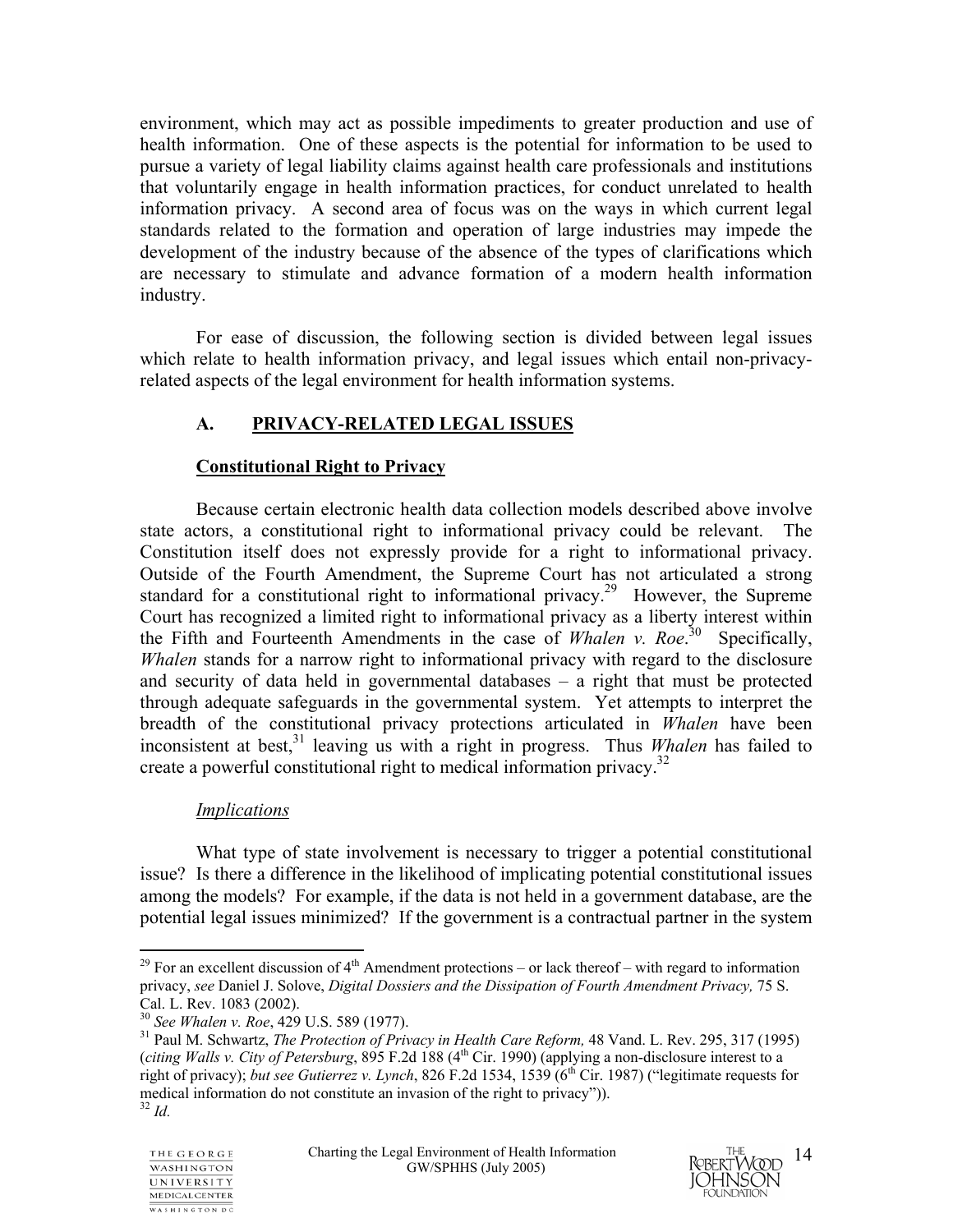environment, which may act as possible impediments to greater production and use of health information. One of these aspects is the potential for information to be used to pursue a variety of legal liability claims against health care professionals and institutions that voluntarily engage in health information practices, for conduct unrelated to health information privacy. A second area of focus was on the ways in which current legal standards related to the formation and operation of large industries may impede the development of the industry because of the absence of the types of clarifications which are necessary to stimulate and advance formation of a modern health information industry.

For ease of discussion, the following section is divided between legal issues which relate to health information privacy, and legal issues which entail non-privacy-related aspects of the legal environment for health information systems.

## A. PRIVACY-RELATED LEGAL ISSUES

### Constitutional Right to Privacy

Because certain electronic health data collection models described above involve state actors, a constitutional right to informational privacy could be relevant. The Constitution itself does not expressly provide for a right to informational privacy. Outside of the Fourth Amendment, the Supreme Court has not articulated a strong standard for a constitutional right to informational privacy.[29] However, the Supreme Court has recognized a limited right to informational privacy as a liberty interest within the Fifth and Fourteenth Amendments in the case of *Whalen v. Roe*.[30] Specifically, *Whalen* stands for a narrow right to informational privacy with regard to the disclosure and security of data held in governmental databases – a right that must be protected through adequate safeguards in the governmental system. Yet attempts to interpret the breadth of the constitutional privacy protections articulated in *Whalen* have been inconsistent at best,[31] leaving us with a right in progress. Thus *Whalen* has failed to create a powerful constitutional right to medical information privacy.[32]

#### *Implications*

What type of state involvement is necessary to trigger a potential constitutional issue? Is there a difference in the likelihood of implicating potential constitutional issues among the models? For example, if the data is not held in a government database, are the potential legal issues minimized? If the government is a contractual partner in the system

---

[29] For an excellent discussion of 4th Amendment protections – or lack thereof – with regard to information privacy, *see* Daniel J. Solove, *Digital Dossiers and the Dissipation of Fourth Amendment Privacy,* 75 S. Cal. L. Rev. 1083 (2002).

[30] *See Whalen v. Roe*, 429 U.S. 589 (1977).

[31] Paul M. Schwartz, *The Protection of Privacy in Health Care Reform,* 48 Vand. L. Rev. 295, 317 (1995) (*citing Walls v. City of Petersburg*, 895 F.2d 188 (4th Cir. 1990) (applying a non-disclosure interest to a right of privacy); *but see Gutierrez v. Lynch*, 826 F.2d 1534, 1539 (6th Cir. 1987) ("legitimate requests for medical information do not constitute an invasion of the right to privacy")).

[32] *Id.*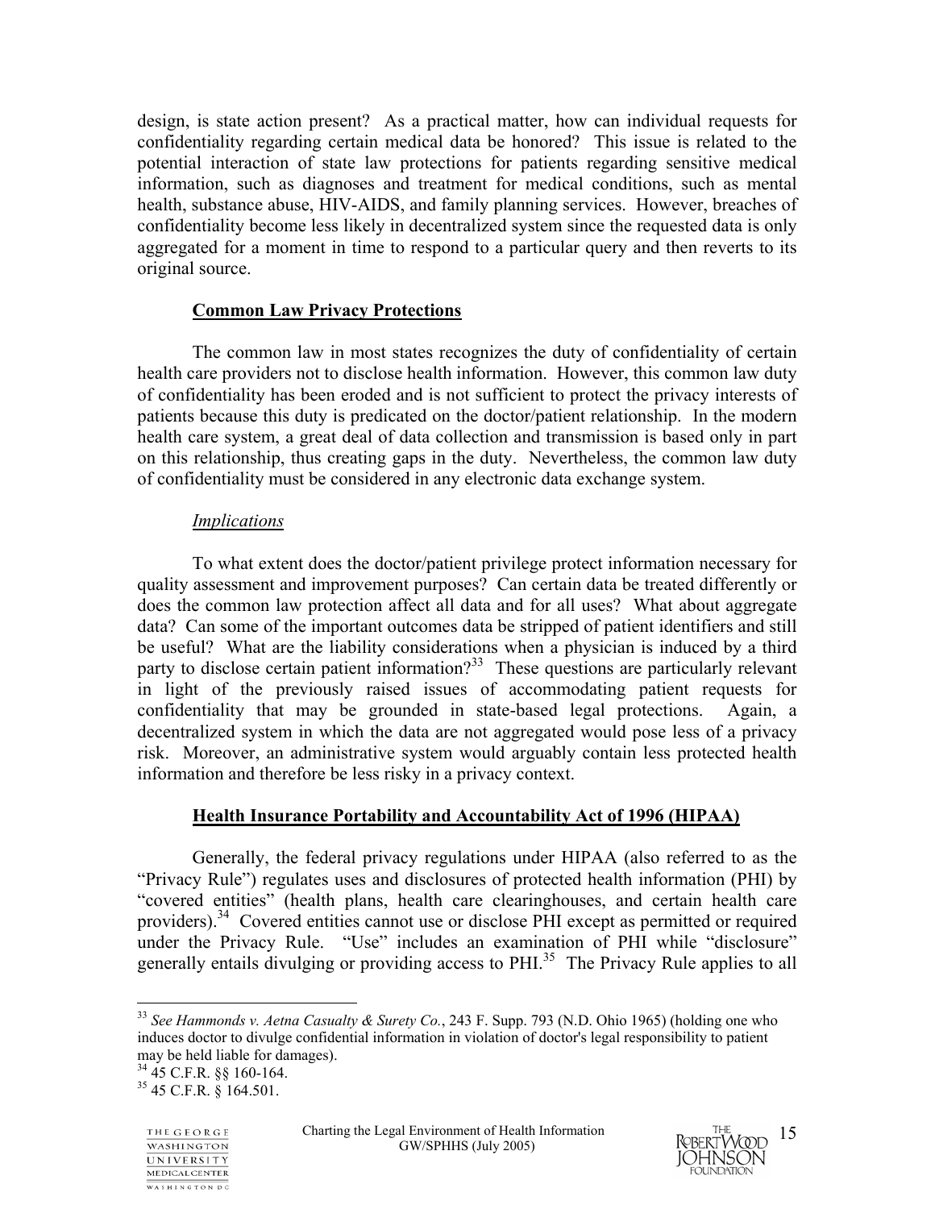design, is state action present? As a practical matter, how can individual requests for confidentiality regarding certain medical data be honored? This issue is related to the potential interaction of state law protections for patients regarding sensitive medical information, such as diagnoses and treatment for medical conditions, such as mental health, substance abuse, HIV-AIDS, and family planning services. However, breaches of confidentiality become less likely in decentralized system since the requested data is only aggregated for a moment in time to respond to a particular query and then reverts to its original source.

**Common Law Privacy Protections**

The common law in most states recognizes the duty of confidentiality of certain health care providers not to disclose health information. However, this common law duty of confidentiality has been eroded and is not sufficient to protect the privacy interests of patients because this duty is predicated on the doctor/patient relationship. In the modern health care system, a great deal of data collection and transmission is based only in part on this relationship, thus creating gaps in the duty. Nevertheless, the common law duty of confidentiality must be considered in any electronic data exchange system.

*Implications*

To what extent does the doctor/patient privilege protect information necessary for quality assessment and improvement purposes? Can certain data be treated differently or does the common law protection affect all data and for all uses? What about aggregate data? Can some of the important outcomes data be stripped of patient identifiers and still be useful? What are the liability considerations when a physician is induced by a third party to disclose certain patient information?[33] These questions are particularly relevant in light of the previously raised issues of accommodating patient requests for confidentiality that may be grounded in state-based legal protections. Again, a decentralized system in which the data are not aggregated would pose less of a privacy risk. Moreover, an administrative system would arguably contain less protected health information and therefore be less risky in a privacy context.

**Health Insurance Portability and Accountability Act of 1996 (HIPAA)**

Generally, the federal privacy regulations under HIPAA (also referred to as the "Privacy Rule") regulates uses and disclosures of protected health information (PHI) by "covered entities" (health plans, health care clearinghouses, and certain health care providers).[34] Covered entities cannot use or disclose PHI except as permitted or required under the Privacy Rule. "Use" includes an examination of PHI while "disclosure" generally entails divulging or providing access to PHI.[35] The Privacy Rule applies to all

---

[33] *See Hammonds v. Aetna Casualty & Surety Co.*, 243 F. Supp. 793 (N.D. Ohio 1965) (holding one who induces doctor to divulge confidential information in violation of doctor's legal responsibility to patient may be held liable for damages).

[34] 45 C.F.R. §§ 160-164.

[35] 45 C.F.R. § 164.501.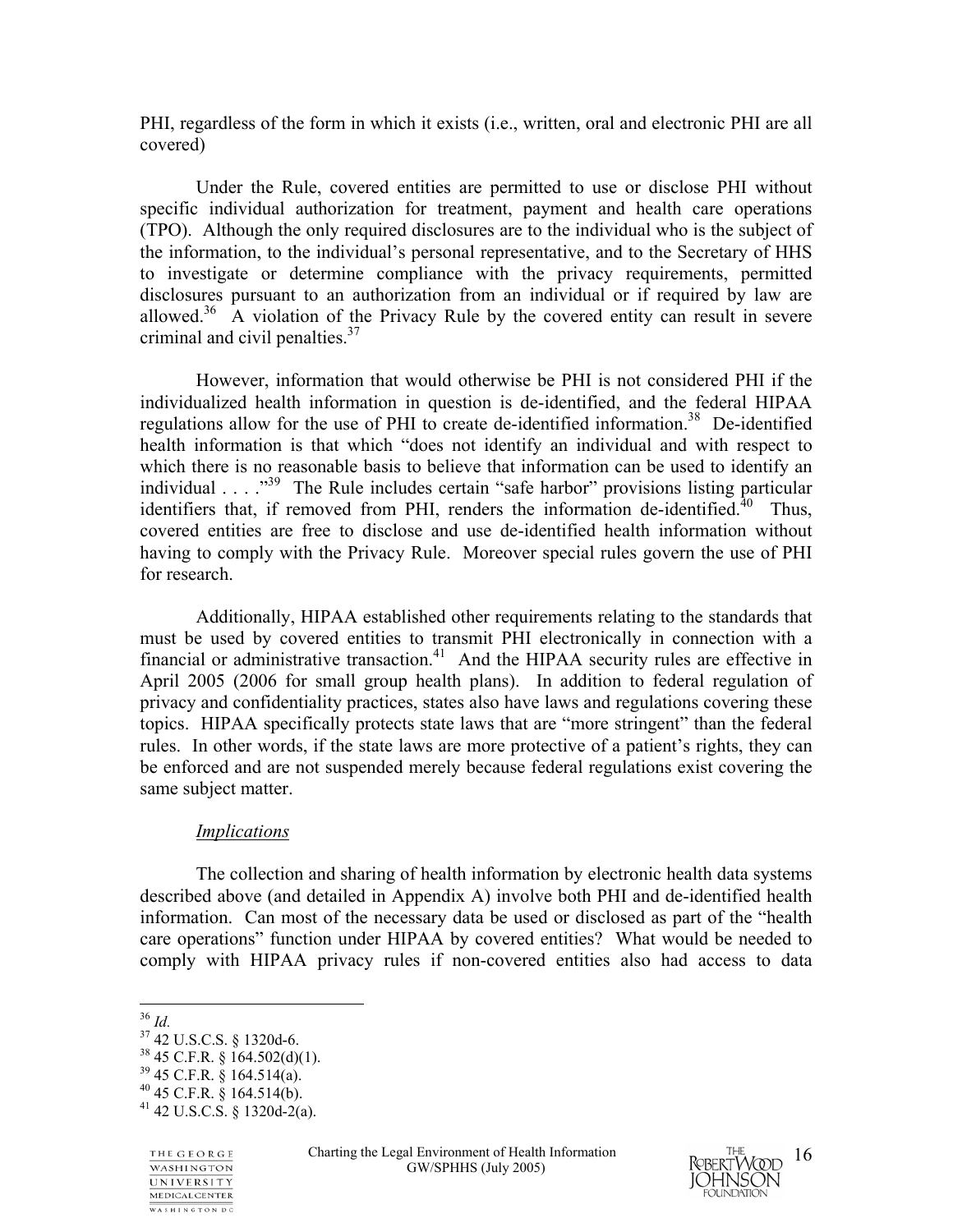PHI, regardless of the form in which it exists (i.e., written, oral and electronic PHI are all covered)

Under the Rule, covered entities are permitted to use or disclose PHI without specific individual authorization for treatment, payment and health care operations (TPO). Although the only required disclosures are to the individual who is the subject of the information, to the individual's personal representative, and to the Secretary of HHS to investigate or determine compliance with the privacy requirements, permitted disclosures pursuant to an authorization from an individual or if required by law are allowed.[36] A violation of the Privacy Rule by the covered entity can result in severe criminal and civil penalties.[37]

However, information that would otherwise be PHI is not considered PHI if the individualized health information in question is de-identified, and the federal HIPAA regulations allow for the use of PHI to create de-identified information.[38] De-identified health information is that which "does not identify an individual and with respect to which there is no reasonable basis to believe that information can be used to identify an individual . . . ."[39] The Rule includes certain "safe harbor" provisions listing particular identifiers that, if removed from PHI, renders the information de-identified.[40] Thus, covered entities are free to disclose and use de-identified health information without having to comply with the Privacy Rule. Moreover special rules govern the use of PHI for research.

Additionally, HIPAA established other requirements relating to the standards that must be used by covered entities to transmit PHI electronically in connection with a financial or administrative transaction.[41] And the HIPAA security rules are effective in April 2005 (2006 for small group health plans). In addition to federal regulation of privacy and confidentiality practices, states also have laws and regulations covering these topics. HIPAA specifically protects state laws that are "more stringent" than the federal rules. In other words, if the state laws are more protective of a patient's rights, they can be enforced and are not suspended merely because federal regulations exist covering the same subject matter.

*Implications*

The collection and sharing of health information by electronic health data systems described above (and detailed in Appendix A) involve both PHI and de-identified health information. Can most of the necessary data be used or disclosed as part of the "health care operations" function under HIPAA by covered entities? What would be needed to comply with HIPAA privacy rules if non-covered entities also had access to data

---

[36] *Id.*
[37] 42 U.S.C.S. § 1320d-6.
[38] 45 C.F.R. § 164.502(d)(1).
[39] 45 C.F.R. § 164.514(a).
[40] 45 C.F.R. § 164.514(b).
[41] 42 U.S.C.S. § 1320d-2(a).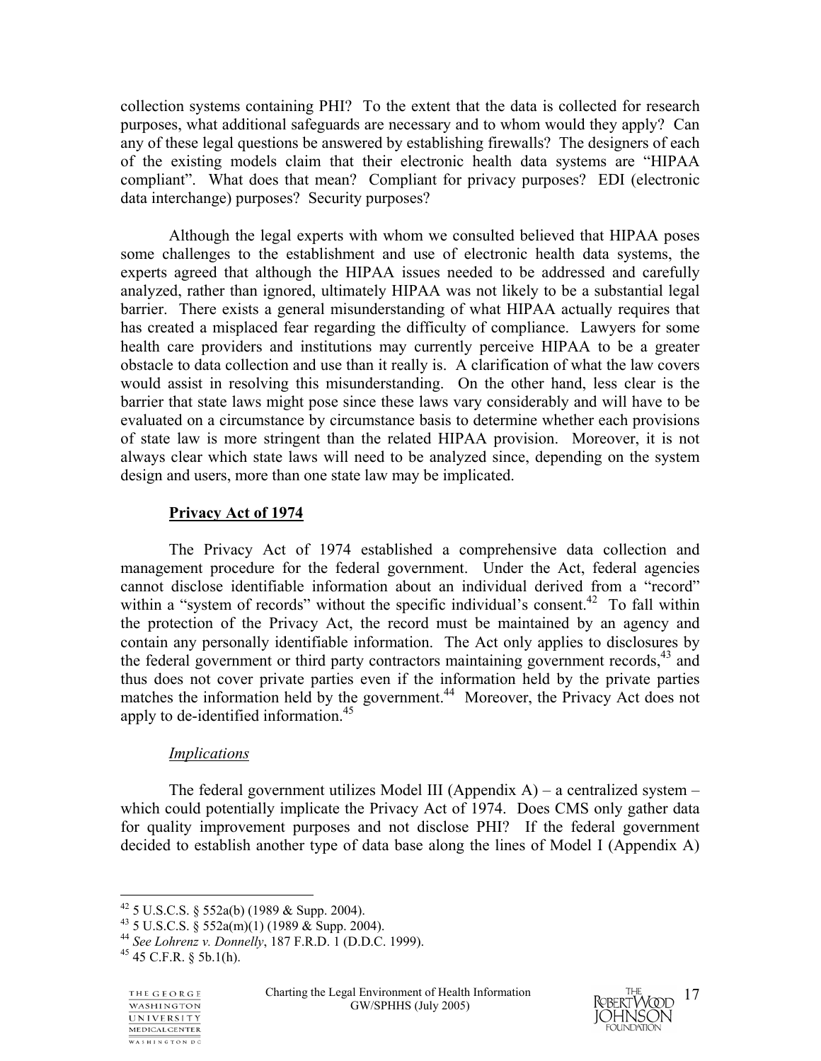collection systems containing PHI? To the extent that the data is collected for research purposes, what additional safeguards are necessary and to whom would they apply? Can any of these legal questions be answered by establishing firewalls? The designers of each of the existing models claim that their electronic health data systems are "HIPAA compliant". What does that mean? Compliant for privacy purposes? EDI (electronic data interchange) purposes? Security purposes?

Although the legal experts with whom we consulted believed that HIPAA poses some challenges to the establishment and use of electronic health data systems, the experts agreed that although the HIPAA issues needed to be addressed and carefully analyzed, rather than ignored, ultimately HIPAA was not likely to be a substantial legal barrier. There exists a general misunderstanding of what HIPAA actually requires that has created a misplaced fear regarding the difficulty of compliance. Lawyers for some health care providers and institutions may currently perceive HIPAA to be a greater obstacle to data collection and use than it really is. A clarification of what the law covers would assist in resolving this misunderstanding. On the other hand, less clear is the barrier that state laws might pose since these laws vary considerably and will have to be evaluated on a circumstance by circumstance basis to determine whether each provisions of state law is more stringent than the related HIPAA provision. Moreover, it is not always clear which state laws will need to be analyzed since, depending on the system design and users, more than one state law may be implicated.

**Privacy Act of 1974**

The Privacy Act of 1974 established a comprehensive data collection and management procedure for the federal government. Under the Act, federal agencies cannot disclose identifiable information about an individual derived from a "record" within a "system of records" without the specific individual's consent.[42] To fall within the protection of the Privacy Act, the record must be maintained by an agency and contain any personally identifiable information. The Act only applies to disclosures by the federal government or third party contractors maintaining government records,[43] and thus does not cover private parties even if the information held by the private parties matches the information held by the government.[44] Moreover, the Privacy Act does not apply to de-identified information.[45]

*Implications*

The federal government utilizes Model III (Appendix A) – a centralized system – which could potentially implicate the Privacy Act of 1974. Does CMS only gather data for quality improvement purposes and not disclose PHI? If the federal government decided to establish another type of data base along the lines of Model I (Appendix A)

---

[42] 5 U.S.C.S. § 552a(b) (1989 & Supp. 2004).
[43] 5 U.S.C.S. § 552a(m)(1) (1989 & Supp. 2004).
[44] *See Lohrenz v. Donnelly*, 187 F.R.D. 1 (D.D.C. 1999).
[45] 45 C.F.R. § 5b.1(h).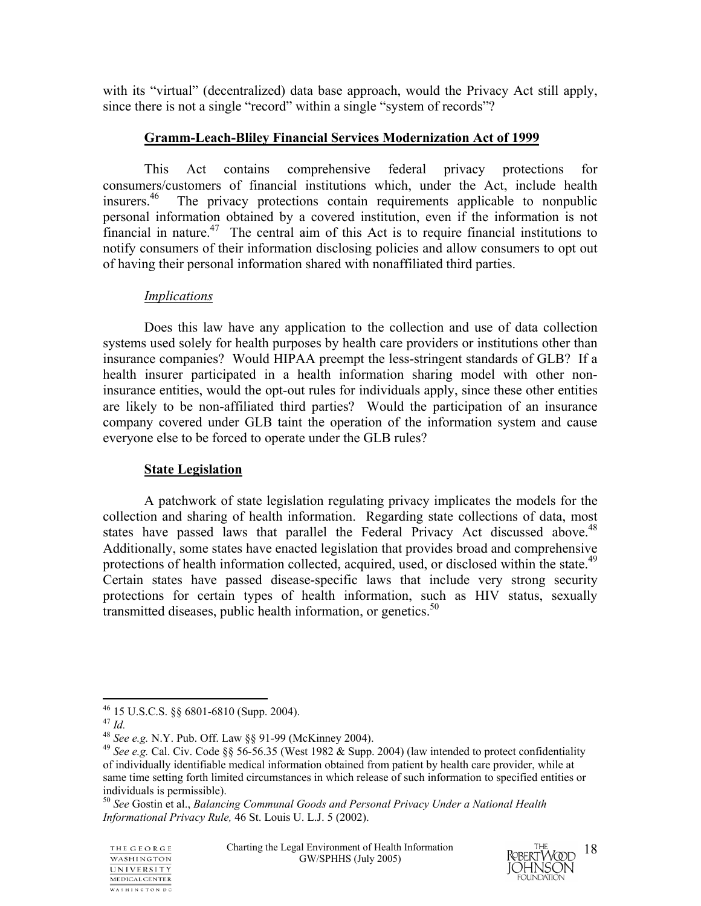with its "virtual" (decentralized) data base approach, would the Privacy Act still apply, since there is not a single "record" within a single "system of records"?

## Gramm-Leach-Bliley Financial Services Modernization Act of 1999

This Act contains comprehensive federal privacy protections for consumers/customers of financial institutions which, under the Act, include health insurers.[46] The privacy protections contain requirements applicable to nonpublic personal information obtained by a covered institution, even if the information is not financial in nature.[47] The central aim of this Act is to require financial institutions to notify consumers of their information disclosing policies and allow consumers to opt out of having their personal information shared with nonaffiliated third parties.

### *Implications*

Does this law have any application to the collection and use of data collection systems used solely for health purposes by health care providers or institutions other than insurance companies? Would HIPAA preempt the less-stringent standards of GLB? If a health insurer participated in a health information sharing model with other non-insurance entities, would the opt-out rules for individuals apply, since these other entities are likely to be non-affiliated third parties? Would the participation of an insurance company covered under GLB taint the operation of the information system and cause everyone else to be forced to operate under the GLB rules?

## State Legislation

A patchwork of state legislation regulating privacy implicates the models for the collection and sharing of health information. Regarding state collections of data, most states have passed laws that parallel the Federal Privacy Act discussed above.[48] Additionally, some states have enacted legislation that provides broad and comprehensive protections of health information collected, acquired, used, or disclosed within the state.[49] Certain states have passed disease-specific laws that include very strong security protections for certain types of health information, such as HIV status, sexually transmitted diseases, public health information, or genetics.[50]

---

[46] 15 U.S.C.S. §§ 6801-6810 (Supp. 2004).

[47] *Id.*

[48] *See e.g.* N.Y. Pub. Off. Law §§ 91-99 (McKinney 2004).

[49] *See e.g.* Cal. Civ. Code §§ 56-56.35 (West 1982 & Supp. 2004) (law intended to protect confidentiality of individually identifiable medical information obtained from patient by health care provider, while at same time setting forth limited circumstances in which release of such information to specified entities or individuals is permissible).

[50] *See* Gostin et al., *Balancing Communal Goods and Personal Privacy Under a National Health Informational Privacy Rule,* 46 St. Louis U. L.J. 5 (2002).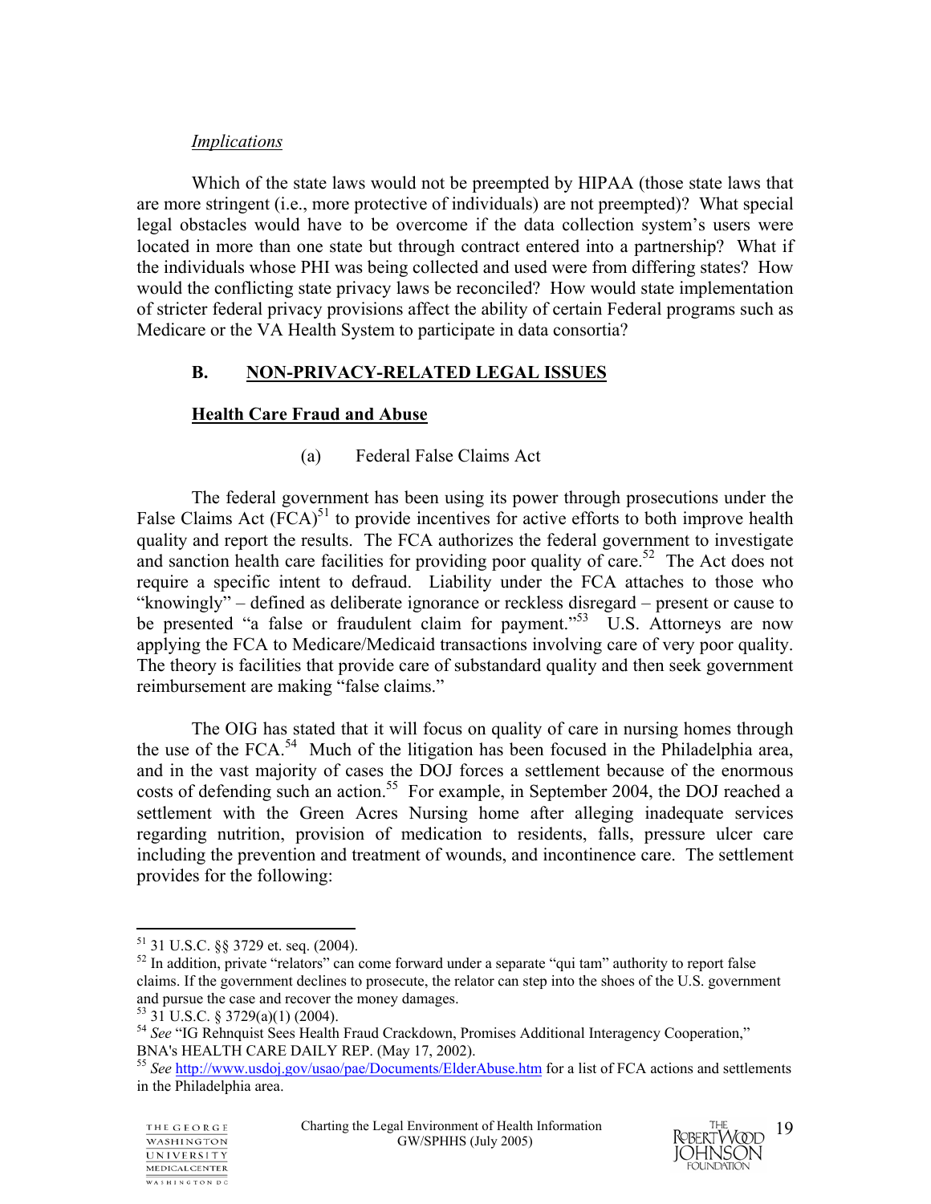*Implications*

Which of the state laws would not be preempted by HIPAA (those state laws that are more stringent (i.e., more protective of individuals) are not preempted)? What special legal obstacles would have to be overcome if the data collection system's users were located in more than one state but through contract entered into a partnership? What if the individuals whose PHI was being collected and used were from differing states? How would the conflicting state privacy laws be reconciled? How would state implementation of stricter federal privacy provisions affect the ability of certain Federal programs such as Medicare or the VA Health System to participate in data consortia?

## B. NON-PRIVACY-RELATED LEGAL ISSUES

### Health Care Fraud and Abuse

(a) Federal False Claims Act

The federal government has been using its power through prosecutions under the False Claims Act (FCA)[51] to provide incentives for active efforts to both improve health quality and report the results. The FCA authorizes the federal government to investigate and sanction health care facilities for providing poor quality of care.[52] The Act does not require a specific intent to defraud. Liability under the FCA attaches to those who "knowingly" – defined as deliberate ignorance or reckless disregard – present or cause to be presented "a false or fraudulent claim for payment."[53] U.S. Attorneys are now applying the FCA to Medicare/Medicaid transactions involving care of very poor quality. The theory is facilities that provide care of substandard quality and then seek government reimbursement are making "false claims."

The OIG has stated that it will focus on quality of care in nursing homes through the use of the FCA.[54] Much of the litigation has been focused in the Philadelphia area, and in the vast majority of cases the DOJ forces a settlement because of the enormous costs of defending such an action.[55] For example, in September 2004, the DOJ reached a settlement with the Green Acres Nursing home after alleging inadequate services regarding nutrition, provision of medication to residents, falls, pressure ulcer care including the prevention and treatment of wounds, and incontinence care. The settlement provides for the following:

---

[51] 31 U.S.C. §§ 3729 et. seq. (2004).

[52] In addition, private "relators" can come forward under a separate "qui tam" authority to report false claims. If the government declines to prosecute, the relator can step into the shoes of the U.S. government and pursue the case and recover the money damages.

[53] 31 U.S.C. § 3729(a)(1) (2004).

[54] *See* "IG Rehnquist Sees Health Fraud Crackdown, Promises Additional Interagency Cooperation," BNA's HEALTH CARE DAILY REP. (May 17, 2002).

[55] *See* http://www.usdoj.gov/usao/pae/Documents/ElderAbuse.htm for a list of FCA actions and settlements in the Philadelphia area.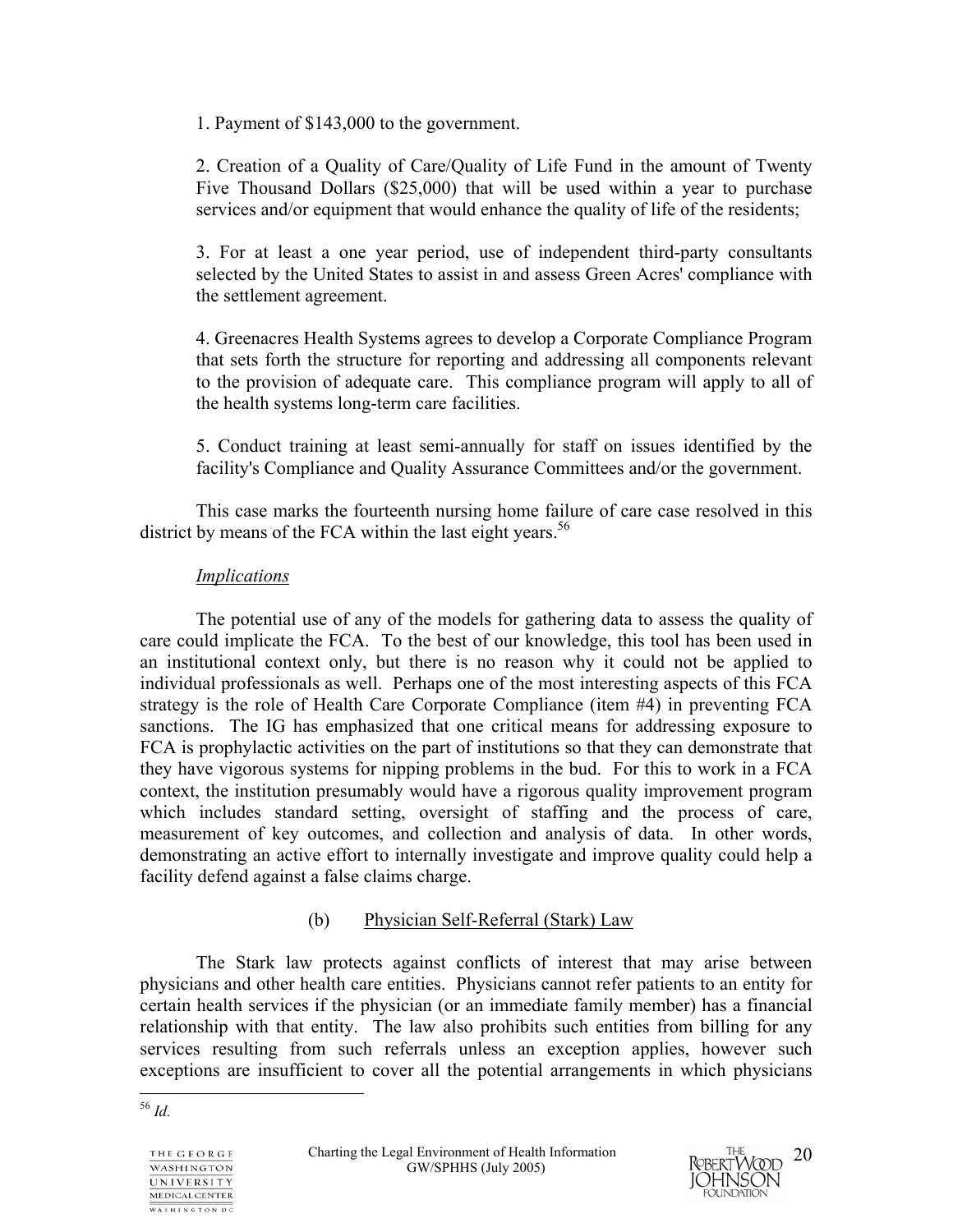1. Payment of $143,000 to the government.

2. Creation of a Quality of Care/Quality of Life Fund in the amount of Twenty Five Thousand Dollars ($25,000) that will be used within a year to purchase services and/or equipment that would enhance the quality of life of the residents;

3. For at least a one year period, use of independent third-party consultants selected by the United States to assist in and assess Green Acres' compliance with the settlement agreement.

4. Greenacres Health Systems agrees to develop a Corporate Compliance Program that sets forth the structure for reporting and addressing all components relevant to the provision of adequate care. This compliance program will apply to all of the health systems long-term care facilities.

5. Conduct training at least semi-annually for staff on issues identified by the facility's Compliance and Quality Assurance Committees and/or the government.

This case marks the fourteenth nursing home failure of care case resolved in this district by means of the FCA within the last eight years.[56]

*Implications*

The potential use of any of the models for gathering data to assess the quality of care could implicate the FCA. To the best of our knowledge, this tool has been used in an institutional context only, but there is no reason why it could not be applied to individual professionals as well. Perhaps one of the most interesting aspects of this FCA strategy is the role of Health Care Corporate Compliance (item #4) in preventing FCA sanctions. The IG has emphasized that one critical means for addressing exposure to FCA is prophylactic activities on the part of institutions so that they can demonstrate that they have vigorous systems for nipping problems in the bud. For this to work in a FCA context, the institution presumably would have a rigorous quality improvement program which includes standard setting, oversight of staffing and the process of care, measurement of key outcomes, and collection and analysis of data. In other words, demonstrating an active effort to internally investigate and improve quality could help a facility defend against a false claims charge.

(b) Physician Self-Referral (Stark) Law

The Stark law protects against conflicts of interest that may arise between physicians and other health care entities. Physicians cannot refer patients to an entity for certain health services if the physician (or an immediate family member) has a financial relationship with that entity. The law also prohibits such entities from billing for any services resulting from such referrals unless an exception applies, however such exceptions are insufficient to cover all the potential arrangements in which physicians

[56] *Id.*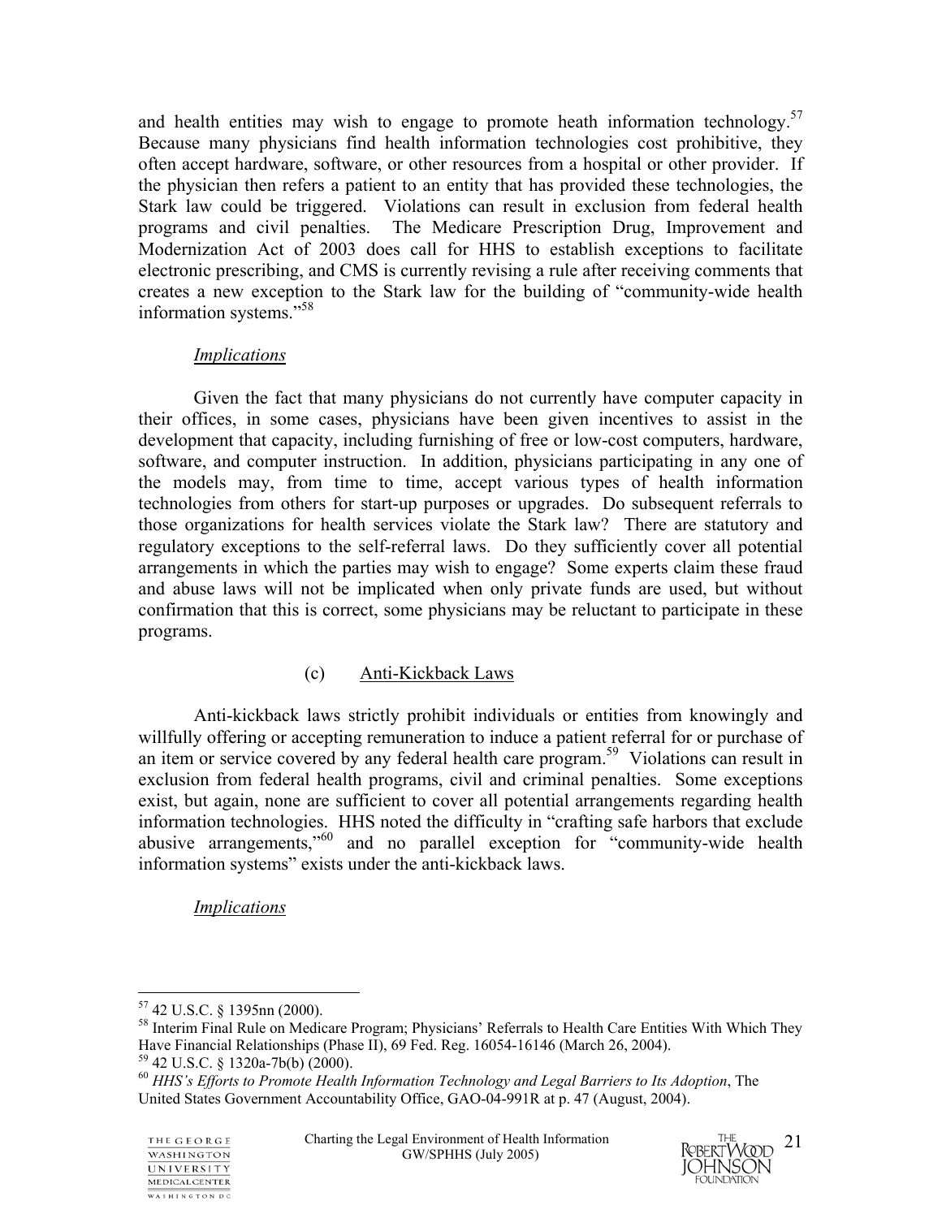and health entities may wish to engage to promote heath information technology.[57] Because many physicians find health information technologies cost prohibitive, they often accept hardware, software, or other resources from a hospital or other provider. If the physician then refers a patient to an entity that has provided these technologies, the Stark law could be triggered. Violations can result in exclusion from federal health programs and civil penalties. The Medicare Prescription Drug, Improvement and Modernization Act of 2003 does call for HHS to establish exceptions to facilitate electronic prescribing, and CMS is currently revising a rule after receiving comments that creates a new exception to the Stark law for the building of "community-wide health information systems."[58]

*Implications*

Given the fact that many physicians do not currently have computer capacity in their offices, in some cases, physicians have been given incentives to assist in the development that capacity, including furnishing of free or low-cost computers, hardware, software, and computer instruction. In addition, physicians participating in any one of the models may, from time to time, accept various types of health information technologies from others for start-up purposes or upgrades. Do subsequent referrals to those organizations for health services violate the Stark law? There are statutory and regulatory exceptions to the self-referral laws. Do they sufficiently cover all potential arrangements in which the parties may wish to engage? Some experts claim these fraud and abuse laws will not be implicated when only private funds are used, but without confirmation that this is correct, some physicians may be reluctant to participate in these programs.

(c) Anti-Kickback Laws

Anti-kickback laws strictly prohibit individuals or entities from knowingly and willfully offering or accepting remuneration to induce a patient referral for or purchase of an item or service covered by any federal health care program.[59] Violations can result in exclusion from federal health programs, civil and criminal penalties. Some exceptions exist, but again, none are sufficient to cover all potential arrangements regarding health information technologies. HHS noted the difficulty in "crafting safe harbors that exclude abusive arrangements,"[60] and no parallel exception for "community-wide health information systems" exists under the anti-kickback laws.

*Implications*

---

[57] 42 U.S.C. § 1395nn (2000).

[58] Interim Final Rule on Medicare Program; Physicians' Referrals to Health Care Entities With Which They Have Financial Relationships (Phase II), 69 Fed. Reg. 16054-16146 (March 26, 2004).

[59] 42 U.S.C. § 1320a-7b(b) (2000).

[60] *HHS's Efforts to Promote Health Information Technology and Legal Barriers to Its Adoption*, The United States Government Accountability Office, GAO-04-991R at p. 47 (August, 2004).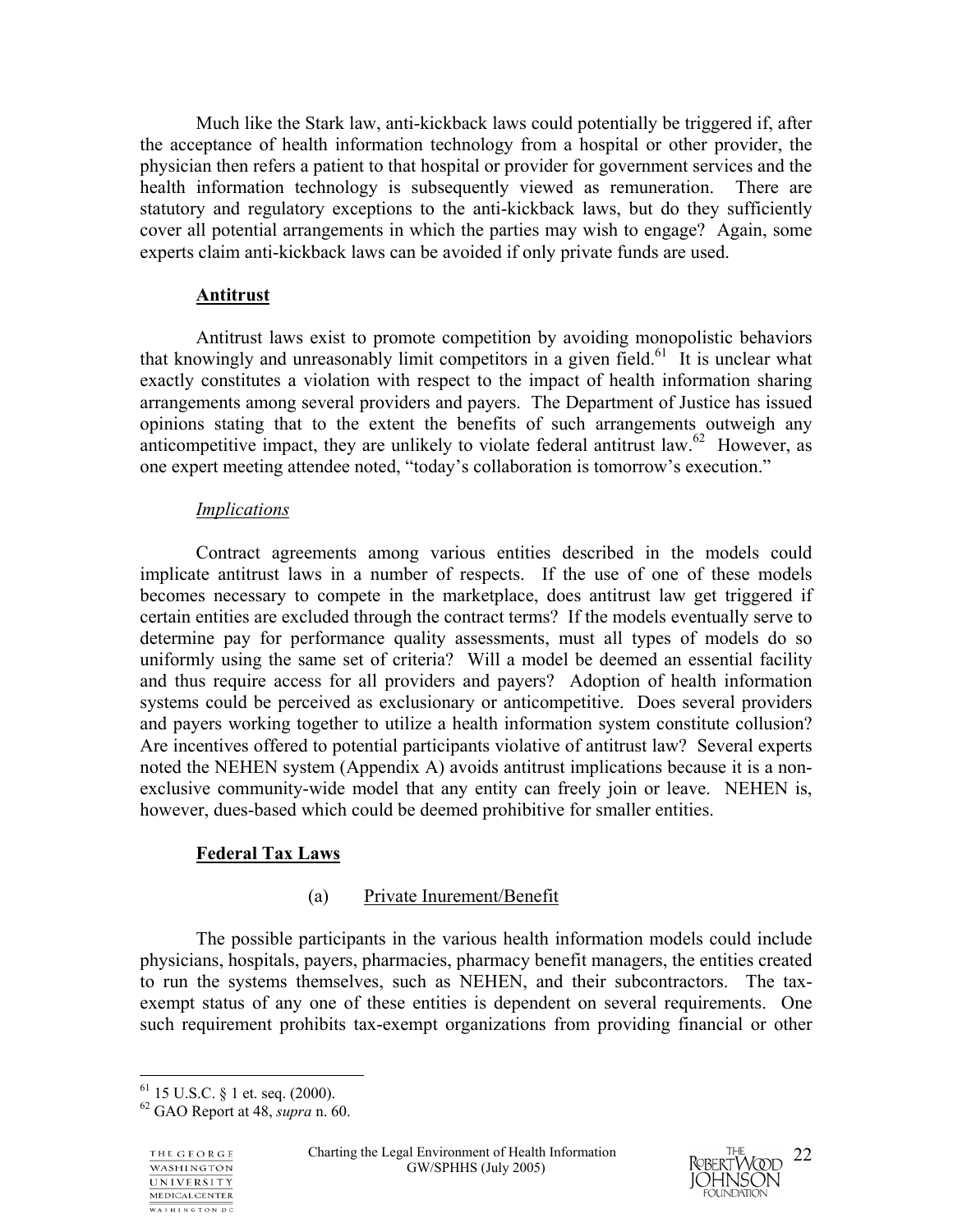Much like the Stark law, anti-kickback laws could potentially be triggered if, after the acceptance of health information technology from a hospital or other provider, the physician then refers a patient to that hospital or provider for government services and the health information technology is subsequently viewed as remuneration. There are statutory and regulatory exceptions to the anti-kickback laws, but do they sufficiently cover all potential arrangements in which the parties may wish to engage? Again, some experts claim anti-kickback laws can be avoided if only private funds are used.

**Antitrust**

Antitrust laws exist to promote competition by avoiding monopolistic behaviors that knowingly and unreasonably limit competitors in a given field.[61] It is unclear what exactly constitutes a violation with respect to the impact of health information sharing arrangements among several providers and payers. The Department of Justice has issued opinions stating that to the extent the benefits of such arrangements outweigh any anticompetitive impact, they are unlikely to violate federal antitrust law.[62] However, as one expert meeting attendee noted, "today's collaboration is tomorrow's execution."

*Implications*

Contract agreements among various entities described in the models could implicate antitrust laws in a number of respects. If the use of one of these models becomes necessary to compete in the marketplace, does antitrust law get triggered if certain entities are excluded through the contract terms? If the models eventually serve to determine pay for performance quality assessments, must all types of models do so uniformly using the same set of criteria? Will a model be deemed an essential facility and thus require access for all providers and payers? Adoption of health information systems could be perceived as exclusionary or anticompetitive. Does several providers and payers working together to utilize a health information system constitute collusion? Are incentives offered to potential participants violative of antitrust law? Several experts noted the NEHEN system (Appendix A) avoids antitrust implications because it is a non-exclusive community-wide model that any entity can freely join or leave. NEHEN is, however, dues-based which could be deemed prohibitive for smaller entities.

**Federal Tax Laws**

(a) Private Inurement/Benefit

The possible participants in the various health information models could include physicians, hospitals, payers, pharmacies, pharmacy benefit managers, the entities created to run the systems themselves, such as NEHEN, and their subcontractors. The tax-exempt status of any one of these entities is dependent on several requirements. One such requirement prohibits tax-exempt organizations from providing financial or other

---

[61] 15 U.S.C. § 1 et. seq. (2000).

[62] GAO Report at 48, *supra* n. 60.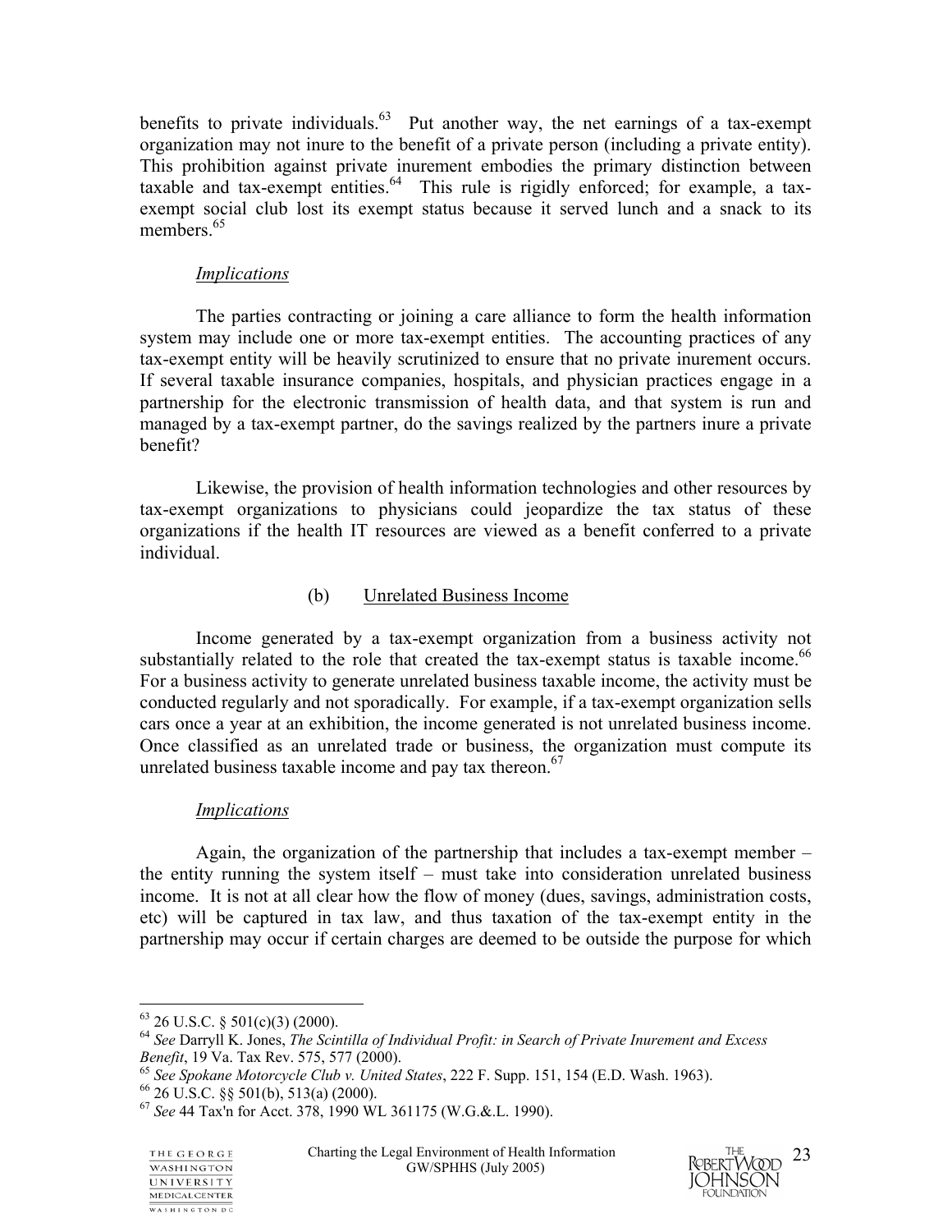benefits to private individuals.[63] Put another way, the net earnings of a tax-exempt organization may not inure to the benefit of a private person (including a private entity). This prohibition against private inurement embodies the primary distinction between taxable and tax-exempt entities.[64] This rule is rigidly enforced; for example, a tax-exempt social club lost its exempt status because it served lunch and a snack to its members.[65]

*Implications*

The parties contracting or joining a care alliance to form the health information system may include one or more tax-exempt entities. The accounting practices of any tax-exempt entity will be heavily scrutinized to ensure that no private inurement occurs. If several taxable insurance companies, hospitals, and physician practices engage in a partnership for the electronic transmission of health data, and that system is run and managed by a tax-exempt partner, do the savings realized by the partners inure a private benefit?

Likewise, the provision of health information technologies and other resources by tax-exempt organizations to physicians could jeopardize the tax status of these organizations if the health IT resources are viewed as a benefit conferred to a private individual.

(b) Unrelated Business Income

Income generated by a tax-exempt organization from a business activity not substantially related to the role that created the tax-exempt status is taxable income.[66] For a business activity to generate unrelated business taxable income, the activity must be conducted regularly and not sporadically. For example, if a tax-exempt organization sells cars once a year at an exhibition, the income generated is not unrelated business income. Once classified as an unrelated trade or business, the organization must compute its unrelated business taxable income and pay tax thereon.[67]

*Implications*

Again, the organization of the partnership that includes a tax-exempt member – the entity running the system itself – must take into consideration unrelated business income. It is not at all clear how the flow of money (dues, savings, administration costs, etc) will be captured in tax law, and thus taxation of the tax-exempt entity in the partnership may occur if certain charges are deemed to be outside the purpose for which

---

[63] 26 U.S.C. § 501(c)(3) (2000).

[64] *See* Darryll K. Jones, *The Scintilla of Individual Profit: in Search of Private Inurement and Excess Benefit*, 19 Va. Tax Rev. 575, 577 (2000).

[65] *See Spokane Motorcycle Club v. United States*, 222 F. Supp. 151, 154 (E.D. Wash. 1963).

[66] 26 U.S.C. §§ 501(b), 513(a) (2000).

[67] *See* 44 Tax'n for Acct. 378, 1990 WL 361175 (W.G.&.L. 1990).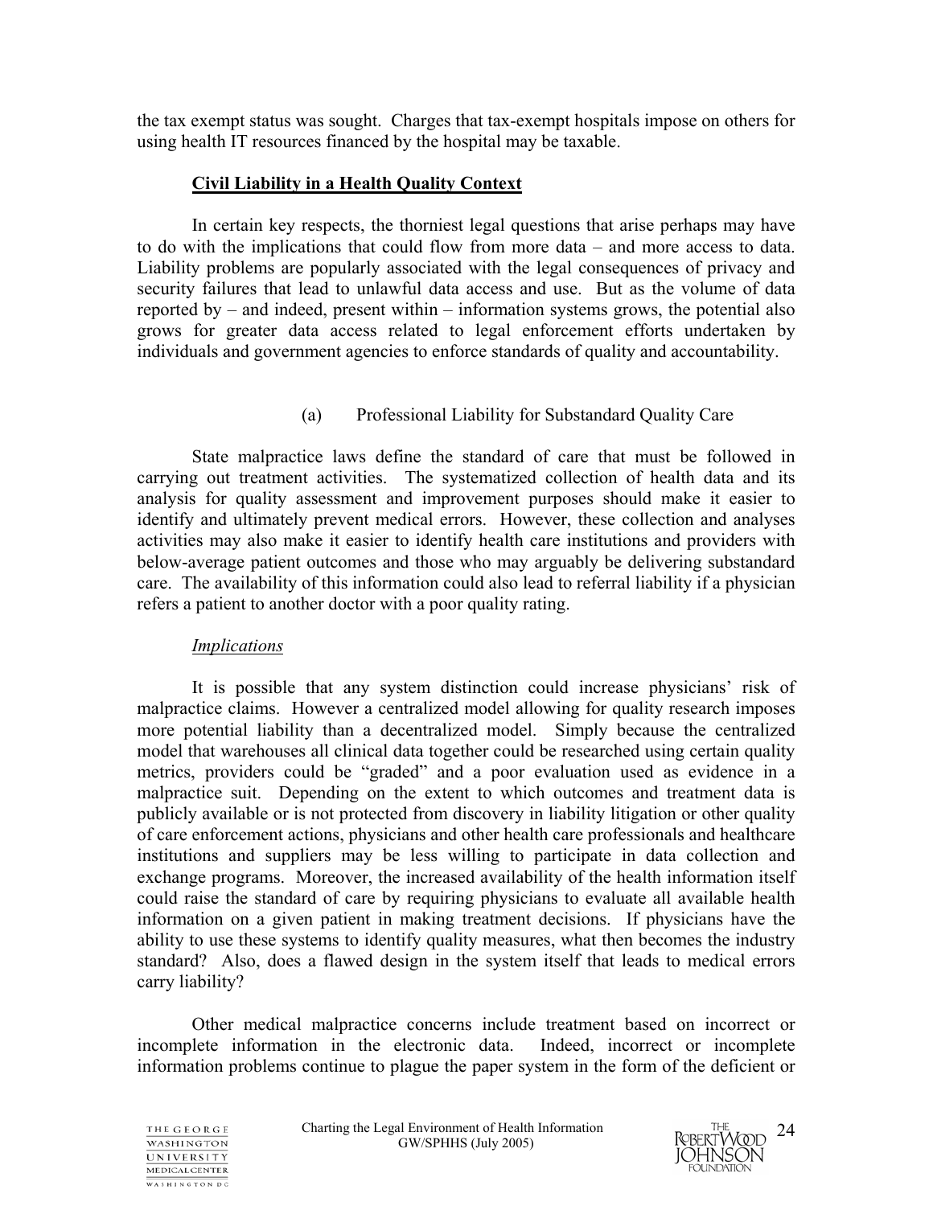the tax exempt status was sought. Charges that tax-exempt hospitals impose on others for using health IT resources financed by the hospital may be taxable.

### <u>Civil Liability in a Health Quality Context</u>

In certain key respects, the thorniest legal questions that arise perhaps may have to do with the implications that could flow from more data – and more access to data. Liability problems are popularly associated with the legal consequences of privacy and security failures that lead to unlawful data access and use. But as the volume of data reported by – and indeed, present within – information systems grows, the potential also grows for greater data access related to legal enforcement efforts undertaken by individuals and government agencies to enforce standards of quality and accountability.

#### (a) Professional Liability for Substandard Quality Care

State malpractice laws define the standard of care that must be followed in carrying out treatment activities. The systematized collection of health data and its analysis for quality assessment and improvement purposes should make it easier to identify and ultimately prevent medical errors. However, these collection and analyses activities may also make it easier to identify health care institutions and providers with below-average patient outcomes and those who may arguably be delivering substandard care. The availability of this information could also lead to referral liability if a physician refers a patient to another doctor with a poor quality rating.

*<u>Implications</u>*

It is possible that any system distinction could increase physicians' risk of malpractice claims. However a centralized model allowing for quality research imposes more potential liability than a decentralized model. Simply because the centralized model that warehouses all clinical data together could be researched using certain quality metrics, providers could be "graded" and a poor evaluation used as evidence in a malpractice suit. Depending on the extent to which outcomes and treatment data is publicly available or is not protected from discovery in liability litigation or other quality of care enforcement actions, physicians and other health care professionals and healthcare institutions and suppliers may be less willing to participate in data collection and exchange programs. Moreover, the increased availability of the health information itself could raise the standard of care by requiring physicians to evaluate all available health information on a given patient in making treatment decisions. If physicians have the ability to use these systems to identify quality measures, what then becomes the industry standard? Also, does a flawed design in the system itself that leads to medical errors carry liability?

Other medical malpractice concerns include treatment based on incorrect or incomplete information in the electronic data. Indeed, incorrect or incomplete information problems continue to plague the paper system in the form of the deficient or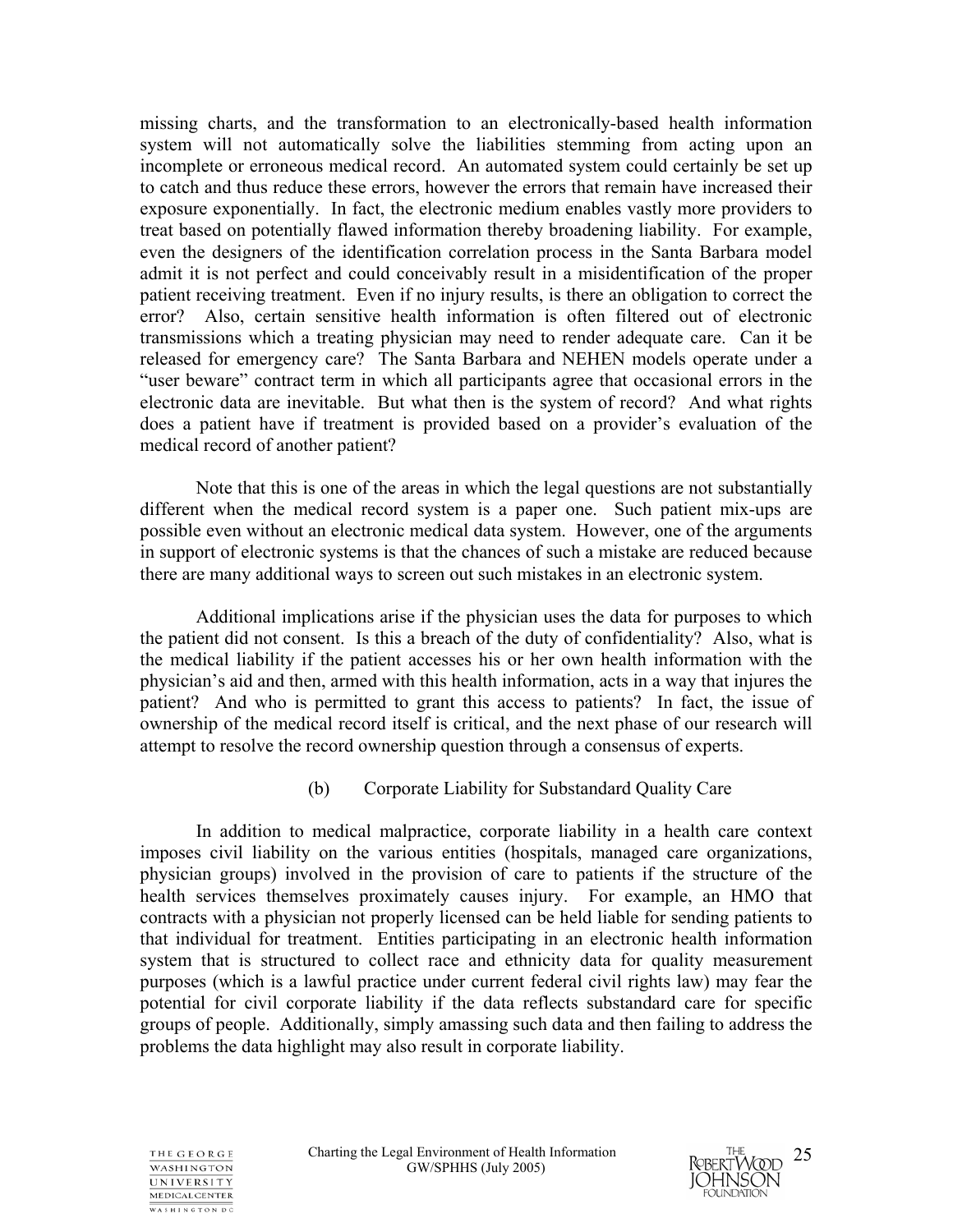missing charts, and the transformation to an electronically-based health information system will not automatically solve the liabilities stemming from acting upon an incomplete or erroneous medical record. An automated system could certainly be set up to catch and thus reduce these errors, however the errors that remain have increased their exposure exponentially. In fact, the electronic medium enables vastly more providers to treat based on potentially flawed information thereby broadening liability. For example, even the designers of the identification correlation process in the Santa Barbara model admit it is not perfect and could conceivably result in a misidentification of the proper patient receiving treatment. Even if no injury results, is there an obligation to correct the error? Also, certain sensitive health information is often filtered out of electronic transmissions which a treating physician may need to render adequate care. Can it be released for emergency care? The Santa Barbara and NEHEN models operate under a "user beware" contract term in which all participants agree that occasional errors in the electronic data are inevitable. But what then is the system of record? And what rights does a patient have if treatment is provided based on a provider's evaluation of the medical record of another patient?

Note that this is one of the areas in which the legal questions are not substantially different when the medical record system is a paper one. Such patient mix-ups are possible even without an electronic medical data system. However, one of the arguments in support of electronic systems is that the chances of such a mistake are reduced because there are many additional ways to screen out such mistakes in an electronic system.

Additional implications arise if the physician uses the data for purposes to which the patient did not consent. Is this a breach of the duty of confidentiality? Also, what is the medical liability if the patient accesses his or her own health information with the physician's aid and then, armed with this health information, acts in a way that injures the patient? And who is permitted to grant this access to patients? In fact, the issue of ownership of the medical record itself is critical, and the next phase of our research will attempt to resolve the record ownership question through a consensus of experts.

(b) Corporate Liability for Substandard Quality Care

In addition to medical malpractice, corporate liability in a health care context imposes civil liability on the various entities (hospitals, managed care organizations, physician groups) involved in the provision of care to patients if the structure of the health services themselves proximately causes injury. For example, an HMO that contracts with a physician not properly licensed can be held liable for sending patients to that individual for treatment. Entities participating in an electronic health information system that is structured to collect race and ethnicity data for quality measurement purposes (which is a lawful practice under current federal civil rights law) may fear the potential for civil corporate liability if the data reflects substandard care for specific groups of people. Additionally, simply amassing such data and then failing to address the problems the data highlight may also result in corporate liability.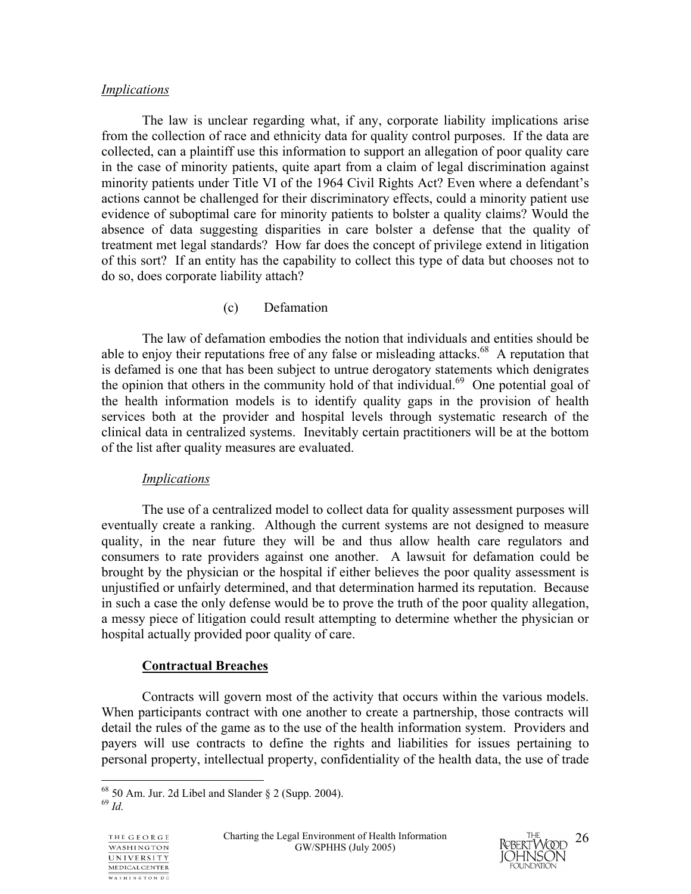*Implications*

The law is unclear regarding what, if any, corporate liability implications arise from the collection of race and ethnicity data for quality control purposes. If the data are collected, can a plaintiff use this information to support an allegation of poor quality care in the case of minority patients, quite apart from a claim of legal discrimination against minority patients under Title VI of the 1964 Civil Rights Act? Even where a defendant's actions cannot be challenged for their discriminatory effects, could a minority patient use evidence of suboptimal care for minority patients to bolster a quality claims? Would the absence of data suggesting disparities in care bolster a defense that the quality of treatment met legal standards? How far does the concept of privilege extend in litigation of this sort? If an entity has the capability to collect this type of data but chooses not to do so, does corporate liability attach?

(c) Defamation

The law of defamation embodies the notion that individuals and entities should be able to enjoy their reputations free of any false or misleading attacks.[68] A reputation that is defamed is one that has been subject to untrue derogatory statements which denigrates the opinion that others in the community hold of that individual.[69] One potential goal of the health information models is to identify quality gaps in the provision of health services both at the provider and hospital levels through systematic research of the clinical data in centralized systems. Inevitably certain practitioners will be at the bottom of the list after quality measures are evaluated.

*Implications*

The use of a centralized model to collect data for quality assessment purposes will eventually create a ranking. Although the current systems are not designed to measure quality, in the near future they will be and thus allow health care regulators and consumers to rate providers against one another. A lawsuit for defamation could be brought by the physician or the hospital if either believes the poor quality assessment is unjustified or unfairly determined, and that determination harmed its reputation. Because in such a case the only defense would be to prove the truth of the poor quality allegation, a messy piece of litigation could result attempting to determine whether the physician or hospital actually provided poor quality of care.

**Contractual Breaches**

Contracts will govern most of the activity that occurs within the various models. When participants contract with one another to create a partnership, those contracts will detail the rules of the game as to the use of the health information system. Providers and payers will use contracts to define the rights and liabilities for issues pertaining to personal property, intellectual property, confidentiality of the health data, the use of trade

[68] 50 Am. Jur. 2d Libel and Slander § 2 (Supp. 2004).
[69] *Id.*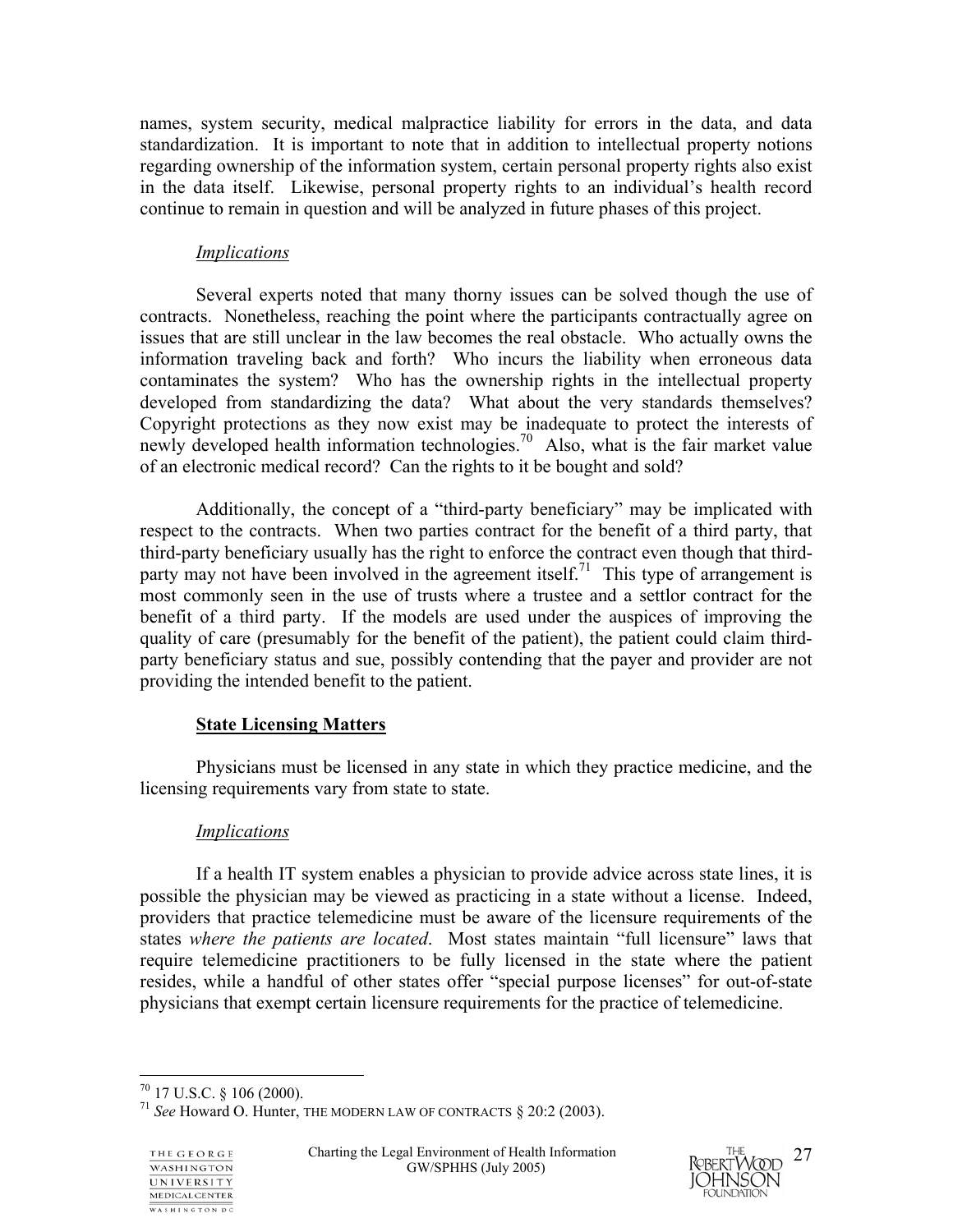names, system security, medical malpractice liability for errors in the data, and data standardization. It is important to note that in addition to intellectual property notions regarding ownership of the information system, certain personal property rights also exist in the data itself. Likewise, personal property rights to an individual's health record continue to remain in question and will be analyzed in future phases of this project.

*Implications*

Several experts noted that many thorny issues can be solved though the use of contracts. Nonetheless, reaching the point where the participants contractually agree on issues that are still unclear in the law becomes the real obstacle. Who actually owns the information traveling back and forth? Who incurs the liability when erroneous data contaminates the system? Who has the ownership rights in the intellectual property developed from standardizing the data? What about the very standards themselves? Copyright protections as they now exist may be inadequate to protect the interests of newly developed health information technologies.[70] Also, what is the fair market value of an electronic medical record? Can the rights to it be bought and sold?

Additionally, the concept of a "third-party beneficiary" may be implicated with respect to the contracts. When two parties contract for the benefit of a third party, that third-party beneficiary usually has the right to enforce the contract even though that third-party may not have been involved in the agreement itself.[71] This type of arrangement is most commonly seen in the use of trusts where a trustee and a settlor contract for the benefit of a third party. If the models are used under the auspices of improving the quality of care (presumably for the benefit of the patient), the patient could claim third-party beneficiary status and sue, possibly contending that the payer and provider are not providing the intended benefit to the patient.

**State Licensing Matters**

Physicians must be licensed in any state in which they practice medicine, and the licensing requirements vary from state to state.

*Implications*

If a health IT system enables a physician to provide advice across state lines, it is possible the physician may be viewed as practicing in a state without a license. Indeed, providers that practice telemedicine must be aware of the licensure requirements of the states *where the patients are located*. Most states maintain "full licensure" laws that require telemedicine practitioners to be fully licensed in the state where the patient resides, while a handful of other states offer "special purpose licenses" for out-of-state physicians that exempt certain licensure requirements for the practice of telemedicine.

[70] 17 U.S.C. § 106 (2000).

[71] *See* Howard O. Hunter, THE MODERN LAW OF CONTRACTS § 20:2 (2003).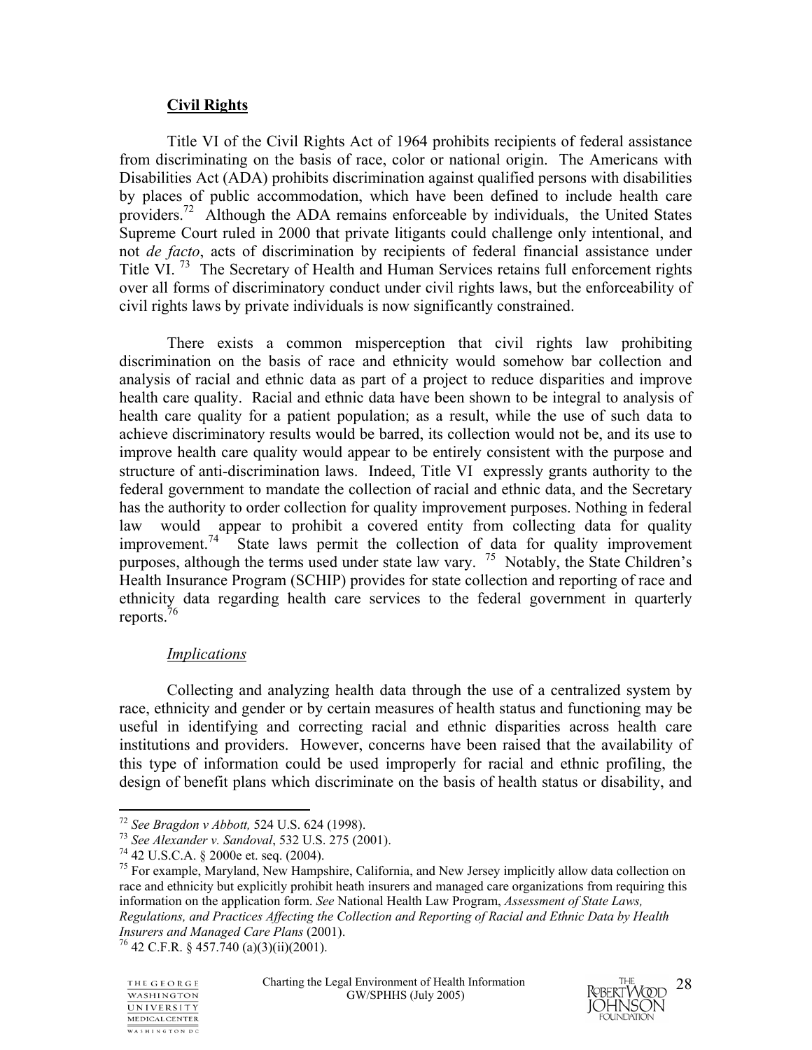**Civil Rights**

Title VI of the Civil Rights Act of 1964 prohibits recipients of federal assistance from discriminating on the basis of race, color or national origin. The Americans with Disabilities Act (ADA) prohibits discrimination against qualified persons with disabilities by places of public accommodation, which have been defined to include health care providers.[72] Although the ADA remains enforceable by individuals, the United States Supreme Court ruled in 2000 that private litigants could challenge only intentional, and not *de facto*, acts of discrimination by recipients of federal financial assistance under Title VI. [73] The Secretary of Health and Human Services retains full enforcement rights over all forms of discriminatory conduct under civil rights laws, but the enforceability of civil rights laws by private individuals is now significantly constrained.

There exists a common misperception that civil rights law prohibiting discrimination on the basis of race and ethnicity would somehow bar collection and analysis of racial and ethnic data as part of a project to reduce disparities and improve health care quality. Racial and ethnic data have been shown to be integral to analysis of health care quality for a patient population; as a result, while the use of such data to achieve discriminatory results would be barred, its collection would not be, and its use to improve health care quality would appear to be entirely consistent with the purpose and structure of anti-discrimination laws. Indeed, Title VI expressly grants authority to the federal government to mandate the collection of racial and ethnic data, and the Secretary has the authority to order collection for quality improvement purposes. Nothing in federal law would appear to prohibit a covered entity from collecting data for quality improvement.[74] State laws permit the collection of data for quality improvement purposes, although the terms used under state law vary. [75] Notably, the State Children's Health Insurance Program (SCHIP) provides for state collection and reporting of race and ethnicity data regarding health care services to the federal government in quarterly reports.[76]

*Implications*

Collecting and analyzing health data through the use of a centralized system by race, ethnicity and gender or by certain measures of health status and functioning may be useful in identifying and correcting racial and ethnic disparities across health care institutions and providers. However, concerns have been raised that the availability of this type of information could be used improperly for racial and ethnic profiling, the design of benefit plans which discriminate on the basis of health status or disability, and

---

[72] *See Bragdon v Abbott,* 524 U.S. 624 (1998).

[73] *See Alexander v. Sandoval*, 532 U.S. 275 (2001).

[74] 42 U.S.C.A. § 2000e et. seq. (2004).

[75] For example, Maryland, New Hampshire, California, and New Jersey implicitly allow data collection on race and ethnicity but explicitly prohibit heath insurers and managed care organizations from requiring this information on the application form. *See* National Health Law Program, *Assessment of State Laws, Regulations, and Practices Affecting the Collection and Reporting of Racial and Ethnic Data by Health Insurers and Managed Care Plans* (2001).

[76] 42 C.F.R. § 457.740 (a)(3)(ii)(2001).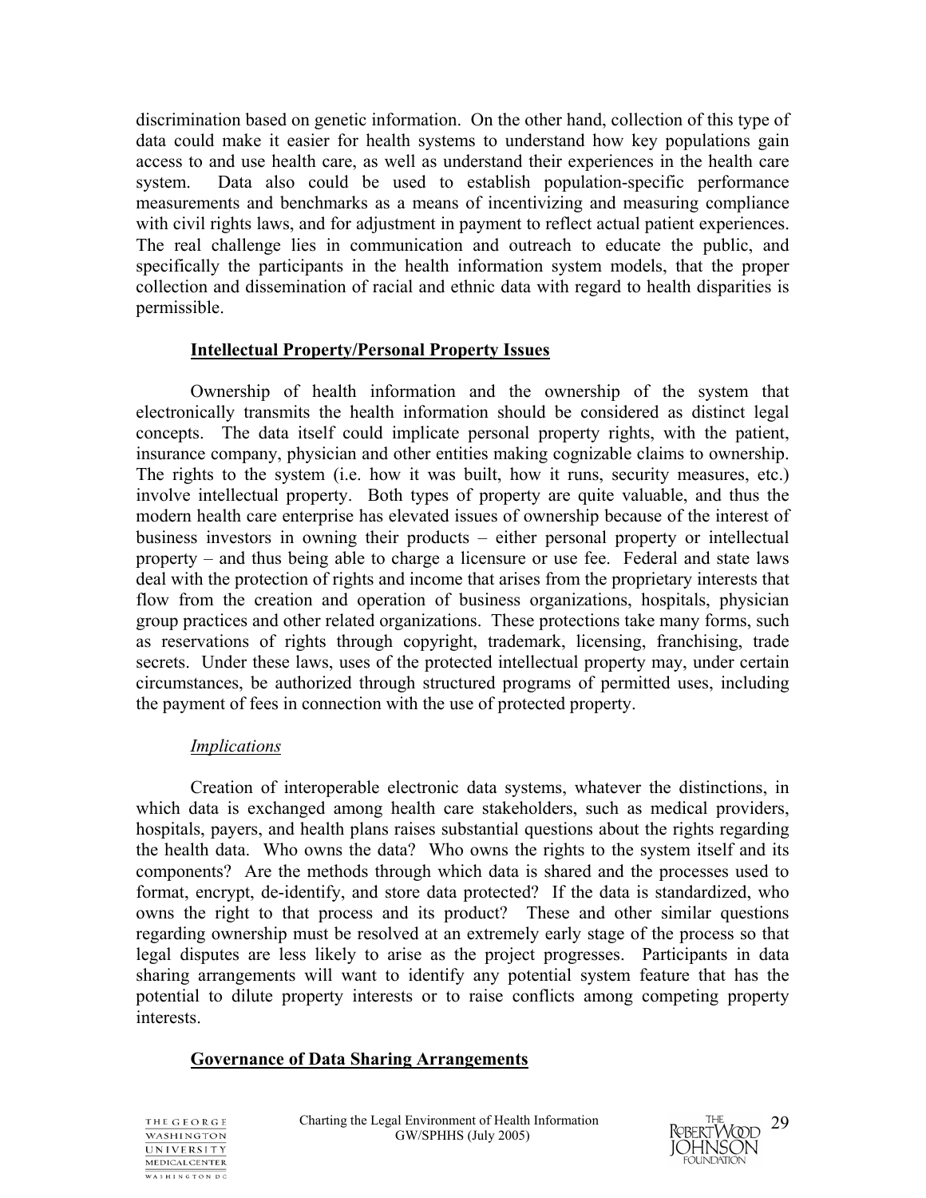discrimination based on genetic information. On the other hand, collection of this type of data could make it easier for health systems to understand how key populations gain access to and use health care, as well as understand their experiences in the health care system. Data also could be used to establish population-specific performance measurements and benchmarks as a means of incentivizing and measuring compliance with civil rights laws, and for adjustment in payment to reflect actual patient experiences. The real challenge lies in communication and outreach to educate the public, and specifically the participants in the health information system models, that the proper collection and dissemination of racial and ethnic data with regard to health disparities is permissible.

### Intellectual Property/Personal Property Issues

Ownership of health information and the ownership of the system that electronically transmits the health information should be considered as distinct legal concepts. The data itself could implicate personal property rights, with the patient, insurance company, physician and other entities making cognizable claims to ownership. The rights to the system (i.e. how it was built, how it runs, security measures, etc.) involve intellectual property. Both types of property are quite valuable, and thus the modern health care enterprise has elevated issues of ownership because of the interest of business investors in owning their products – either personal property or intellectual property – and thus being able to charge a licensure or use fee. Federal and state laws deal with the protection of rights and income that arises from the proprietary interests that flow from the creation and operation of business organizations, hospitals, physician group practices and other related organizations. These protections take many forms, such as reservations of rights through copyright, trademark, licensing, franchising, trade secrets. Under these laws, uses of the protected intellectual property may, under certain circumstances, be authorized through structured programs of permitted uses, including the payment of fees in connection with the use of protected property.

#### *Implications*

Creation of interoperable electronic data systems, whatever the distinctions, in which data is exchanged among health care stakeholders, such as medical providers, hospitals, payers, and health plans raises substantial questions about the rights regarding the health data. Who owns the data? Who owns the rights to the system itself and its components? Are the methods through which data is shared and the processes used to format, encrypt, de-identify, and store data protected? If the data is standardized, who owns the right to that process and its product? These and other similar questions regarding ownership must be resolved at an extremely early stage of the process so that legal disputes are less likely to arise as the project progresses. Participants in data sharing arrangements will want to identify any potential system feature that has the potential to dilute property interests or to raise conflicts among competing property interests.

### Governance of Data Sharing Arrangements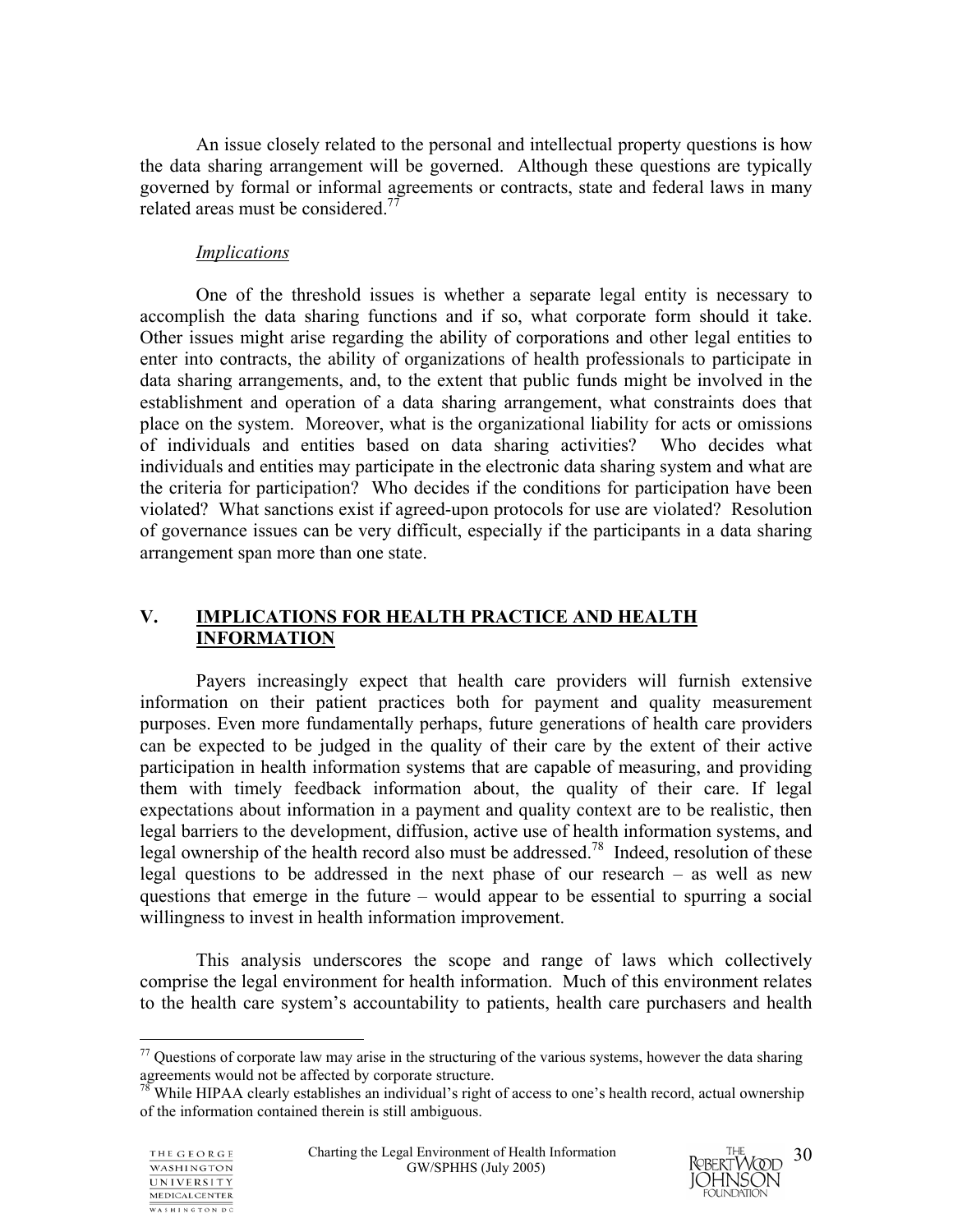An issue closely related to the personal and intellectual property questions is how the data sharing arrangement will be governed. Although these questions are typically governed by formal or informal agreements or contracts, state and federal laws in many related areas must be considered.[77]

*Implications*

One of the threshold issues is whether a separate legal entity is necessary to accomplish the data sharing functions and if so, what corporate form should it take. Other issues might arise regarding the ability of corporations and other legal entities to enter into contracts, the ability of organizations of health professionals to participate in data sharing arrangements, and, to the extent that public funds might be involved in the establishment and operation of a data sharing arrangement, what constraints does that place on the system. Moreover, what is the organizational liability for acts or omissions of individuals and entities based on data sharing activities? Who decides what individuals and entities may participate in the electronic data sharing system and what are the criteria for participation? Who decides if the conditions for participation have been violated? What sanctions exist if agreed-upon protocols for use are violated? Resolution of governance issues can be very difficult, especially if the participants in a data sharing arrangement span more than one state.

## V. IMPLICATIONS FOR HEALTH PRACTICE AND HEALTH INFORMATION

Payers increasingly expect that health care providers will furnish extensive information on their patient practices both for payment and quality measurement purposes. Even more fundamentally perhaps, future generations of health care providers can be expected to be judged in the quality of their care by the extent of their active participation in health information systems that are capable of measuring, and providing them with timely feedback information about, the quality of their care. If legal expectations about information in a payment and quality context are to be realistic, then legal barriers to the development, diffusion, active use of health information systems, and legal ownership of the health record also must be addressed.[78] Indeed, resolution of these legal questions to be addressed in the next phase of our research – as well as new questions that emerge in the future – would appear to be essential to spurring a social willingness to invest in health information improvement.

This analysis underscores the scope and range of laws which collectively comprise the legal environment for health information. Much of this environment relates to the health care system's accountability to patients, health care purchasers and health

---

[77] Questions of corporate law may arise in the structuring of the various systems, however the data sharing agreements would not be affected by corporate structure.

[78] While HIPAA clearly establishes an individual's right of access to one's health record, actual ownership of the information contained therein is still ambiguous.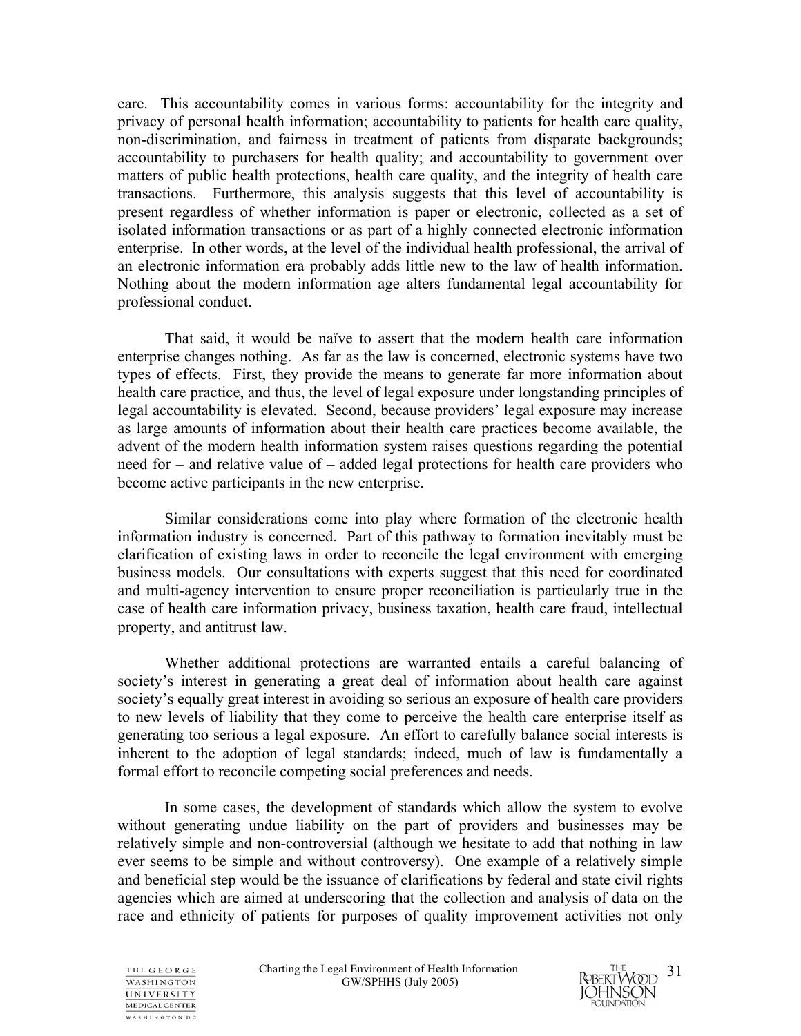care. This accountability comes in various forms: accountability for the integrity and privacy of personal health information; accountability to patients for health care quality, non-discrimination, and fairness in treatment of patients from disparate backgrounds; accountability to purchasers for health quality; and accountability to government over matters of public health protections, health care quality, and the integrity of health care transactions. Furthermore, this analysis suggests that this level of accountability is present regardless of whether information is paper or electronic, collected as a set of isolated information transactions or as part of a highly connected electronic information enterprise. In other words, at the level of the individual health professional, the arrival of an electronic information era probably adds little new to the law of health information. Nothing about the modern information age alters fundamental legal accountability for professional conduct.

That said, it would be naïve to assert that the modern health care information enterprise changes nothing. As far as the law is concerned, electronic systems have two types of effects. First, they provide the means to generate far more information about health care practice, and thus, the level of legal exposure under longstanding principles of legal accountability is elevated. Second, because providers' legal exposure may increase as large amounts of information about their health care practices become available, the advent of the modern health information system raises questions regarding the potential need for – and relative value of – added legal protections for health care providers who become active participants in the new enterprise.

Similar considerations come into play where formation of the electronic health information industry is concerned. Part of this pathway to formation inevitably must be clarification of existing laws in order to reconcile the legal environment with emerging business models. Our consultations with experts suggest that this need for coordinated and multi-agency intervention to ensure proper reconciliation is particularly true in the case of health care information privacy, business taxation, health care fraud, intellectual property, and antitrust law.

Whether additional protections are warranted entails a careful balancing of society's interest in generating a great deal of information about health care against society's equally great interest in avoiding so serious an exposure of health care providers to new levels of liability that they come to perceive the health care enterprise itself as generating too serious a legal exposure. An effort to carefully balance social interests is inherent to the adoption of legal standards; indeed, much of law is fundamentally a formal effort to reconcile competing social preferences and needs.

In some cases, the development of standards which allow the system to evolve without generating undue liability on the part of providers and businesses may be relatively simple and non-controversial (although we hesitate to add that nothing in law ever seems to be simple and without controversy). One example of a relatively simple and beneficial step would be the issuance of clarifications by federal and state civil rights agencies which are aimed at underscoring that the collection and analysis of data on the race and ethnicity of patients for purposes of quality improvement activities not only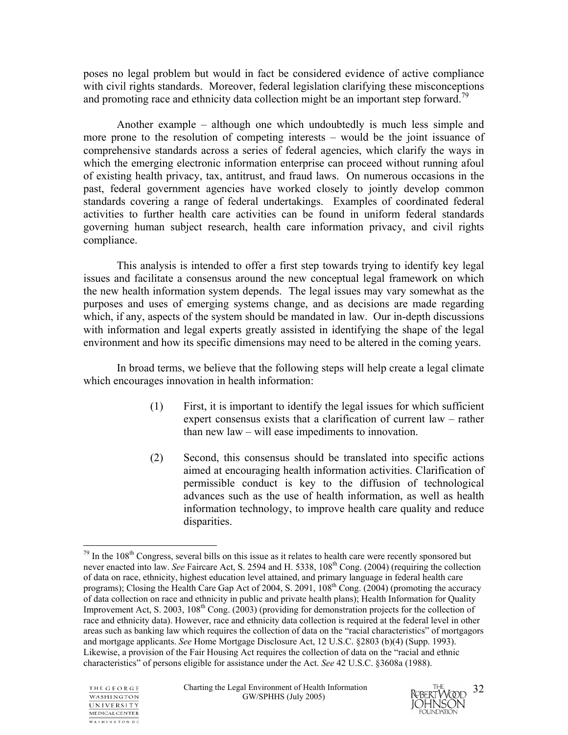poses no legal problem but would in fact be considered evidence of active compliance with civil rights standards. Moreover, federal legislation clarifying these misconceptions and promoting race and ethnicity data collection might be an important step forward.[79]

Another example – although one which undoubtedly is much less simple and more prone to the resolution of competing interests – would be the joint issuance of comprehensive standards across a series of federal agencies, which clarify the ways in which the emerging electronic information enterprise can proceed without running afoul of existing health privacy, tax, antitrust, and fraud laws. On numerous occasions in the past, federal government agencies have worked closely to jointly develop common standards covering a range of federal undertakings. Examples of coordinated federal activities to further health care activities can be found in uniform federal standards governing human subject research, health care information privacy, and civil rights compliance.

This analysis is intended to offer a first step towards trying to identify key legal issues and facilitate a consensus around the new conceptual legal framework on which the new health information system depends. The legal issues may vary somewhat as the purposes and uses of emerging systems change, and as decisions are made regarding which, if any, aspects of the system should be mandated in law. Our in-depth discussions with information and legal experts greatly assisted in identifying the shape of the legal environment and how its specific dimensions may need to be altered in the coming years.

In broad terms, we believe that the following steps will help create a legal climate which encourages innovation in health information:

(1) First, it is important to identify the legal issues for which sufficient expert consensus exists that a clarification of current law – rather than new law – will ease impediments to innovation.

(2) Second, this consensus should be translated into specific actions aimed at encouraging health information activities. Clarification of permissible conduct is key to the diffusion of technological advances such as the use of health information, as well as health information technology, to improve health care quality and reduce disparities.

---

[79] In the 108th Congress, several bills on this issue as it relates to health care were recently sponsored but never enacted into law. *See* Faircare Act, S. 2594 and H. 5338, 108th Cong. (2004) (requiring the collection of data on race, ethnicity, highest education level attained, and primary language in federal health care programs); Closing the Health Care Gap Act of 2004, S. 2091, 108th Cong. (2004) (promoting the accuracy of data collection on race and ethnicity in public and private health plans); Health Information for Quality Improvement Act, S. 2003, 108th Cong. (2003) (providing for demonstration projects for the collection of race and ethnicity data). However, race and ethnicity data collection is required at the federal level in other areas such as banking law which requires the collection of data on the "racial characteristics" of mortgagors and mortgage applicants. *See* Home Mortgage Disclosure Act, 12 U.S.C. §2803 (b)(4) (Supp. 1993). Likewise, a provision of the Fair Housing Act requires the collection of data on the "racial and ethnic characteristics" of persons eligible for assistance under the Act. *See* 42 U.S.C. §3608a (1988).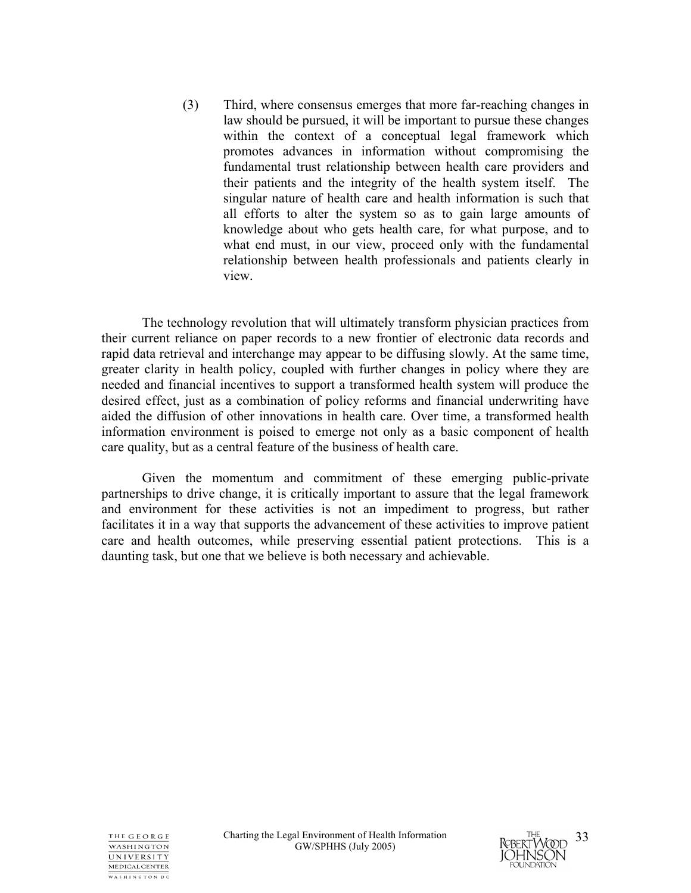(3) Third, where consensus emerges that more far-reaching changes in law should be pursued, it will be important to pursue these changes within the context of a conceptual legal framework which promotes advances in information without compromising the fundamental trust relationship between health care providers and their patients and the integrity of the health system itself. The singular nature of health care and health information is such that all efforts to alter the system so as to gain large amounts of knowledge about who gets health care, for what purpose, and to what end must, in our view, proceed only with the fundamental relationship between health professionals and patients clearly in view.

The technology revolution that will ultimately transform physician practices from their current reliance on paper records to a new frontier of electronic data records and rapid data retrieval and interchange may appear to be diffusing slowly. At the same time, greater clarity in health policy, coupled with further changes in policy where they are needed and financial incentives to support a transformed health system will produce the desired effect, just as a combination of policy reforms and financial underwriting have aided the diffusion of other innovations in health care. Over time, a transformed health information environment is poised to emerge not only as a basic component of health care quality, but as a central feature of the business of health care.

Given the momentum and commitment of these emerging public-private partnerships to drive change, it is critically important to assure that the legal framework and environment for these activities is not an impediment to progress, but rather facilitates it in a way that supports the advancement of these activities to improve patient care and health outcomes, while preserving essential patient protections. This is a daunting task, but one that we believe is both necessary and achievable.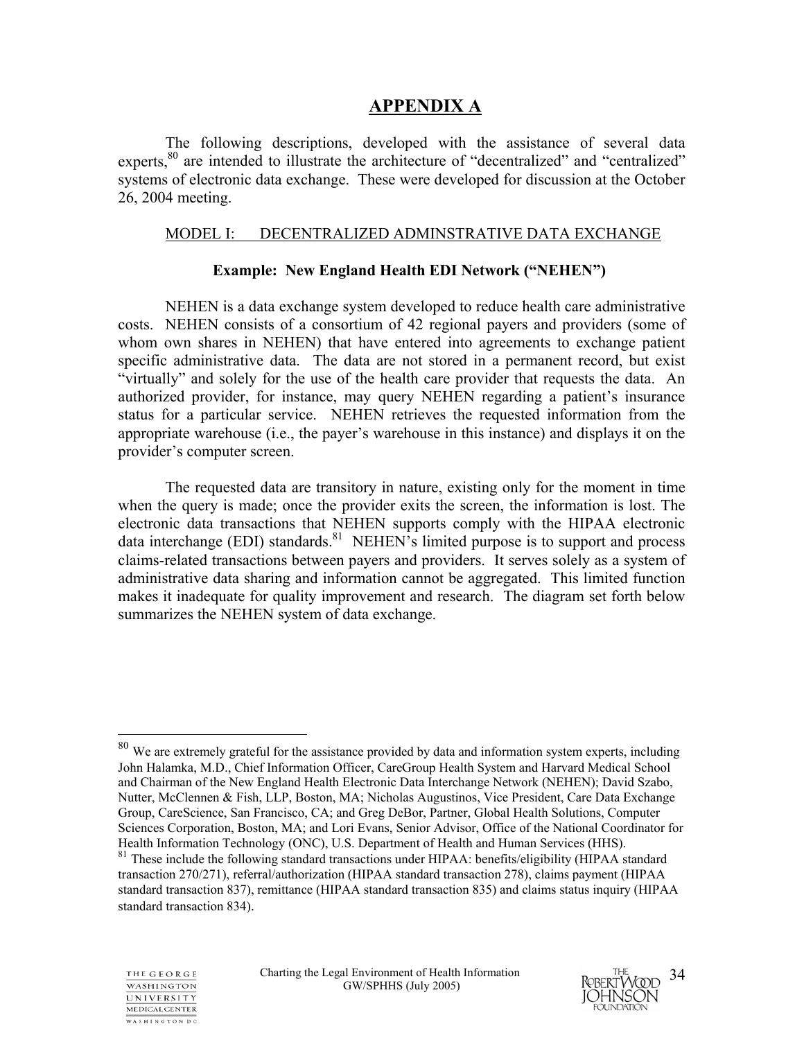## APPENDIX A

The following descriptions, developed with the assistance of several data experts,[80] are intended to illustrate the architecture of "decentralized" and "centralized" systems of electronic data exchange. These were developed for discussion at the October 26, 2004 meeting.

### MODEL I: DECENTRALIZED ADMINSTRATIVE DATA EXCHANGE

**Example: New England Health EDI Network ("NEHEN")**

NEHEN is a data exchange system developed to reduce health care administrative costs. NEHEN consists of a consortium of 42 regional payers and providers (some of whom own shares in NEHEN) that have entered into agreements to exchange patient specific administrative data. The data are not stored in a permanent record, but exist "virtually" and solely for the use of the health care provider that requests the data. An authorized provider, for instance, may query NEHEN regarding a patient's insurance status for a particular service. NEHEN retrieves the requested information from the appropriate warehouse (i.e., the payer's warehouse in this instance) and displays it on the provider's computer screen.

The requested data are transitory in nature, existing only for the moment in time when the query is made; once the provider exits the screen, the information is lost. The electronic data transactions that NEHEN supports comply with the HIPAA electronic data interchange (EDI) standards.[81] NEHEN's limited purpose is to support and process claims-related transactions between payers and providers. It serves solely as a system of administrative data sharing and information cannot be aggregated. This limited function makes it inadequate for quality improvement and research. The diagram set forth below summarizes the NEHEN system of data exchange.

---

[80] We are extremely grateful for the assistance provided by data and information system experts, including John Halamka, M.D., Chief Information Officer, CareGroup Health System and Harvard Medical School and Chairman of the New England Health Electronic Data Interchange Network (NEHEN); David Szabo, Nutter, McClennen & Fish, LLP, Boston, MA; Nicholas Augustinos, Vice President, Care Data Exchange Group, CareScience, San Francisco, CA; and Greg DeBor, Partner, Global Health Solutions, Computer Sciences Corporation, Boston, MA; and Lori Evans, Senior Advisor, Office of the National Coordinator for Health Information Technology (ONC), U.S. Department of Health and Human Services (HHS).

[81] These include the following standard transactions under HIPAA: benefits/eligibility (HIPAA standard transaction 270/271), referral/authorization (HIPAA standard transaction 278), claims payment (HIPAA standard transaction 837), remittance (HIPAA standard transaction 835) and claims status inquiry (HIPAA standard transaction 834).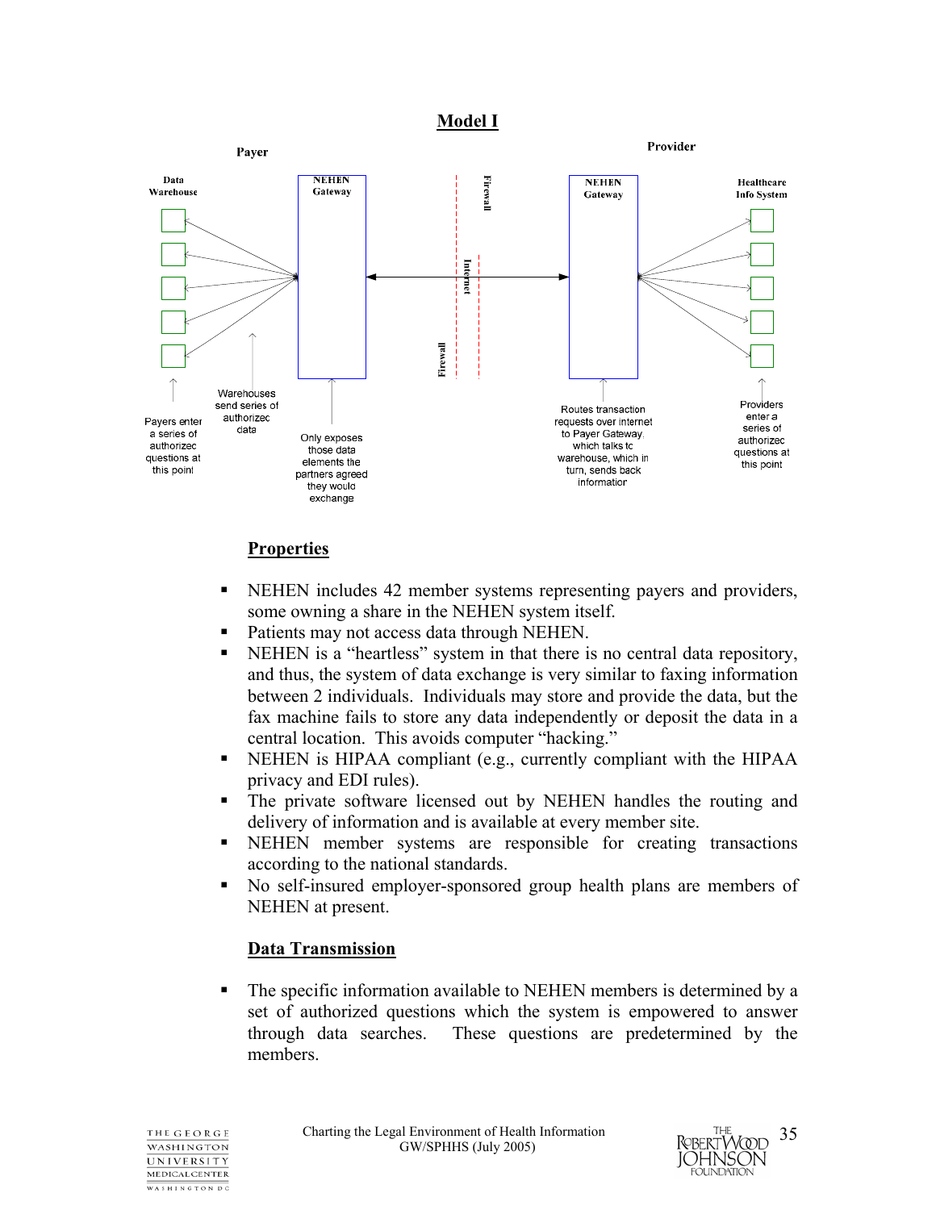**Model I**

Payer

Provider

Data Warehouse

NEHEN Gateway

Firewall

Internet

Firewall

NEHEN Gateway

Healthcare Info System

Payers enter a series of authorized questions at this point

Warehouses send series of authorized data

Only exposes those data elements the partners agreed they would exchange

Routes transaction requests over internet to Payer Gateway, which talks to warehouse, which in turn, sends back information

Providers enter a series of authorized questions at this point

## Properties

- NEHEN includes 42 member systems representing payers and providers, some owning a share in the NEHEN system itself.
- Patients may not access data through NEHEN.
- NEHEN is a "heartless" system in that there is no central data repository, and thus, the system of data exchange is very similar to faxing information between 2 individuals. Individuals may store and provide the data, but the fax machine fails to store any data independently or deposit the data in a central location. This avoids computer "hacking."
- NEHEN is HIPAA compliant (e.g., currently compliant with the HIPAA privacy and EDI rules).
- The private software licensed out by NEHEN handles the routing and delivery of information and is available at every member site.
- NEHEN member systems are responsible for creating transactions according to the national standards.
- No self-insured employer-sponsored group health plans are members of NEHEN at present.

## Data Transmission

- The specific information available to NEHEN members is determined by a set of authorized questions which the system is empowered to answer through data searches. These questions are predetermined by the members.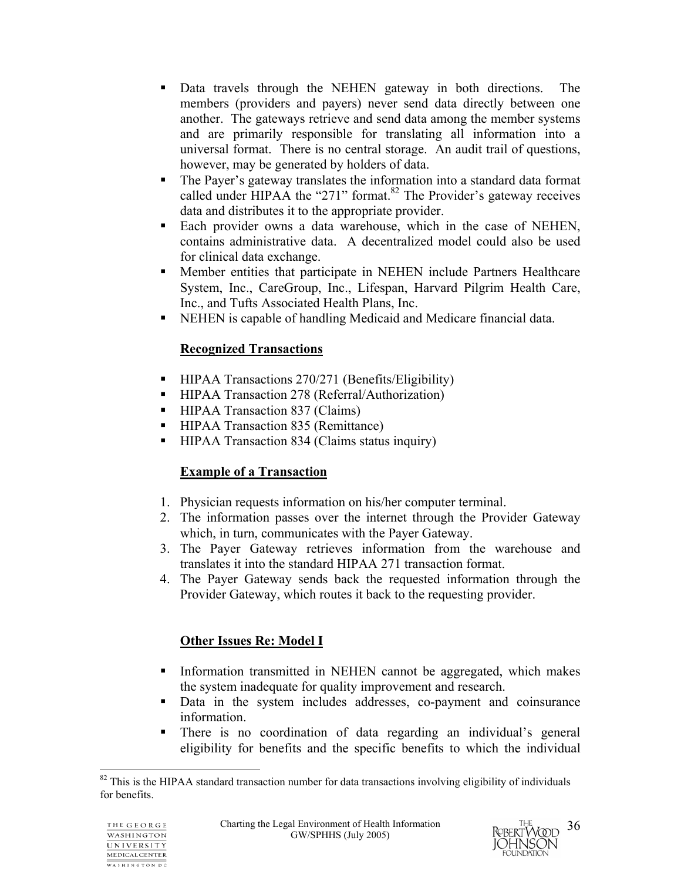- Data travels through the NEHEN gateway in both directions. The members (providers and payers) never send data directly between one another. The gateways retrieve and send data among the member systems and are primarily responsible for translating all information into a universal format. There is no central storage. An audit trail of questions, however, may be generated by holders of data.
- The Payer's gateway translates the information into a standard data format called under HIPAA the "271" format.[82] The Provider's gateway receives data and distributes it to the appropriate provider.
- Each provider owns a data warehouse, which in the case of NEHEN, contains administrative data. A decentralized model could also be used for clinical data exchange.
- Member entities that participate in NEHEN include Partners Healthcare System, Inc., CareGroup, Inc., Lifespan, Harvard Pilgrim Health Care, Inc., and Tufts Associated Health Plans, Inc.
- NEHEN is capable of handling Medicaid and Medicare financial data.

**Recognized Transactions**

- HIPAA Transactions 270/271 (Benefits/Eligibility)
- HIPAA Transaction 278 (Referral/Authorization)
- HIPAA Transaction 837 (Claims)
- HIPAA Transaction 835 (Remittance)
- HIPAA Transaction 834 (Claims status inquiry)

**Example of a Transaction**

1. Physician requests information on his/her computer terminal.
2. The information passes over the internet through the Provider Gateway which, in turn, communicates with the Payer Gateway.
3. The Payer Gateway retrieves information from the warehouse and translates it into the standard HIPAA 271 transaction format.
4. The Payer Gateway sends back the requested information through the Provider Gateway, which routes it back to the requesting provider.

**Other Issues Re: Model I**

- Information transmitted in NEHEN cannot be aggregated, which makes the system inadequate for quality improvement and research.
- Data in the system includes addresses, co-payment and coinsurance information.
- There is no coordination of data regarding an individual's general eligibility for benefits and the specific benefits to which the individual

[82] This is the HIPAA standard transaction number for data transactions involving eligibility of individuals for benefits.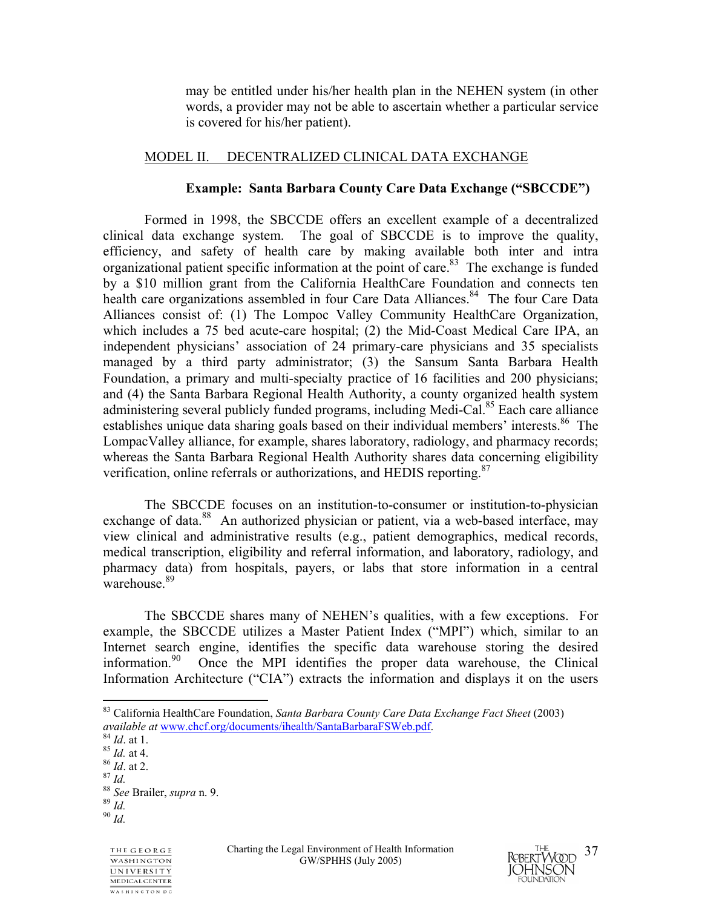may be entitled under his/her health plan in the NEHEN system (in other words, a provider may not be able to ascertain whether a particular service is covered for his/her patient).

## MODEL II. DECENTRALIZED CLINICAL DATA EXCHANGE

### Example: Santa Barbara County Care Data Exchange ("SBCCDE")

Formed in 1998, the SBCCDE offers an excellent example of a decentralized clinical data exchange system. The goal of SBCCDE is to improve the quality, efficiency, and safety of health care by making available both inter and intra organizational patient specific information at the point of care.[83] The exchange is funded by a $10 million grant from the California HealthCare Foundation and connects ten health care organizations assembled in four Care Data Alliances.[84] The four Care Data Alliances consist of: (1) The Lompoc Valley Community HealthCare Organization, which includes a 75 bed acute-care hospital; (2) the Mid-Coast Medical Care IPA, an independent physicians' association of 24 primary-care physicians and 35 specialists managed by a third party administrator; (3) the Sansum Santa Barbara Health Foundation, a primary and multi-specialty practice of 16 facilities and 200 physicians; and (4) the Santa Barbara Regional Health Authority, a county organized health system administering several publicly funded programs, including Medi-Cal.[85] Each care alliance establishes unique data sharing goals based on their individual members' interests.[86] The LompacValley alliance, for example, shares laboratory, radiology, and pharmacy records; whereas the Santa Barbara Regional Health Authority shares data concerning eligibility verification, online referrals or authorizations, and HEDIS reporting.[87]

The SBCCDE focuses on an institution-to-consumer or institution-to-physician exchange of data.[88] An authorized physician or patient, via a web-based interface, may view clinical and administrative results (e.g., patient demographics, medical records, medical transcription, eligibility and referral information, and laboratory, radiology, and pharmacy data) from hospitals, payers, or labs that store information in a central warehouse.[89]

The SBCCDE shares many of NEHEN's qualities, with a few exceptions. For example, the SBCCDE utilizes a Master Patient Index ("MPI") which, similar to an Internet search engine, identifies the specific data warehouse storing the desired information.[90] Once the MPI identifies the proper data warehouse, the Clinical Information Architecture ("CIA") extracts the information and displays it on the users

---

[83] California HealthCare Foundation, *Santa Barbara County Care Data Exchange Fact Sheet* (2003) *available at* www.chcf.org/documents/ihealth/SantaBarbaraFSWeb.pdf.

[84] *Id*. at 1.

[85] *Id.* at 4.

[86] *Id*. at 2.

[87] *Id.*

[88] *See* Brailer, *supra* n. 9.

[89] *Id.*

[90] *Id.*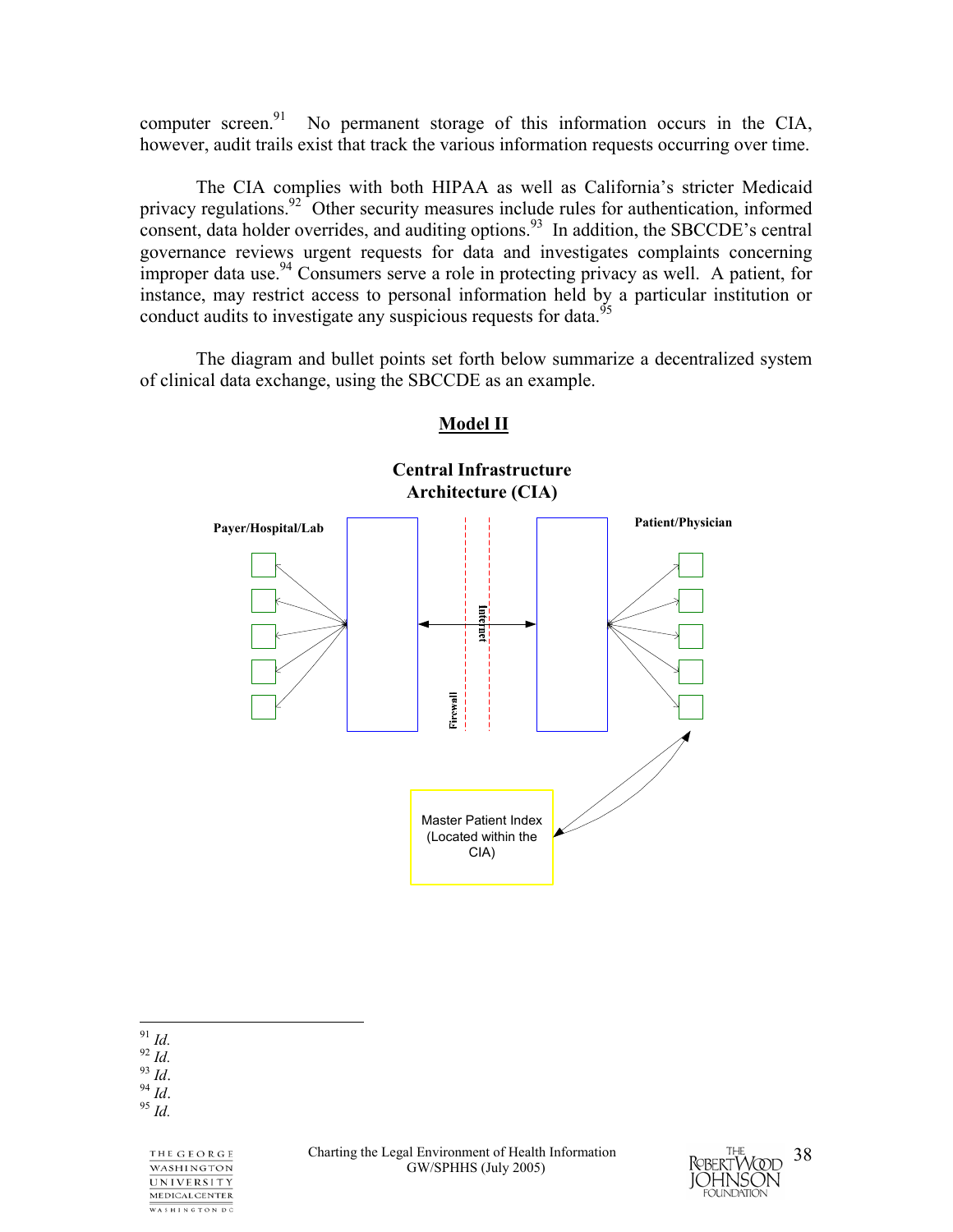computer screen.[91] No permanent storage of this information occurs in the CIA, however, audit trails exist that track the various information requests occurring over time.

The CIA complies with both HIPAA as well as California's stricter Medicaid privacy regulations.[92] Other security measures include rules for authentication, informed consent, data holder overrides, and auditing options.[93] In addition, the SBCCDE's central governance reviews urgent requests for data and investigates complaints concerning improper data use.[94] Consumers serve a role in protecting privacy as well. A patient, for instance, may restrict access to personal information held by a particular institution or conduct audits to investigate any suspicious requests for data.[95]

The diagram and bullet points set forth below summarize a decentralized system of clinical data exchange, using the SBCCDE as an example.

## Model II

**Central Infrastructure Architecture (CIA)**

**Payer/Hospital/Lab**

**Patient/Physician**

Firewall

Internet

Master Patient Index (Located within the CIA)

---

[91] *Id.*
[92] *Id.*
[93] *Id.*
[94] *Id.*
[95] *Id.*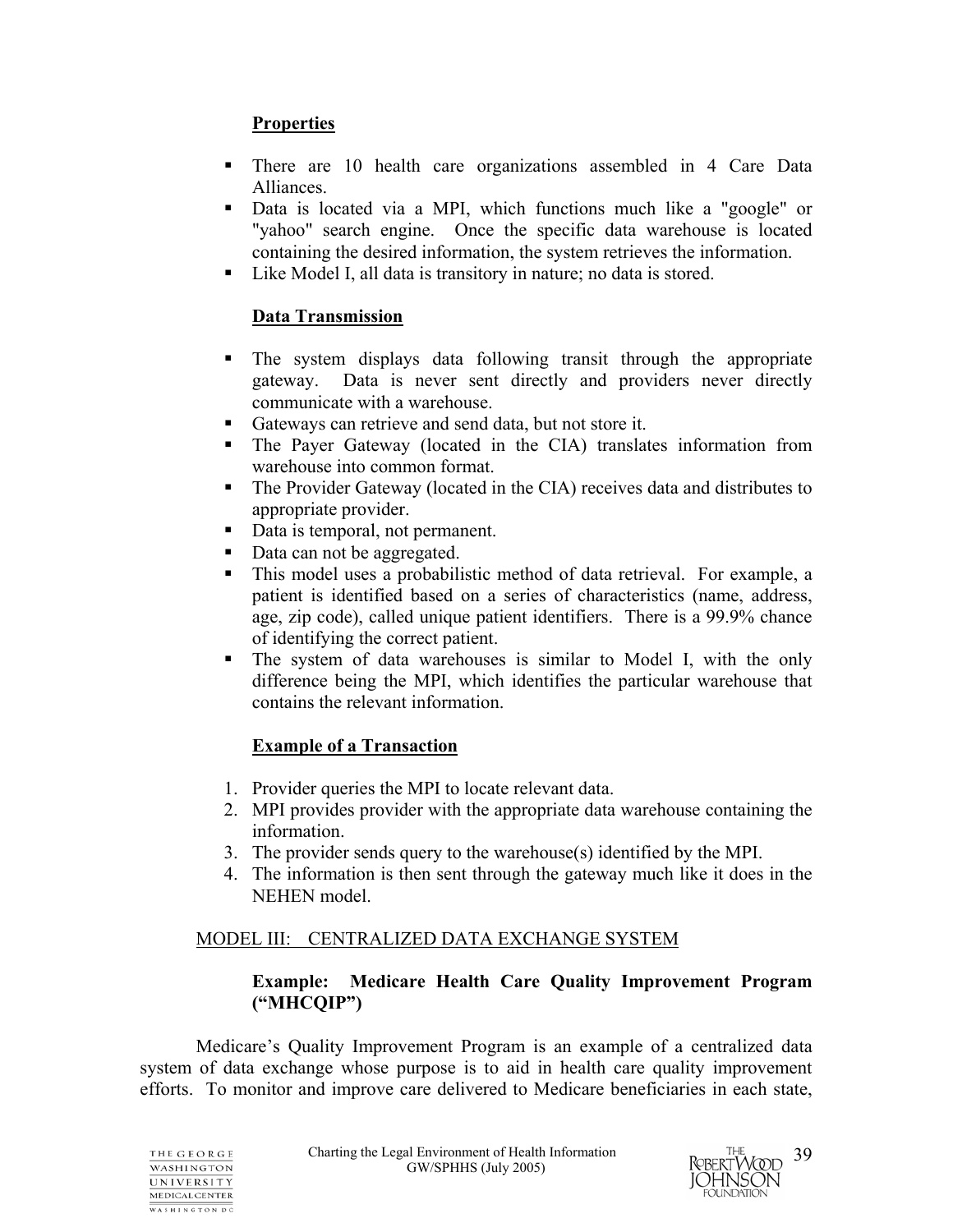**Properties**

- There are 10 health care organizations assembled in 4 Care Data Alliances.
- Data is located via a MPI, which functions much like a "google" or "yahoo" search engine. Once the specific data warehouse is located containing the desired information, the system retrieves the information.
- Like Model I, all data is transitory in nature; no data is stored.

**Data Transmission**

- The system displays data following transit through the appropriate gateway. Data is never sent directly and providers never directly communicate with a warehouse.
- Gateways can retrieve and send data, but not store it.
- The Payer Gateway (located in the CIA) translates information from warehouse into common format.
- The Provider Gateway (located in the CIA) receives data and distributes to appropriate provider.
- Data is temporal, not permanent.
- Data can not be aggregated.
- This model uses a probabilistic method of data retrieval. For example, a patient is identified based on a series of characteristics (name, address, age, zip code), called unique patient identifiers. There is a 99.9% chance of identifying the correct patient.
- The system of data warehouses is similar to Model I, with the only difference being the MPI, which identifies the particular warehouse that contains the relevant information.

**Example of a Transaction**

1. Provider queries the MPI to locate relevant data.
2. MPI provides provider with the appropriate data warehouse containing the information.
3. The provider sends query to the warehouse(s) identified by the MPI.
4. The information is then sent through the gateway much like it does in the NEHEN model.

MODEL III: CENTRALIZED DATA EXCHANGE SYSTEM

**Example: Medicare Health Care Quality Improvement Program ("MHCQIP")**

Medicare's Quality Improvement Program is an example of a centralized data system of data exchange whose purpose is to aid in health care quality improvement efforts. To monitor and improve care delivered to Medicare beneficiaries in each state,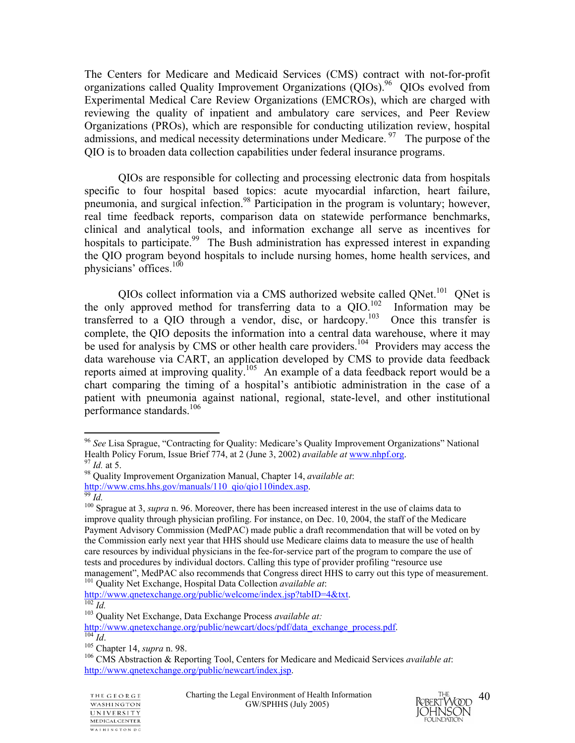The Centers for Medicare and Medicaid Services (CMS) contract with not-for-profit organizations called Quality Improvement Organizations (QIOs).[96] QIOs evolved from Experimental Medical Care Review Organizations (EMCROs), which are charged with reviewing the quality of inpatient and ambulatory care services, and Peer Review Organizations (PROs), which are responsible for conducting utilization review, hospital admissions, and medical necessity determinations under Medicare.[97] The purpose of the QIO is to broaden data collection capabilities under federal insurance programs.

QIOs are responsible for collecting and processing electronic data from hospitals specific to four hospital based topics: acute myocardial infarction, heart failure, pneumonia, and surgical infection.[98] Participation in the program is voluntary; however, real time feedback reports, comparison data on statewide performance benchmarks, clinical and analytical tools, and information exchange all serve as incentives for hospitals to participate.[99] The Bush administration has expressed interest in expanding the QIO program beyond hospitals to include nursing homes, home health services, and physicians' offices.[100]

QIOs collect information via a CMS authorized website called QNet.[101] QNet is the only approved method for transferring data to a QIO.[102] Information may be transferred to a QIO through a vendor, disc, or hardcopy.[103] Once this transfer is complete, the QIO deposits the information into a central data warehouse, where it may be used for analysis by CMS or other health care providers.[104] Providers may access the data warehouse via CART, an application developed by CMS to provide data feedback reports aimed at improving quality.[105] An example of a data feedback report would be a chart comparing the timing of a hospital's antibiotic administration in the case of a patient with pneumonia against national, regional, state-level, and other institutional performance standards.[106]

---

[96] *See* Lisa Sprague, "Contracting for Quality: Medicare's Quality Improvement Organizations" National Health Policy Forum, Issue Brief 774, at 2 (June 3, 2002) *available at* www.nhpf.org.

[97] *Id.* at 5.

[98] Quality Improvement Organization Manual, Chapter 14, *available at*: http://www.cms.hhs.gov/manuals/110_qio/qio110index.asp.

[99] *Id.*

[100] Sprague at 3, *supra* n. 96. Moreover, there has been increased interest in the use of claims data to improve quality through physician profiling. For instance, on Dec. 10, 2004, the staff of the Medicare Payment Advisory Commission (MedPAC) made public a draft recommendation that will be voted on by the Commission early next year that HHS should use Medicare claims data to measure the use of health care resources by individual physicians in the fee-for-service part of the program to compare the use of tests and procedures by individual doctors. Calling this type of provider profiling "resource use management", MedPAC also recommends that Congress direct HHS to carry out this type of measurement.

[101] Quality Net Exchange, Hospital Data Collection *available at*: http://www.qnetexchange.org/public/welcome/index.jsp?tabID=4&txt.

[102] *Id.*

[103] Quality Net Exchange, Data Exchange Process *available at:* http://www.qnetexchange.org/public/newcart/docs/pdf/data_exchange_process.pdf.

[104] *Id*.

[105] Chapter 14, *supra* n. 98.

[106] CMS Abstraction & Reporting Tool, Centers for Medicare and Medicaid Services *available at*: http://www.qnetexchange.org/public/newcart/index.jsp.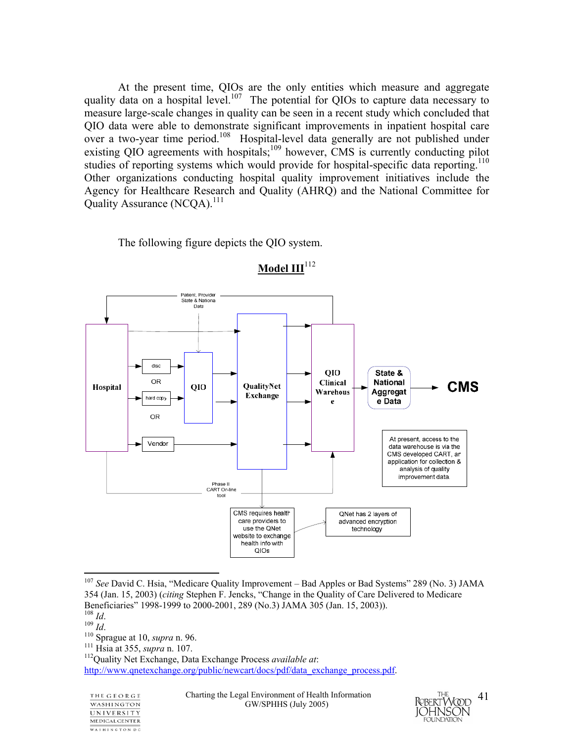At the present time, QIOs are the only entities which measure and aggregate quality data on a hospital level.[107] The potential for QIOs to capture data necessary to measure large-scale changes in quality can be seen in a recent study which concluded that QIO data were able to demonstrate significant improvements in inpatient hospital care over a two-year time period.[108] Hospital-level data generally are not published under existing QIO agreements with hospitals;[109] however, CMS is currently conducting pilot studies of reporting systems which would provide for hospital-specific data reporting.[110] Other organizations conducting hospital quality improvement initiatives include the Agency for Healthcare Research and Quality (AHRQ) and the National Committee for Quality Assurance (NCQA).[111]

The following figure depicts the QIO system.

**Model III**[112]

Patient, Provider State & Nationa Data

Hospital

disc

OR

hard copy

OR

Vendor

QIO

QualityNet Exchange

QIO Clinical Warehouse

State & National Aggregate Data

CMS

At present, access to the data warehouse is via the CMS developed CART, an application for collection & analysis of quality improvement data.

Phase II CART On-line tool

CMS requires health care providers to use the QNet website to exchange health info with QIOs

QNet has 2 layers of advanced encryption technology

---

[107] *See* David C. Hsia, "Medicare Quality Improvement – Bad Apples or Bad Systems" 289 (No. 3) JAMA 354 (Jan. 15, 2003) (*citing* Stephen F. Jencks, "Change in the Quality of Care Delivered to Medicare Beneficiaries" 1998-1999 to 2000-2001, 289 (No.3) JAMA 305 (Jan. 15, 2003)).

[108] *Id*.

[109] *Id*.

[110] Sprague at 10, *supra* n. 96.

[111] Hsia at 355, *supra* n. 107.

[112] Quality Net Exchange, Data Exchange Process *available at*: http://www.qnetexchange.org/public/newcart/docs/pdf/data_exchange_process.pdf.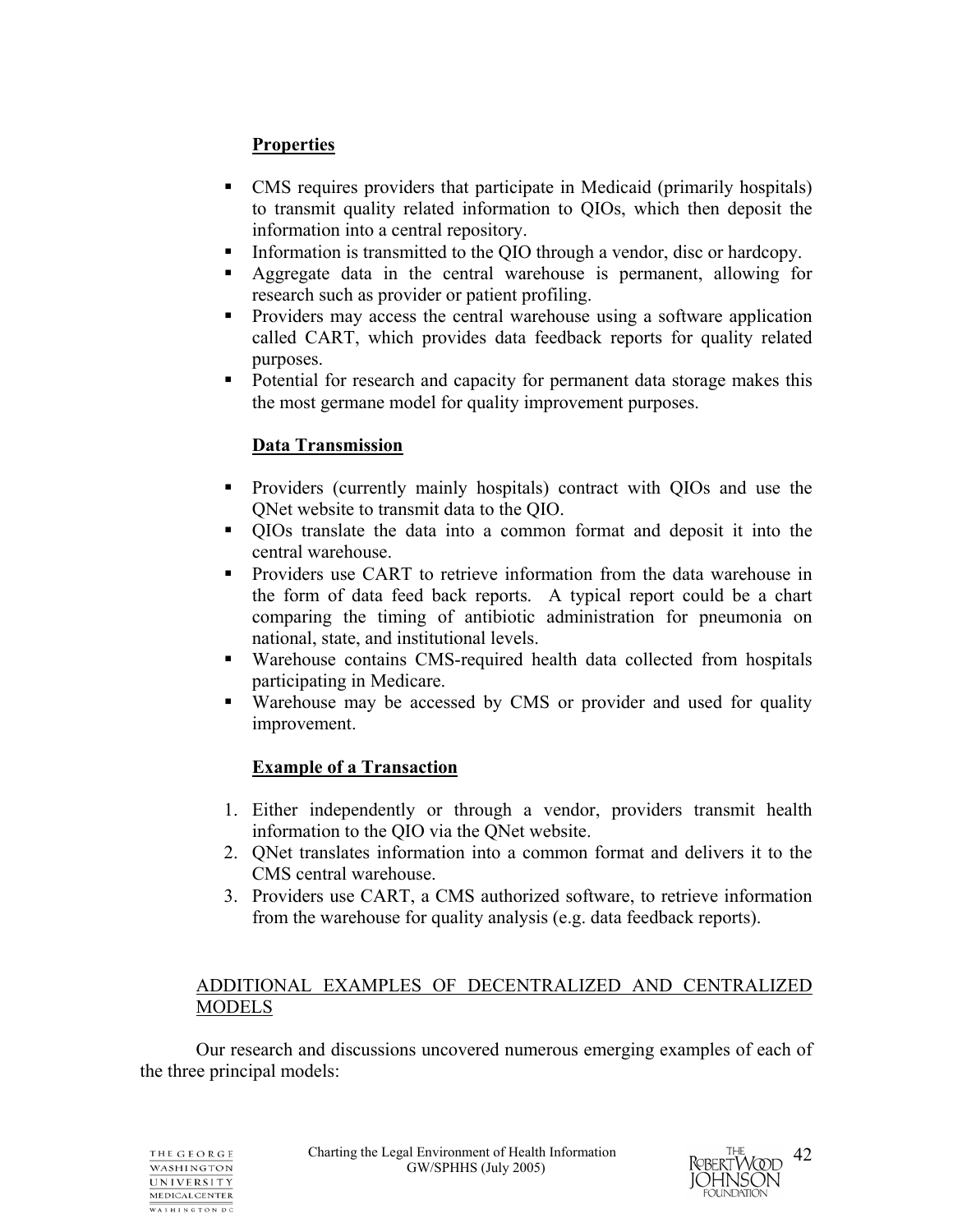**Properties**

- CMS requires providers that participate in Medicaid (primarily hospitals) to transmit quality related information to QIOs, which then deposit the information into a central repository.
- Information is transmitted to the QIO through a vendor, disc or hardcopy.
- Aggregate data in the central warehouse is permanent, allowing for research such as provider or patient profiling.
- Providers may access the central warehouse using a software application called CART, which provides data feedback reports for quality related purposes.
- Potential for research and capacity for permanent data storage makes this the most germane model for quality improvement purposes.

**Data Transmission**

- Providers (currently mainly hospitals) contract with QIOs and use the QNet website to transmit data to the QIO.
- QIOs translate the data into a common format and deposit it into the central warehouse.
- Providers use CART to retrieve information from the data warehouse in the form of data feed back reports. A typical report could be a chart comparing the timing of antibiotic administration for pneumonia on national, state, and institutional levels.
- Warehouse contains CMS-required health data collected from hospitals participating in Medicare.
- Warehouse may be accessed by CMS or provider and used for quality improvement.

**Example of a Transaction**

1. Either independently or through a vendor, providers transmit health information to the QIO via the QNet website.
2. QNet translates information into a common format and delivers it to the CMS central warehouse.
3. Providers use CART, a CMS authorized software, to retrieve information from the warehouse for quality analysis (e.g. data feedback reports).

ADDITIONAL EXAMPLES OF DECENTRALIZED AND CENTRALIZED MODELS

Our research and discussions uncovered numerous emerging examples of each of the three principal models: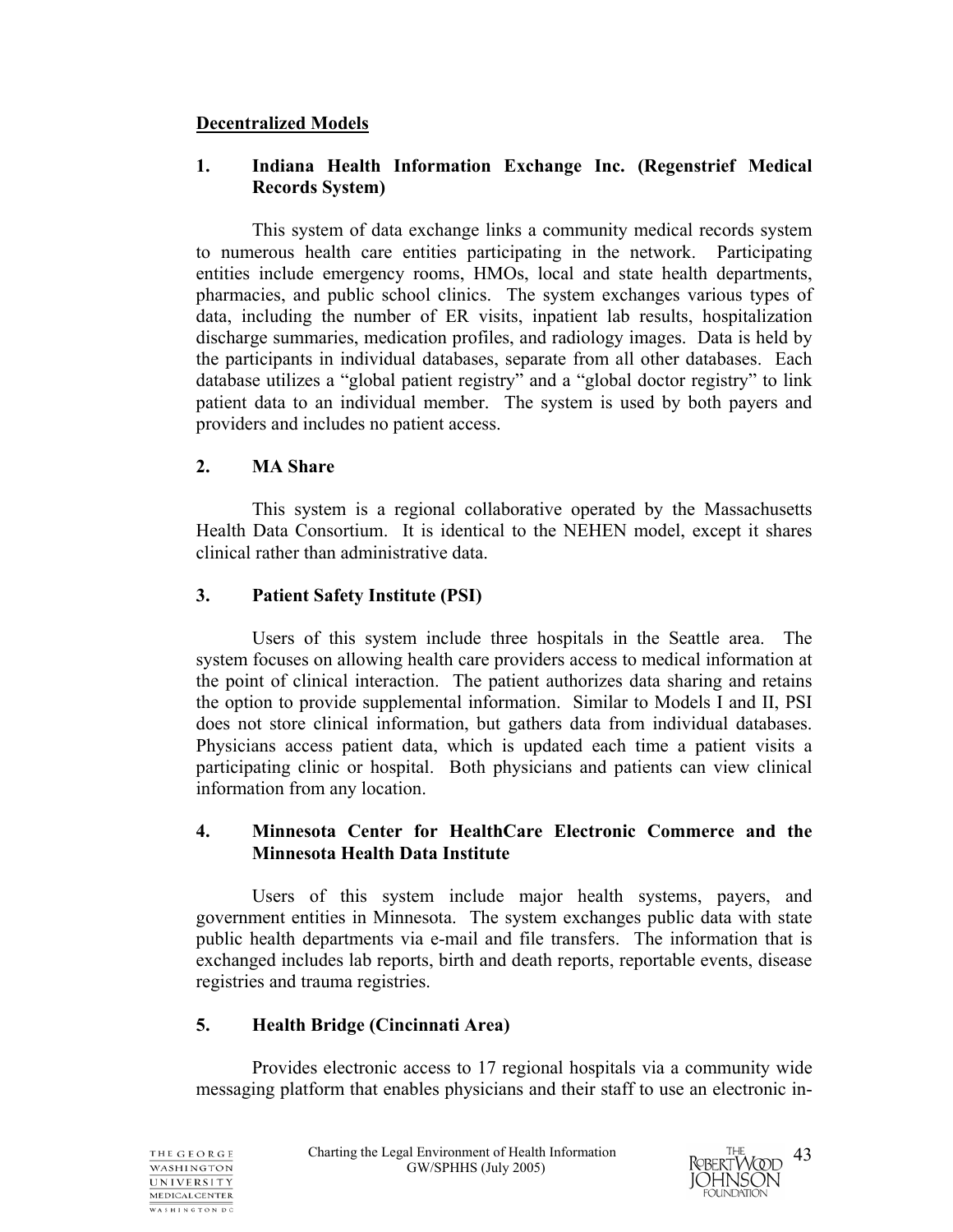**<u>Decentralized Models</u>**

**1. Indiana Health Information Exchange Inc. (Regenstrief Medical Records System)**

This system of data exchange links a community medical records system to numerous health care entities participating in the network. Participating entities include emergency rooms, HMOs, local and state health departments, pharmacies, and public school clinics. The system exchanges various types of data, including the number of ER visits, inpatient lab results, hospitalization discharge summaries, medication profiles, and radiology images. Data is held by the participants in individual databases, separate from all other databases. Each database utilizes a "global patient registry" and a "global doctor registry" to link patient data to an individual member. The system is used by both payers and providers and includes no patient access.

**2. MA Share**

This system is a regional collaborative operated by the Massachusetts Health Data Consortium. It is identical to the NEHEN model, except it shares clinical rather than administrative data.

**3. Patient Safety Institute (PSI)**

Users of this system include three hospitals in the Seattle area. The system focuses on allowing health care providers access to medical information at the point of clinical interaction. The patient authorizes data sharing and retains the option to provide supplemental information. Similar to Models I and II, PSI does not store clinical information, but gathers data from individual databases. Physicians access patient data, which is updated each time a patient visits a participating clinic or hospital. Both physicians and patients can view clinical information from any location.

**4. Minnesota Center for HealthCare Electronic Commerce and the Minnesota Health Data Institute**

Users of this system include major health systems, payers, and government entities in Minnesota. The system exchanges public data with state public health departments via e-mail and file transfers. The information that is exchanged includes lab reports, birth and death reports, reportable events, disease registries and trauma registries.

**5. Health Bridge (Cincinnati Area)**

Provides electronic access to 17 regional hospitals via a community wide messaging platform that enables physicians and their staff to use an electronic in-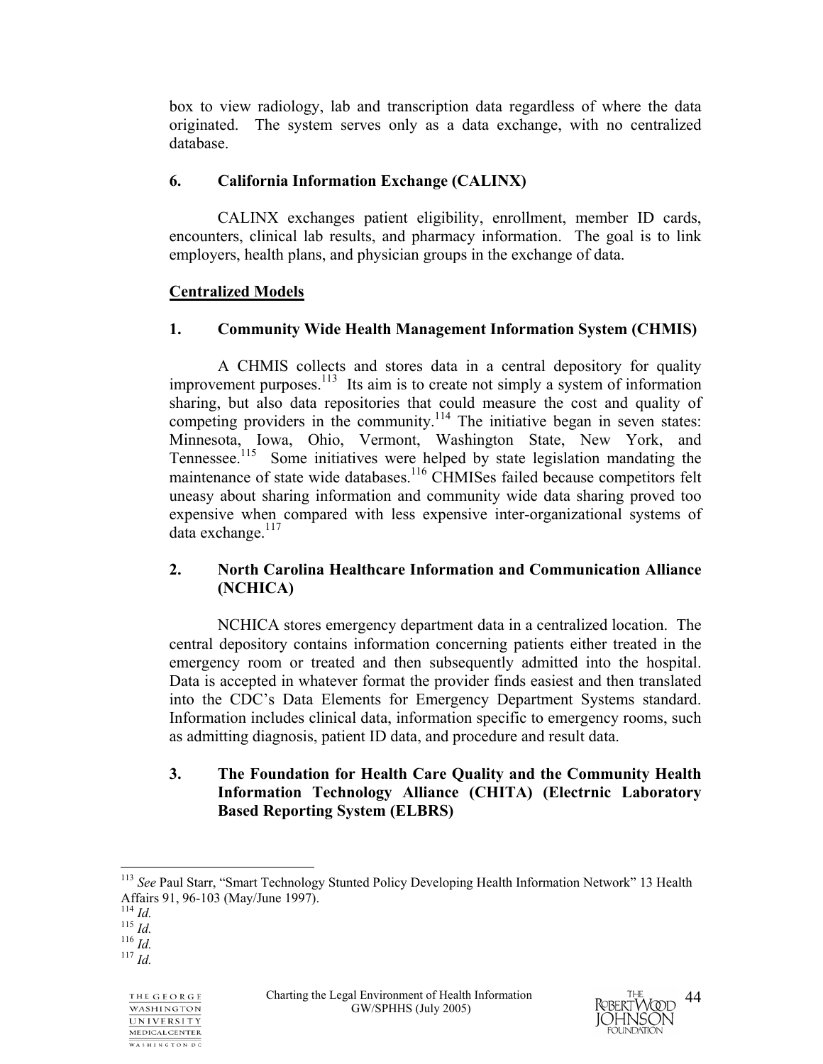box to view radiology, lab and transcription data regardless of where the data originated. The system serves only as a data exchange, with no centralized database.

### 6. California Information Exchange (CALINX)

CALINX exchanges patient eligibility, enrollment, member ID cards, encounters, clinical lab results, and pharmacy information. The goal is to link employers, health plans, and physician groups in the exchange of data.

## Centralized Models

### 1. Community Wide Health Management Information System (CHMIS)

A CHMIS collects and stores data in a central depository for quality improvement purposes.[113] Its aim is to create not simply a system of information sharing, but also data repositories that could measure the cost and quality of competing providers in the community.[114] The initiative began in seven states: Minnesota, Iowa, Ohio, Vermont, Washington State, New York, and Tennessee.[115] Some initiatives were helped by state legislation mandating the maintenance of state wide databases.[116] CHMISes failed because competitors felt uneasy about sharing information and community wide data sharing proved too expensive when compared with less expensive inter-organizational systems of data exchange.[117]

### 2. North Carolina Healthcare Information and Communication Alliance (NCHICA)

NCHICA stores emergency department data in a centralized location. The central depository contains information concerning patients either treated in the emergency room or treated and then subsequently admitted into the hospital. Data is accepted in whatever format the provider finds easiest and then translated into the CDC's Data Elements for Emergency Department Systems standard. Information includes clinical data, information specific to emergency rooms, such as admitting diagnosis, patient ID data, and procedure and result data.

### 3. The Foundation for Health Care Quality and the Community Health Information Technology Alliance (CHITA) (Electrnic Laboratory Based Reporting System (ELBRS)

---

[113] *See* Paul Starr, "Smart Technology Stunted Policy Developing Health Information Network" 13 Health Affairs 91, 96-103 (May/June 1997).

[114] *Id.*

[115] *Id.*

[116] *Id.*

[117] *Id.*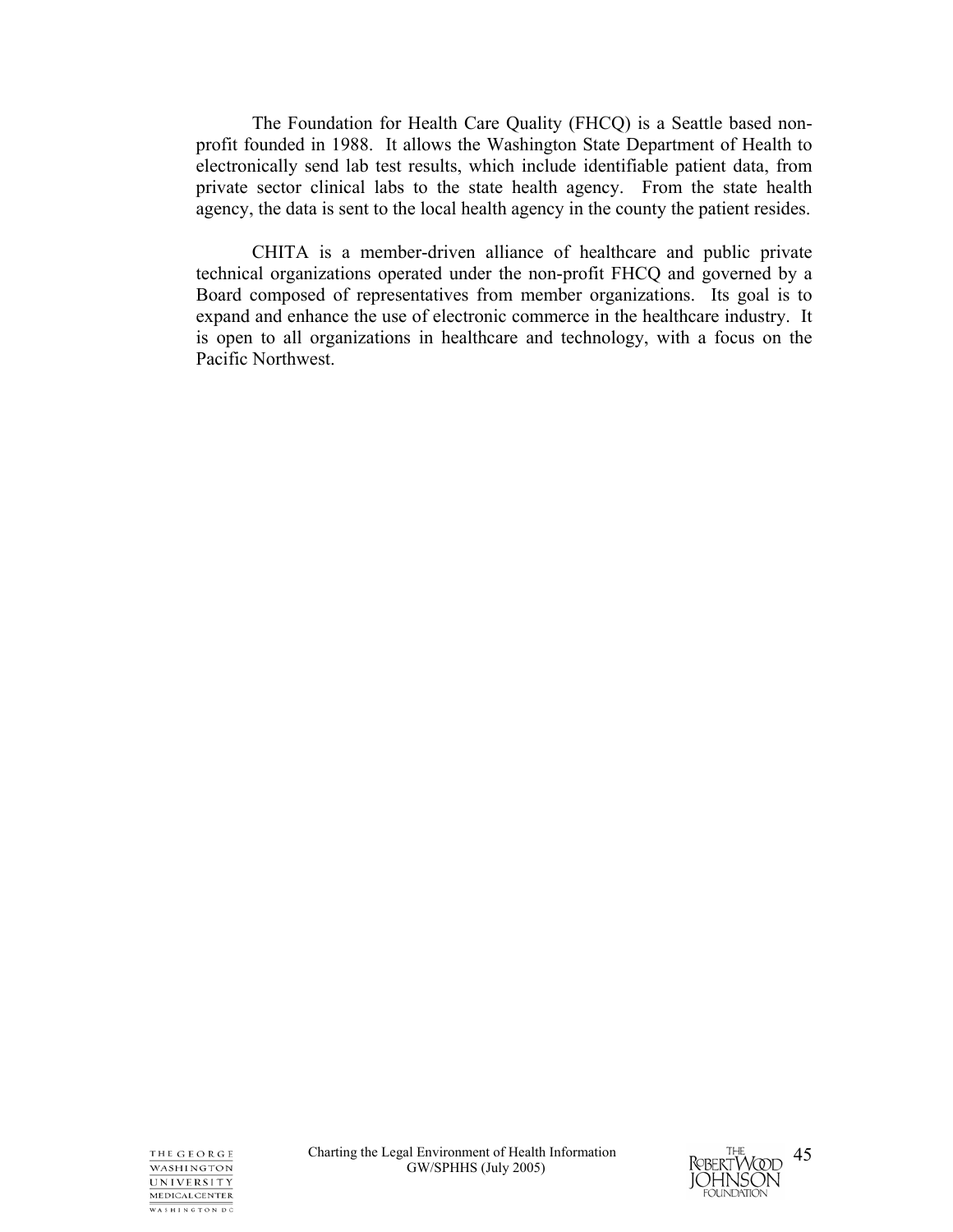The Foundation for Health Care Quality (FHCQ) is a Seattle based non-profit founded in 1988. It allows the Washington State Department of Health to electronically send lab test results, which include identifiable patient data, from private sector clinical labs to the state health agency. From the state health agency, the data is sent to the local health agency in the county the patient resides.

CHITA is a member-driven alliance of healthcare and public private technical organizations operated under the non-profit FHCQ and governed by a Board composed of representatives from member organizations. Its goal is to expand and enhance the use of electronic commerce in the healthcare industry. It is open to all organizations in healthcare and technology, with a focus on the Pacific Northwest.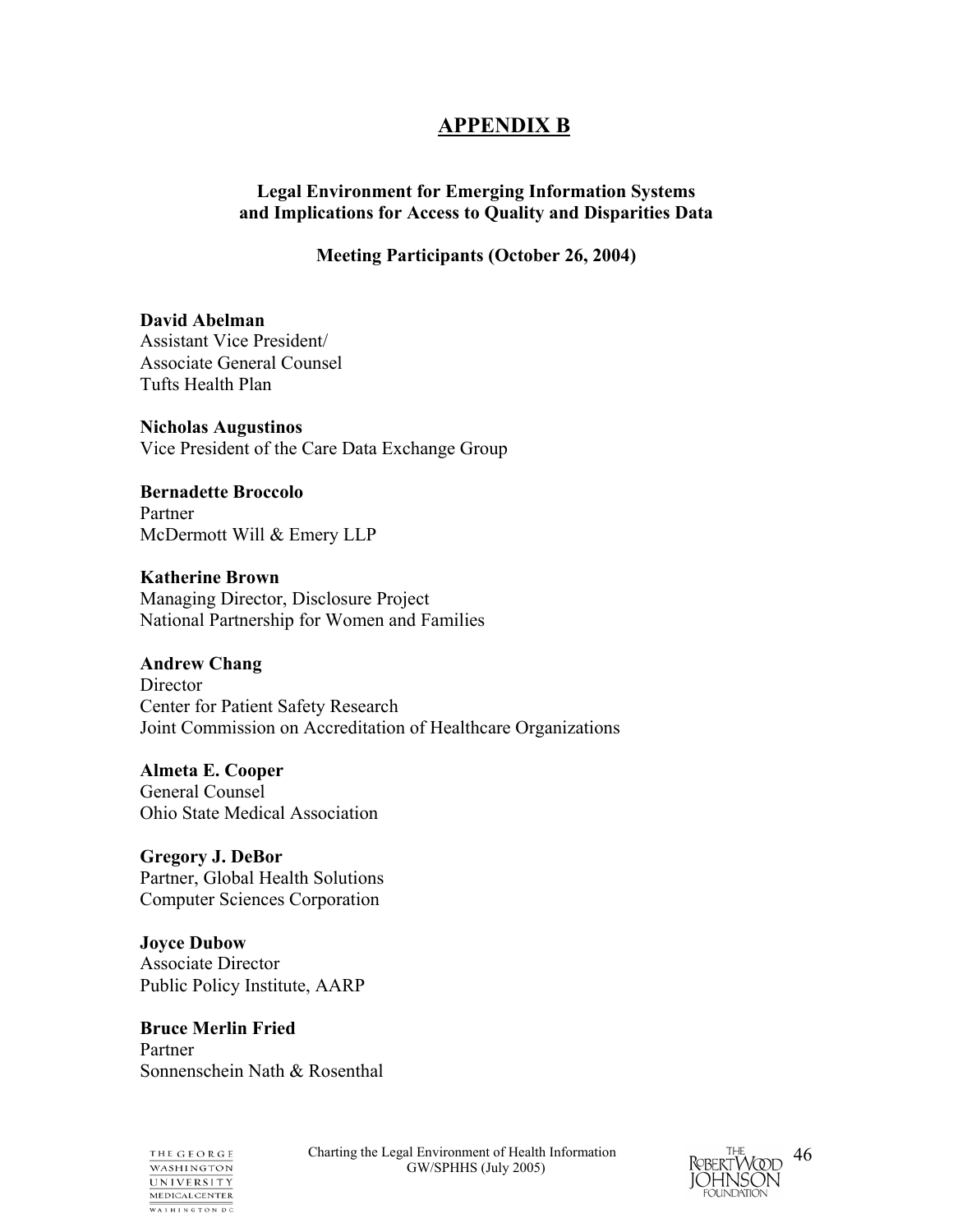# APPENDIX B

**Legal Environment for Emerging Information Systems and Implications for Access to Quality and Disparities Data**

**Meeting Participants (October 26, 2004)**

**David Abelman**
Assistant Vice President/
Associate General Counsel
Tufts Health Plan

**Nicholas Augustinos**
Vice President of the Care Data Exchange Group

**Bernadette Broccolo**
Partner
McDermott Will & Emery LLP

**Katherine Brown**
Managing Director, Disclosure Project
National Partnership for Women and Families

**Andrew Chang**
Director
Center for Patient Safety Research
Joint Commission on Accreditation of Healthcare Organizations

**Almeta E. Cooper**
General Counsel
Ohio State Medical Association

**Gregory J. DeBor**
Partner, Global Health Solutions
Computer Sciences Corporation

**Joyce Dubow**
Associate Director
Public Policy Institute, AARP

**Bruce Merlin Fried**
Partner
Sonnenschein Nath & Rosenthal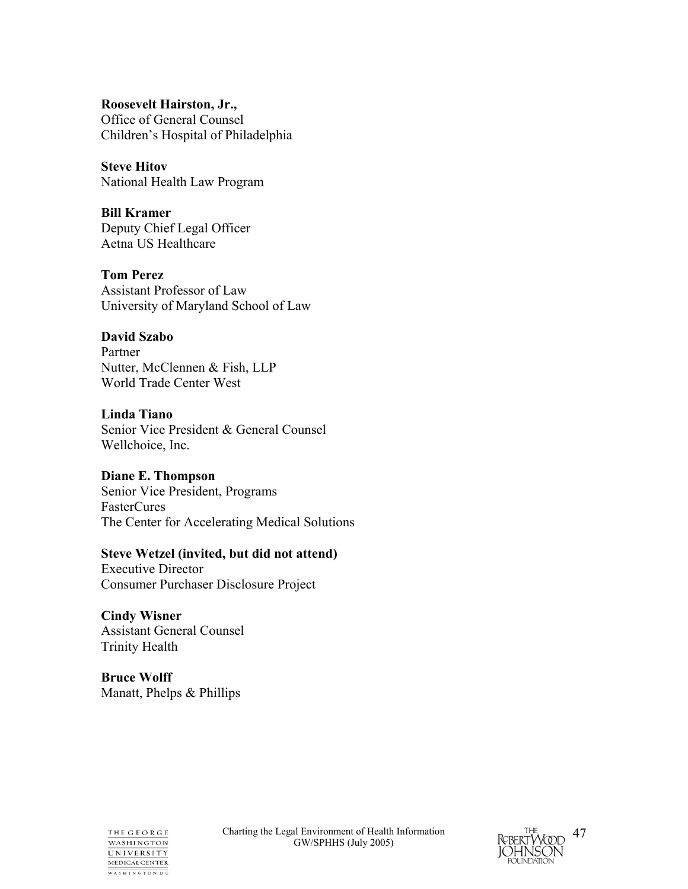**Roosevelt Hairston, Jr.,**
Office of General Counsel
Children's Hospital of Philadelphia

**Steve Hitov**
National Health Law Program

**Bill Kramer**
Deputy Chief Legal Officer
Aetna US Healthcare

**Tom Perez**
Assistant Professor of Law
University of Maryland School of Law

**David Szabo**
Partner
Nutter, McClennen & Fish, LLP
World Trade Center West

**Linda Tiano**
Senior Vice President & General Counsel
Wellchoice, Inc.

**Diane E. Thompson**
Senior Vice President, Programs
FasterCures
The Center for Accelerating Medical Solutions

**Steve Wetzel (invited, but did not attend)**
Executive Director
Consumer Purchaser Disclosure Project

**Cindy Wisner**
Assistant General Counsel
Trinity Health

**Bruce Wolff**
Manatt, Phelps & Phillips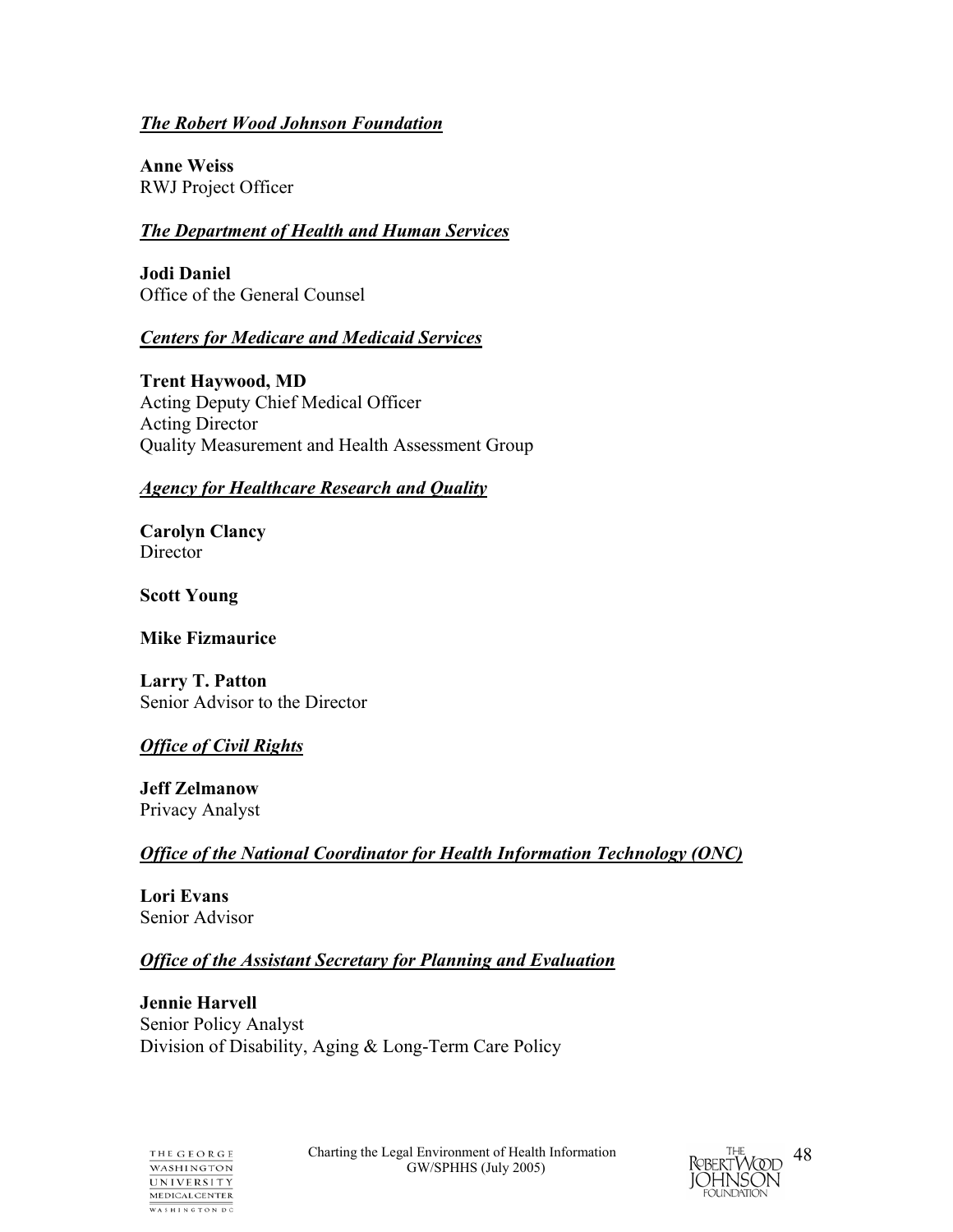***The Robert Wood Johnson Foundation***

**Anne Weiss**
RWJ Project Officer

***The Department of Health and Human Services***

**Jodi Daniel**
Office of the General Counsel

***Centers for Medicare and Medicaid Services***

**Trent Haywood, MD**
Acting Deputy Chief Medical Officer
Acting Director
Quality Measurement and Health Assessment Group

***Agency for Healthcare Research and Quality***

**Carolyn Clancy**
Director

**Scott Young**

**Mike Fizmaurice**

**Larry T. Patton**
Senior Advisor to the Director

***Office of Civil Rights***

**Jeff Zelmanow**
Privacy Analyst

***Office of the National Coordinator for Health Information Technology (ONC)***

**Lori Evans**
Senior Advisor

***Office of the Assistant Secretary for Planning and Evaluation***

**Jennie Harvell**
Senior Policy Analyst
Division of Disability, Aging & Long-Term Care Policy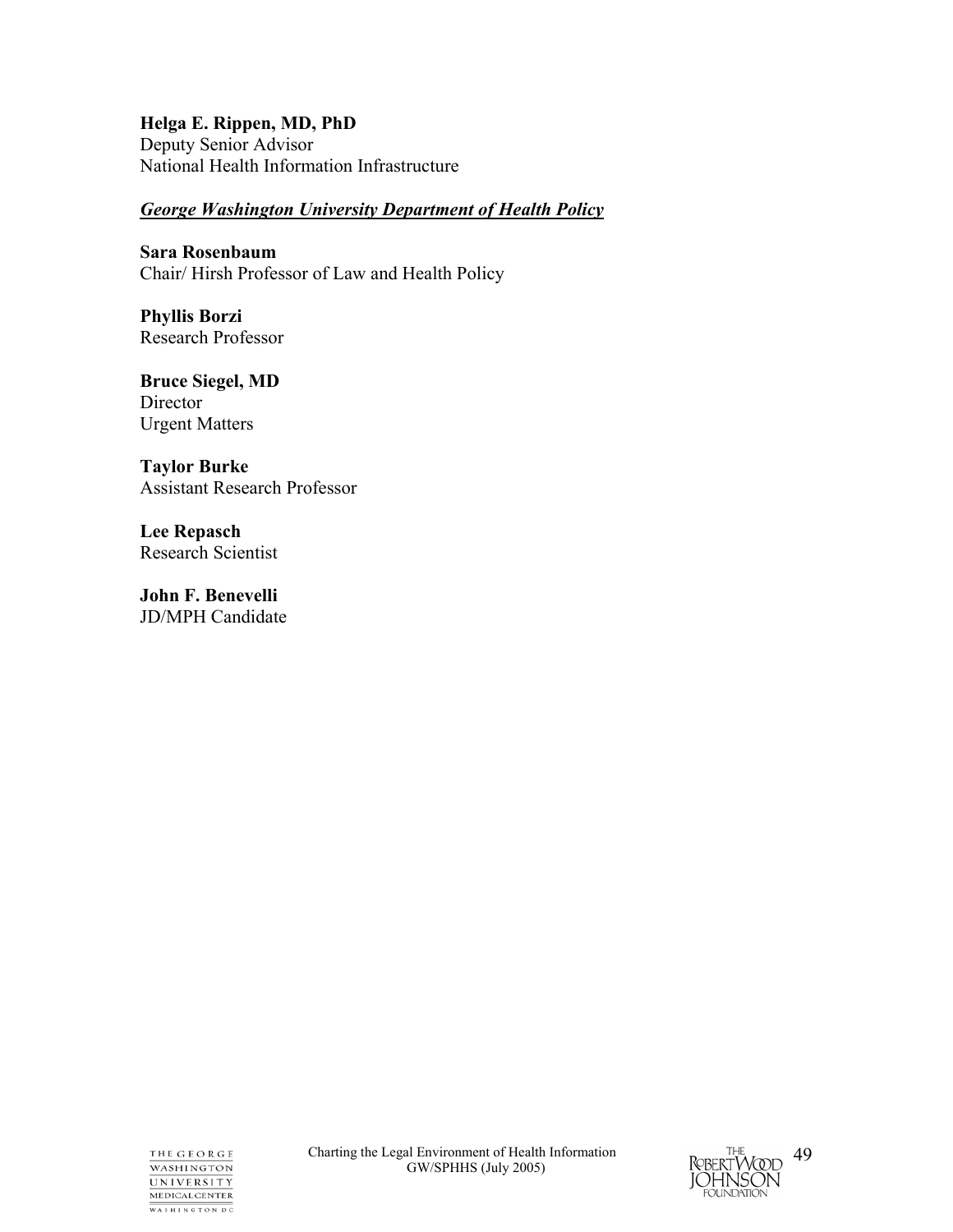**Helga E. Rippen, MD, PhD**
Deputy Senior Advisor
National Health Information Infrastructure

***George Washington University Department of Health Policy***

**Sara Rosenbaum**
Chair/ Hirsh Professor of Law and Health Policy

**Phyllis Borzi**
Research Professor

**Bruce Siegel, MD**
Director
Urgent Matters

**Taylor Burke**
Assistant Research Professor

**Lee Repasch**
Research Scientist

**John F. Benevelli**
JD/MPH Candidate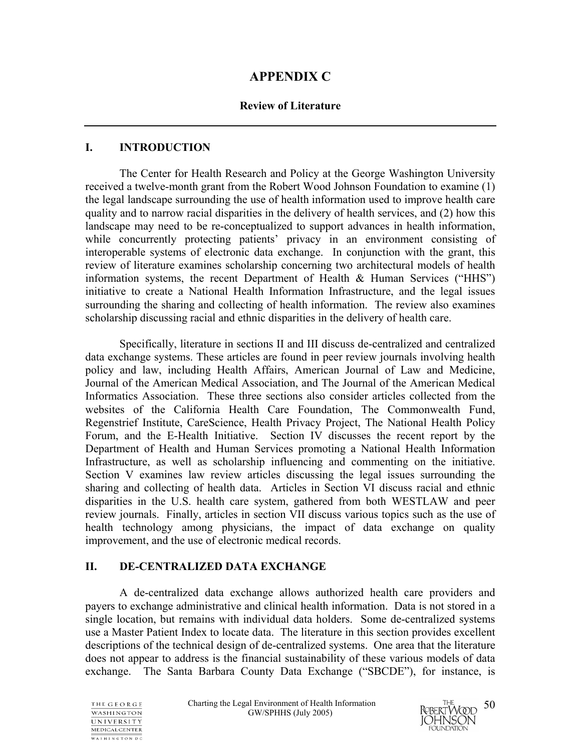# APPENDIX C

## Review of Literature

---

### I. INTRODUCTION

The Center for Health Research and Policy at the George Washington University received a twelve-month grant from the Robert Wood Johnson Foundation to examine (1) the legal landscape surrounding the use of health information used to improve health care quality and to narrow racial disparities in the delivery of health services, and (2) how this landscape may need to be re-conceptualized to support advances in health information, while concurrently protecting patients' privacy in an environment consisting of interoperable systems of electronic data exchange. In conjunction with the grant, this review of literature examines scholarship concerning two architectural models of health information systems, the recent Department of Health & Human Services ("HHS") initiative to create a National Health Information Infrastructure, and the legal issues surrounding the sharing and collecting of health information. The review also examines scholarship discussing racial and ethnic disparities in the delivery of health care.

Specifically, literature in sections II and III discuss de-centralized and centralized data exchange systems. These articles are found in peer review journals involving health policy and law, including Health Affairs, American Journal of Law and Medicine, Journal of the American Medical Association, and The Journal of the American Medical Informatics Association. These three sections also consider articles collected from the websites of the California Health Care Foundation, The Commonwealth Fund, Regenstrief Institute, CareScience, Health Privacy Project, The National Health Policy Forum, and the E-Health Initiative. Section IV discusses the recent report by the Department of Health and Human Services promoting a National Health Information Infrastructure, as well as scholarship influencing and commenting on the initiative. Section V examines law review articles discussing the legal issues surrounding the sharing and collecting of health data. Articles in Section VI discuss racial and ethnic disparities in the U.S. health care system, gathered from both WESTLAW and peer review journals. Finally, articles in section VII discuss various topics such as the use of health technology among physicians, the impact of data exchange on quality improvement, and the use of electronic medical records.

### II. DE-CENTRALIZED DATA EXCHANGE

A de-centralized data exchange allows authorized health care providers and payers to exchange administrative and clinical health information. Data is not stored in a single location, but remains with individual data holders. Some de-centralized systems use a Master Patient Index to locate data. The literature in this section provides excellent descriptions of the technical design of de-centralized systems. One area that the literature does not appear to address is the financial sustainability of these various models of data exchange. The Santa Barbara County Data Exchange ("SBCDE"), for instance, is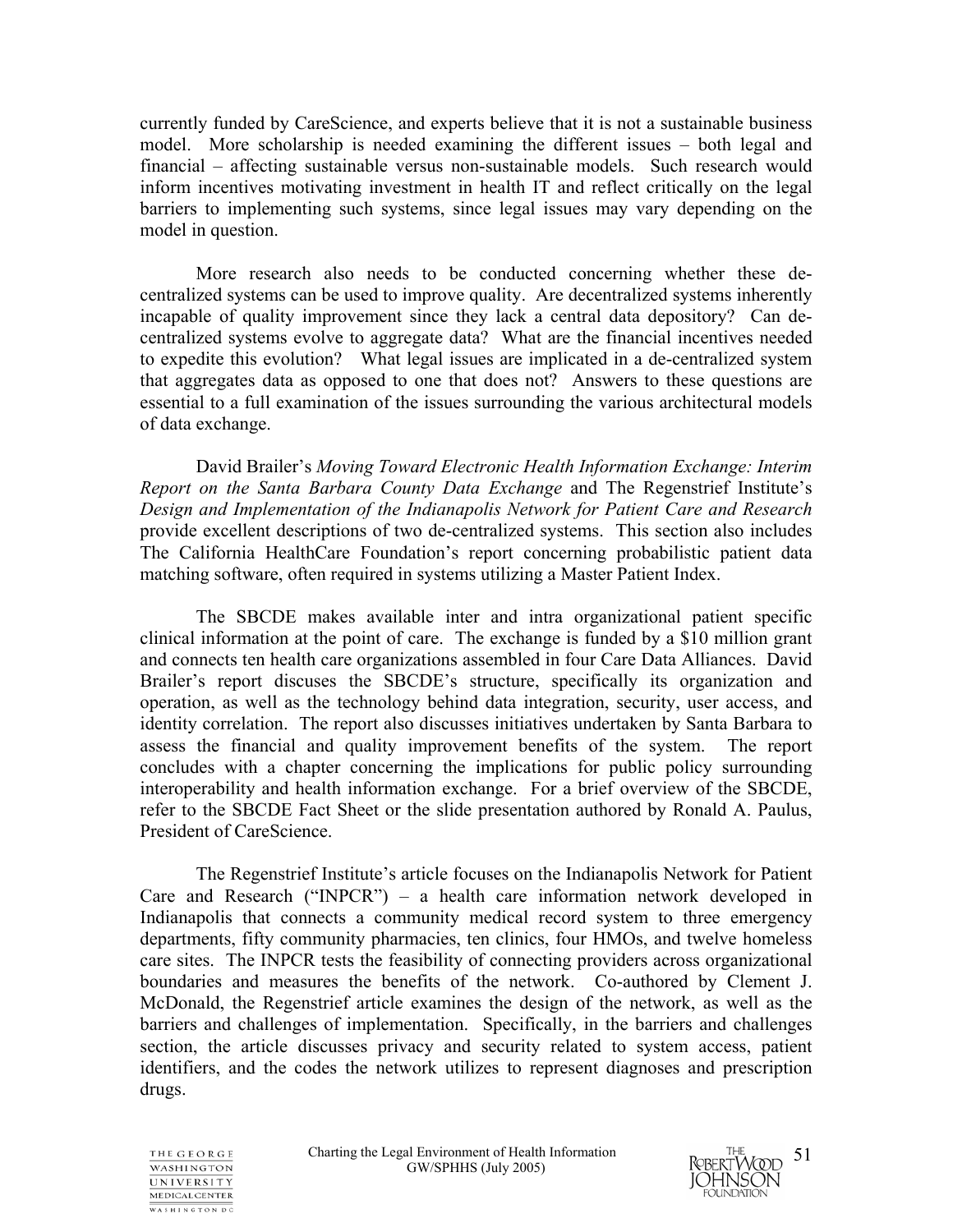currently funded by CareScience, and experts believe that it is not a sustainable business model. More scholarship is needed examining the different issues – both legal and financial – affecting sustainable versus non-sustainable models. Such research would inform incentives motivating investment in health IT and reflect critically on the legal barriers to implementing such systems, since legal issues may vary depending on the model in question.

More research also needs to be conducted concerning whether these de-centralized systems can be used to improve quality. Are decentralized systems inherently incapable of quality improvement since they lack a central data depository? Can de-centralized systems evolve to aggregate data? What are the financial incentives needed to expedite this evolution? What legal issues are implicated in a de-centralized system that aggregates data as opposed to one that does not? Answers to these questions are essential to a full examination of the issues surrounding the various architectural models of data exchange.

David Brailer's *Moving Toward Electronic Health Information Exchange: Interim Report on the Santa Barbara County Data Exchange* and The Regenstrief Institute's *Design and Implementation of the Indianapolis Network for Patient Care and Research* provide excellent descriptions of two de-centralized systems. This section also includes The California HealthCare Foundation's report concerning probabilistic patient data matching software, often required in systems utilizing a Master Patient Index.

The SBCDE makes available inter and intra organizational patient specific clinical information at the point of care. The exchange is funded by a $10 million grant and connects ten health care organizations assembled in four Care Data Alliances. David Brailer's report discuses the SBCDE's structure, specifically its organization and operation, as well as the technology behind data integration, security, user access, and identity correlation. The report also discusses initiatives undertaken by Santa Barbara to assess the financial and quality improvement benefits of the system. The report concludes with a chapter concerning the implications for public policy surrounding interoperability and health information exchange. For a brief overview of the SBCDE, refer to the SBCDE Fact Sheet or the slide presentation authored by Ronald A. Paulus, President of CareScience.

The Regenstrief Institute's article focuses on the Indianapolis Network for Patient Care and Research ("INPCR") – a health care information network developed in Indianapolis that connects a community medical record system to three emergency departments, fifty community pharmacies, ten clinics, four HMOs, and twelve homeless care sites. The INPCR tests the feasibility of connecting providers across organizational boundaries and measures the benefits of the network. Co-authored by Clement J. McDonald, the Regenstrief article examines the design of the network, as well as the barriers and challenges of implementation. Specifically, in the barriers and challenges section, the article discusses privacy and security related to system access, patient identifiers, and the codes the network utilizes to represent diagnoses and prescription drugs.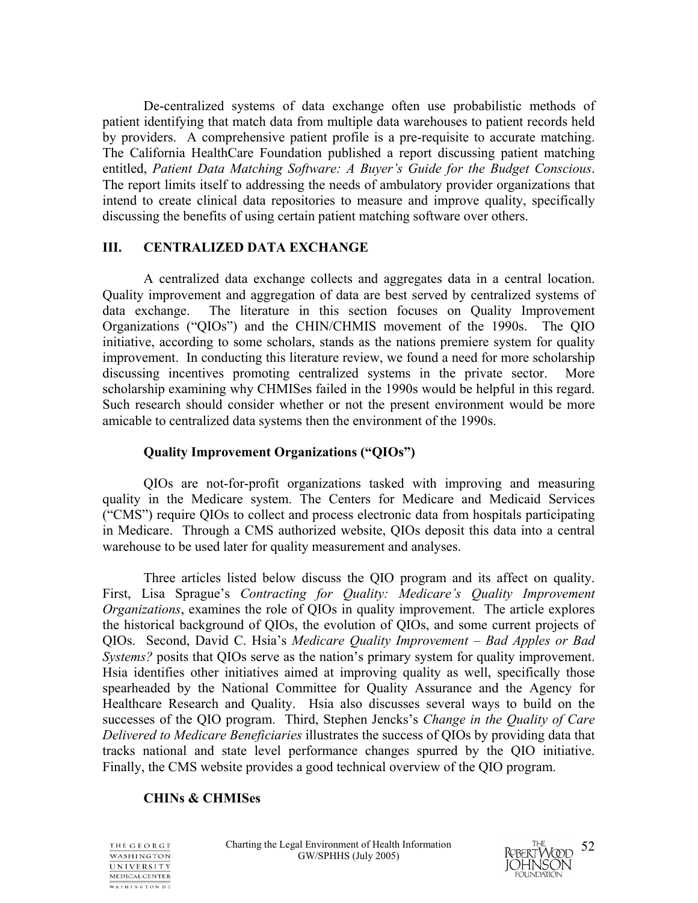De-centralized systems of data exchange often use probabilistic methods of patient identifying that match data from multiple data warehouses to patient records held by providers. A comprehensive patient profile is a pre-requisite to accurate matching. The California HealthCare Foundation published a report discussing patient matching entitled, *Patient Data Matching Software: A Buyer's Guide for the Budget Conscious*. The report limits itself to addressing the needs of ambulatory provider organizations that intend to create clinical data repositories to measure and improve quality, specifically discussing the benefits of using certain patient matching software over others.

## III. CENTRALIZED DATA EXCHANGE

A centralized data exchange collects and aggregates data in a central location. Quality improvement and aggregation of data are best served by centralized systems of data exchange. The literature in this section focuses on Quality Improvement Organizations ("QIOs") and the CHIN/CHMIS movement of the 1990s. The QIO initiative, according to some scholars, stands as the nations premiere system for quality improvement. In conducting this literature review, we found a need for more scholarship discussing incentives promoting centralized systems in the private sector. More scholarship examining why CHMISes failed in the 1990s would be helpful in this regard. Such research should consider whether or not the present environment would be more amicable to centralized data systems then the environment of the 1990s.

### Quality Improvement Organizations ("QIOs")

QIOs are not-for-profit organizations tasked with improving and measuring quality in the Medicare system. The Centers for Medicare and Medicaid Services ("CMS") require QIOs to collect and process electronic data from hospitals participating in Medicare. Through a CMS authorized website, QIOs deposit this data into a central warehouse to be used later for quality measurement and analyses.

Three articles listed below discuss the QIO program and its affect on quality. First, Lisa Sprague's *Contracting for Quality: Medicare's Quality Improvement Organizations*, examines the role of QIOs in quality improvement. The article explores the historical background of QIOs, the evolution of QIOs, and some current projects of QIOs. Second, David C. Hsia's *Medicare Quality Improvement – Bad Apples or Bad Systems?* posits that QIOs serve as the nation's primary system for quality improvement. Hsia identifies other initiatives aimed at improving quality as well, specifically those spearheaded by the National Committee for Quality Assurance and the Agency for Healthcare Research and Quality. Hsia also discusses several ways to build on the successes of the QIO program. Third, Stephen Jencks's *Change in the Quality of Care Delivered to Medicare Beneficiaries* illustrates the success of QIOs by providing data that tracks national and state level performance changes spurred by the QIO initiative. Finally, the CMS website provides a good technical overview of the QIO program.

### CHINs & CHMISes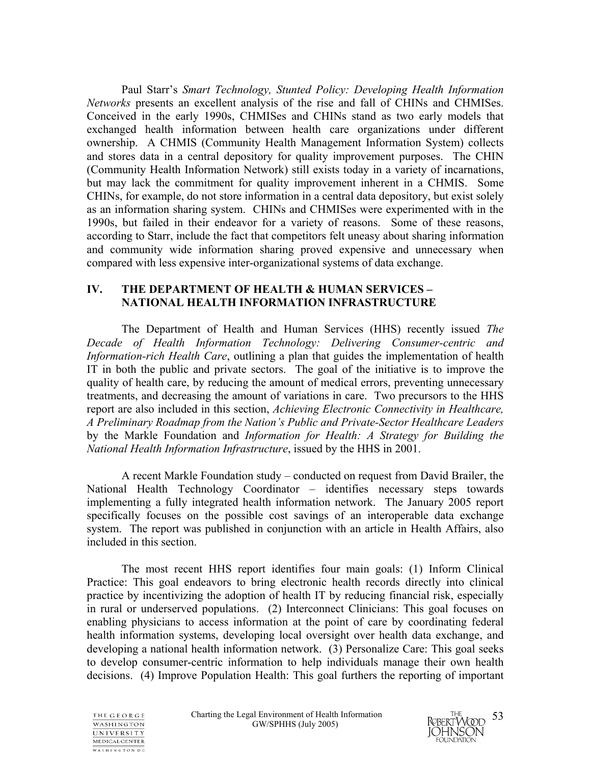Paul Starr's *Smart Technology, Stunted Policy: Developing Health Information Networks* presents an excellent analysis of the rise and fall of CHINs and CHMISes. Conceived in the early 1990s, CHMISes and CHINs stand as two early models that exchanged health information between health care organizations under different ownership. A CHMIS (Community Health Management Information System) collects and stores data in a central depository for quality improvement purposes. The CHIN (Community Health Information Network) still exists today in a variety of incarnations, but may lack the commitment for quality improvement inherent in a CHMIS. Some CHINs, for example, do not store information in a central data depository, but exist solely as an information sharing system. CHINs and CHMISes were experimented with in the 1990s, but failed in their endeavor for a variety of reasons. Some of these reasons, according to Starr, include the fact that competitors felt uneasy about sharing information and community wide information sharing proved expensive and unnecessary when compared with less expensive inter-organizational systems of data exchange.

## IV. THE DEPARTMENT OF HEALTH & HUMAN SERVICES – NATIONAL HEALTH INFORMATION INFRASTRUCTURE

The Department of Health and Human Services (HHS) recently issued *The Decade of Health Information Technology: Delivering Consumer-centric and Information-rich Health Care*, outlining a plan that guides the implementation of health IT in both the public and private sectors. The goal of the initiative is to improve the quality of health care, by reducing the amount of medical errors, preventing unnecessary treatments, and decreasing the amount of variations in care. Two precursors to the HHS report are also included in this section, *Achieving Electronic Connectivity in Healthcare, A Preliminary Roadmap from the Nation's Public and Private-Sector Healthcare Leaders* by the Markle Foundation and *Information for Health: A Strategy for Building the National Health Information Infrastructure*, issued by the HHS in 2001.

A recent Markle Foundation study – conducted on request from David Brailer, the National Health Technology Coordinator – identifies necessary steps towards implementing a fully integrated health information network. The January 2005 report specifically focuses on the possible cost savings of an interoperable data exchange system. The report was published in conjunction with an article in Health Affairs, also included in this section.

The most recent HHS report identifies four main goals: (1) Inform Clinical Practice: This goal endeavors to bring electronic health records directly into clinical practice by incentivizing the adoption of health IT by reducing financial risk, especially in rural or underserved populations. (2) Interconnect Clinicians: This goal focuses on enabling physicians to access information at the point of care by coordinating federal health information systems, developing local oversight over health data exchange, and developing a national health information network. (3) Personalize Care: This goal seeks to develop consumer-centric information to help individuals manage their own health decisions. (4) Improve Population Health: This goal furthers the reporting of important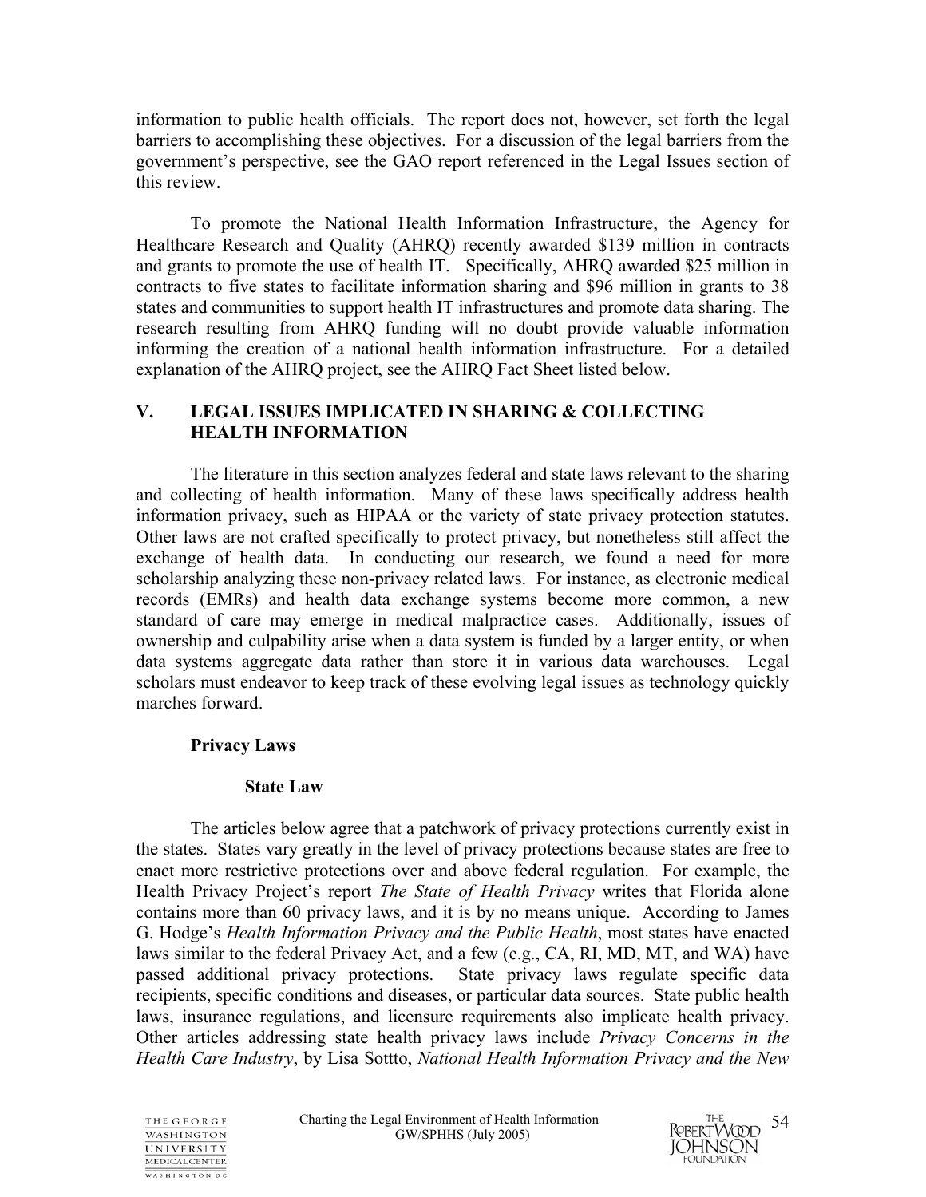information to public health officials. The report does not, however, set forth the legal barriers to accomplishing these objectives. For a discussion of the legal barriers from the government's perspective, see the GAO report referenced in the Legal Issues section of this review.

To promote the National Health Information Infrastructure, the Agency for Healthcare Research and Quality (AHRQ) recently awarded $139 million in contracts and grants to promote the use of health IT. Specifically, AHRQ awarded $25 million in contracts to five states to facilitate information sharing and $96 million in grants to 38 states and communities to support health IT infrastructures and promote data sharing. The research resulting from AHRQ funding will no doubt provide valuable information informing the creation of a national health information infrastructure. For a detailed explanation of the AHRQ project, see the AHRQ Fact Sheet listed below.

## V. LEGAL ISSUES IMPLICATED IN SHARING & COLLECTING HEALTH INFORMATION

The literature in this section analyzes federal and state laws relevant to the sharing and collecting of health information. Many of these laws specifically address health information privacy, such as HIPAA or the variety of state privacy protection statutes. Other laws are not crafted specifically to protect privacy, but nonetheless still affect the exchange of health data. In conducting our research, we found a need for more scholarship analyzing these non-privacy related laws. For instance, as electronic medical records (EMRs) and health data exchange systems become more common, a new standard of care may emerge in medical malpractice cases. Additionally, issues of ownership and culpability arise when a data system is funded by a larger entity, or when data systems aggregate data rather than store it in various data warehouses. Legal scholars must endeavor to keep track of these evolving legal issues as technology quickly marches forward.

### Privacy Laws

#### State Law

The articles below agree that a patchwork of privacy protections currently exist in the states. States vary greatly in the level of privacy protections because states are free to enact more restrictive protections over and above federal regulation. For example, the Health Privacy Project's report *The State of Health Privacy* writes that Florida alone contains more than 60 privacy laws, and it is by no means unique. According to James G. Hodge's *Health Information Privacy and the Public Health*, most states have enacted laws similar to the federal Privacy Act, and a few (e.g., CA, RI, MD, MT, and WA) have passed additional privacy protections. State privacy laws regulate specific data recipients, specific conditions and diseases, or particular data sources. State public health laws, insurance regulations, and licensure requirements also implicate health privacy. Other articles addressing state health privacy laws include *Privacy Concerns in the Health Care Industry*, by Lisa Sottto, *National Health Information Privacy and the New*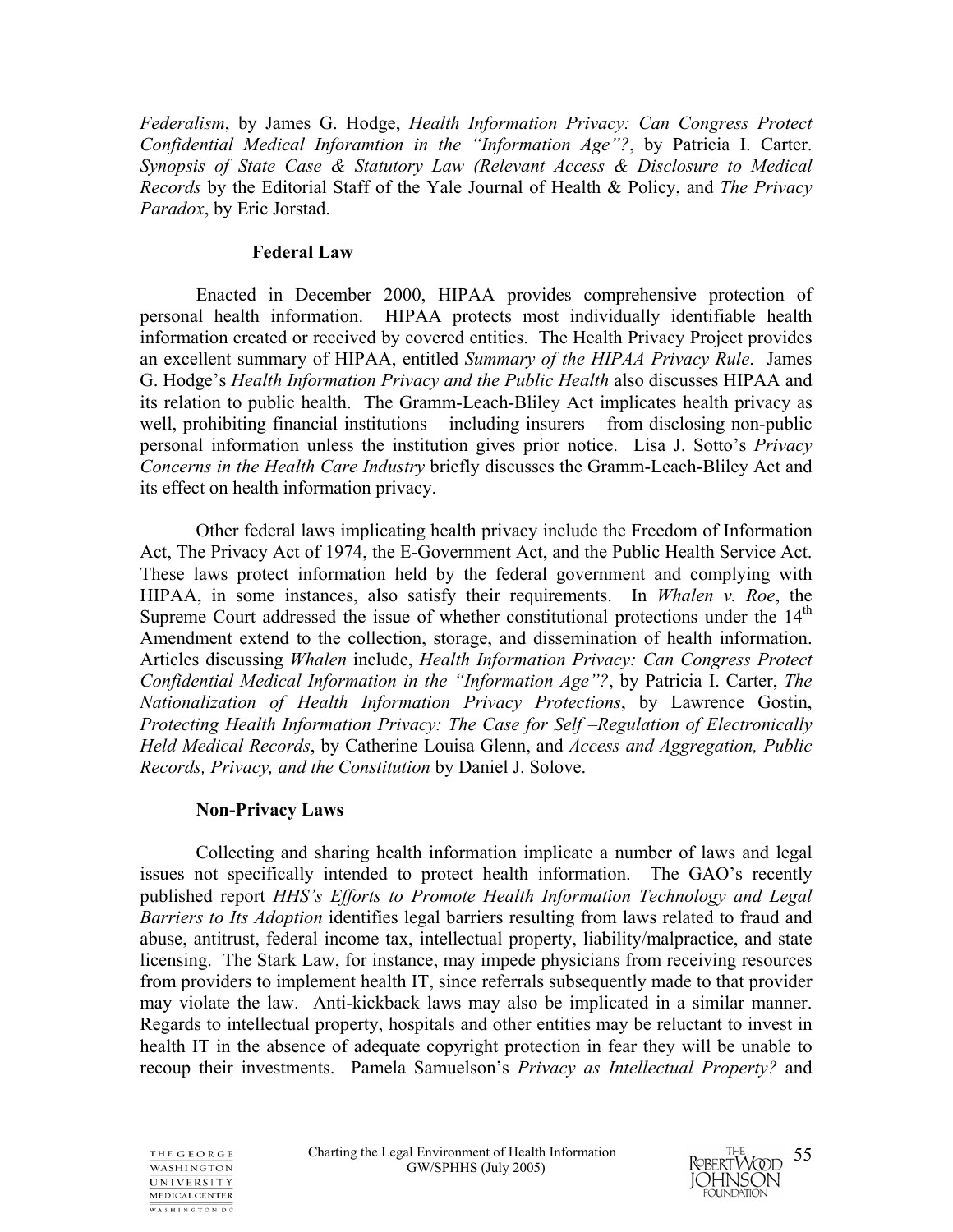*Federalism*, by James G. Hodge, *Health Information Privacy: Can Congress Protect Confidential Medical Inforamtion in the "Information Age"?*, by Patricia I. Carter. *Synopsis of State Case & Statutory Law (Relevant Access & Disclosure to Medical Records* by the Editorial Staff of the Yale Journal of Health & Policy, and *The Privacy Paradox*, by Eric Jorstad.

### Federal Law

Enacted in December 2000, HIPAA provides comprehensive protection of personal health information. HIPAA protects most individually identifiable health information created or received by covered entities. The Health Privacy Project provides an excellent summary of HIPAA, entitled *Summary of the HIPAA Privacy Rule*. James G. Hodge's *Health Information Privacy and the Public Health* also discusses HIPAA and its relation to public health. The Gramm-Leach-Bliley Act implicates health privacy as well, prohibiting financial institutions – including insurers – from disclosing non-public personal information unless the institution gives prior notice. Lisa J. Sotto's *Privacy Concerns in the Health Care Industry* briefly discusses the Gramm-Leach-Bliley Act and its effect on health information privacy.

Other federal laws implicating health privacy include the Freedom of Information Act, The Privacy Act of 1974, the E-Government Act, and the Public Health Service Act. These laws protect information held by the federal government and complying with HIPAA, in some instances, also satisfy their requirements. In *Whalen v. Roe*, the Supreme Court addressed the issue of whether constitutional protections under the 14th Amendment extend to the collection, storage, and dissemination of health information. Articles discussing *Whalen* include, *Health Information Privacy: Can Congress Protect Confidential Medical Information in the "Information Age"?*, by Patricia I. Carter, *The Nationalization of Health Information Privacy Protections*, by Lawrence Gostin, *Protecting Health Information Privacy: The Case for Self –Regulation of Electronically Held Medical Records*, by Catherine Louisa Glenn, and *Access and Aggregation, Public Records, Privacy, and the Constitution* by Daniel J. Solove.

### Non-Privacy Laws

Collecting and sharing health information implicate a number of laws and legal issues not specifically intended to protect health information. The GAO's recently published report *HHS's Efforts to Promote Health Information Technology and Legal Barriers to Its Adoption* identifies legal barriers resulting from laws related to fraud and abuse, antitrust, federal income tax, intellectual property, liability/malpractice, and state licensing. The Stark Law, for instance, may impede physicians from receiving resources from providers to implement health IT, since referrals subsequently made to that provider may violate the law. Anti-kickback laws may also be implicated in a similar manner. Regards to intellectual property, hospitals and other entities may be reluctant to invest in health IT in the absence of adequate copyright protection in fear they will be unable to recoup their investments. Pamela Samuelson's *Privacy as Intellectual Property?* and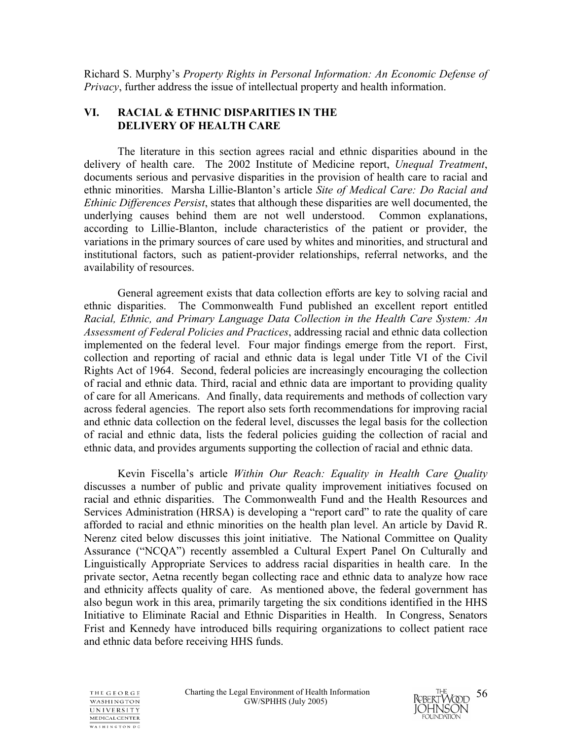Richard S. Murphy's *Property Rights in Personal Information: An Economic Defense of Privacy*, further address the issue of intellectual property and health information.

## VI. RACIAL & ETHNIC DISPARITIES IN THE DELIVERY OF HEALTH CARE

The literature in this section agrees racial and ethnic disparities abound in the delivery of health care. The 2002 Institute of Medicine report, *Unequal Treatment*, documents serious and pervasive disparities in the provision of health care to racial and ethnic minorities. Marsha Lillie-Blanton's article *Site of Medical Care: Do Racial and Ethinic Differences Persist*, states that although these disparities are well documented, the underlying causes behind them are not well understood. Common explanations, according to Lillie-Blanton, include characteristics of the patient or provider, the variations in the primary sources of care used by whites and minorities, and structural and institutional factors, such as patient-provider relationships, referral networks, and the availability of resources.

General agreement exists that data collection efforts are key to solving racial and ethnic disparities. The Commonwealth Fund published an excellent report entitled *Racial, Ethnic, and Primary Language Data Collection in the Health Care System: An Assessment of Federal Policies and Practices*, addressing racial and ethnic data collection implemented on the federal level. Four major findings emerge from the report. First, collection and reporting of racial and ethnic data is legal under Title VI of the Civil Rights Act of 1964. Second, federal policies are increasingly encouraging the collection of racial and ethnic data. Third, racial and ethnic data are important to providing quality of care for all Americans. And finally, data requirements and methods of collection vary across federal agencies. The report also sets forth recommendations for improving racial and ethnic data collection on the federal level, discusses the legal basis for the collection of racial and ethnic data, lists the federal policies guiding the collection of racial and ethnic data, and provides arguments supporting the collection of racial and ethnic data.

Kevin Fiscella's article *Within Our Reach: Equality in Health Care Quality* discusses a number of public and private quality improvement initiatives focused on racial and ethnic disparities. The Commonwealth Fund and the Health Resources and Services Administration (HRSA) is developing a "report card" to rate the quality of care afforded to racial and ethnic minorities on the health plan level. An article by David R. Nerenz cited below discusses this joint initiative. The National Committee on Quality Assurance ("NCQA") recently assembled a Cultural Expert Panel On Culturally and Linguistically Appropriate Services to address racial disparities in health care. In the private sector, Aetna recently began collecting race and ethnic data to analyze how race and ethnicity affects quality of care. As mentioned above, the federal government has also begun work in this area, primarily targeting the six conditions identified in the HHS Initiative to Eliminate Racial and Ethnic Disparities in Health. In Congress, Senators Frist and Kennedy have introduced bills requiring organizations to collect patient race and ethnic data before receiving HHS funds.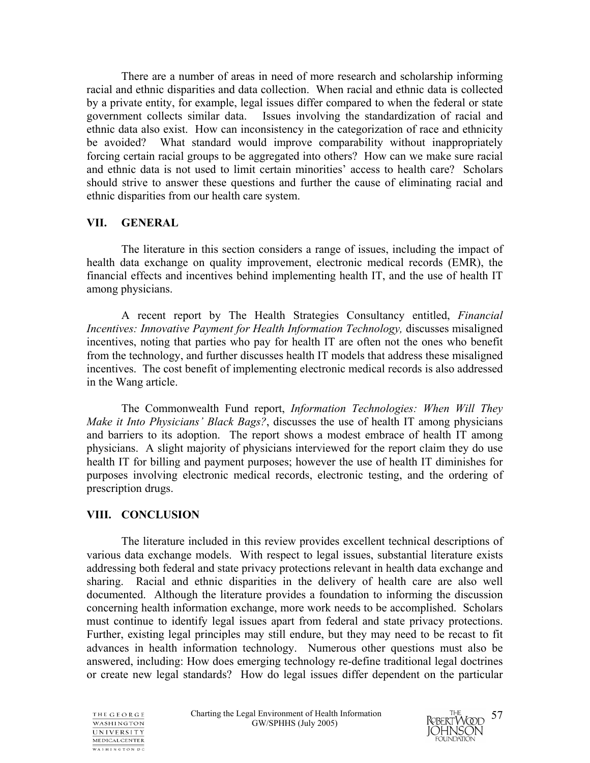There are a number of areas in need of more research and scholarship informing racial and ethnic disparities and data collection. When racial and ethnic data is collected by a private entity, for example, legal issues differ compared to when the federal or state government collects similar data. Issues involving the standardization of racial and ethnic data also exist. How can inconsistency in the categorization of race and ethnicity be avoided? What standard would improve comparability without inappropriately forcing certain racial groups to be aggregated into others? How can we make sure racial and ethnic data is not used to limit certain minorities' access to health care? Scholars should strive to answer these questions and further the cause of eliminating racial and ethnic disparities from our health care system.

## VII. GENERAL

The literature in this section considers a range of issues, including the impact of health data exchange on quality improvement, electronic medical records (EMR), the financial effects and incentives behind implementing health IT, and the use of health IT among physicians.

A recent report by The Health Strategies Consultancy entitled, *Financial Incentives: Innovative Payment for Health Information Technology,* discusses misaligned incentives, noting that parties who pay for health IT are often not the ones who benefit from the technology, and further discusses health IT models that address these misaligned incentives. The cost benefit of implementing electronic medical records is also addressed in the Wang article.

The Commonwealth Fund report, *Information Technologies: When Will They Make it Into Physicians' Black Bags?*, discusses the use of health IT among physicians and barriers to its adoption. The report shows a modest embrace of health IT among physicians. A slight majority of physicians interviewed for the report claim they do use health IT for billing and payment purposes; however the use of health IT diminishes for purposes involving electronic medical records, electronic testing, and the ordering of prescription drugs.

## VIII. CONCLUSION

The literature included in this review provides excellent technical descriptions of various data exchange models. With respect to legal issues, substantial literature exists addressing both federal and state privacy protections relevant in health data exchange and sharing. Racial and ethnic disparities in the delivery of health care are also well documented. Although the literature provides a foundation to informing the discussion concerning health information exchange, more work needs to be accomplished. Scholars must continue to identify legal issues apart from federal and state privacy protections. Further, existing legal principles may still endure, but they may need to be recast to fit advances in health information technology. Numerous other questions must also be answered, including: How does emerging technology re-define traditional legal doctrines or create new legal standards? How do legal issues differ dependent on the particular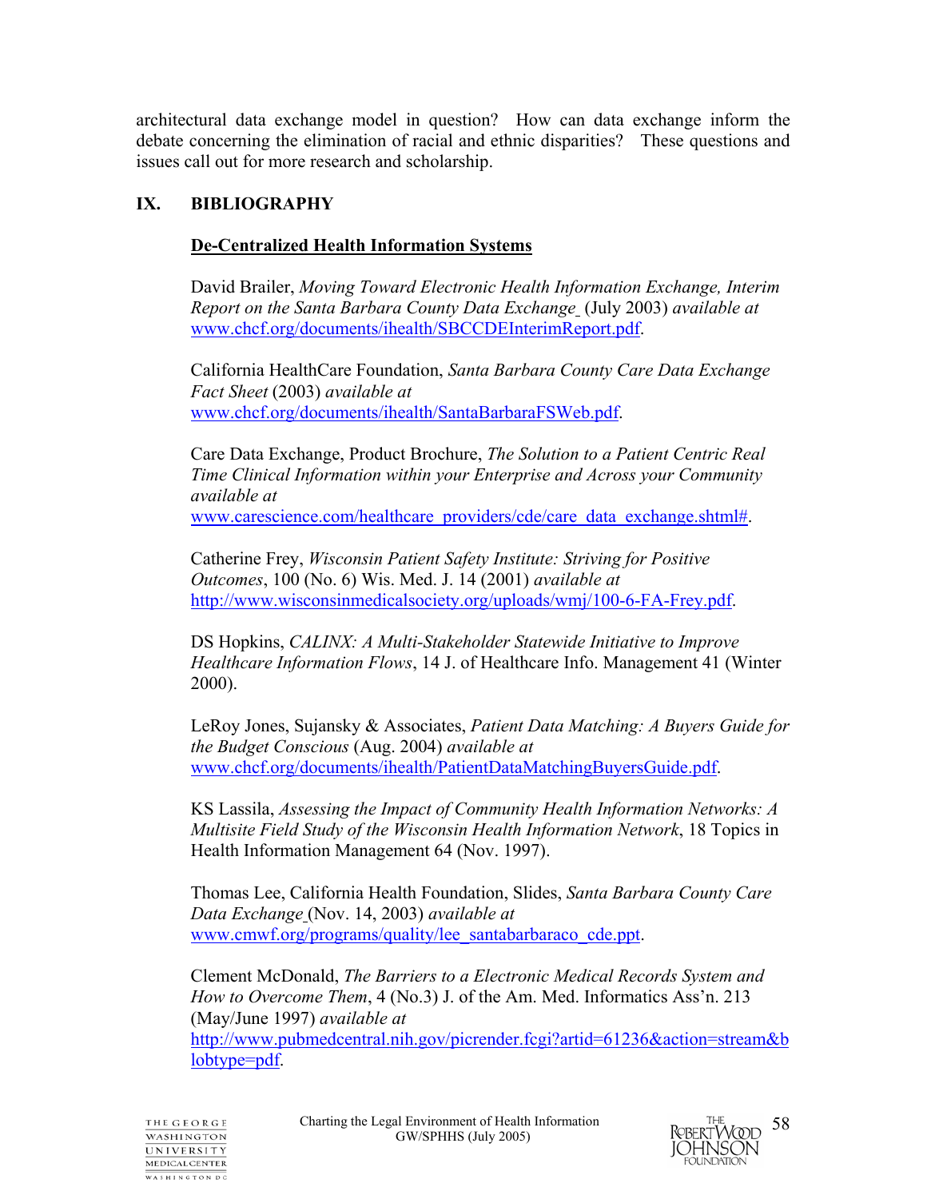architectural data exchange model in question? How can data exchange inform the debate concerning the elimination of racial and ethnic disparities? These questions and issues call out for more research and scholarship.

## IX. BIBLIOGRAPHY

### De-Centralized Health Information Systems

David Brailer, *Moving Toward Electronic Health Information Exchange, Interim Report on the Santa Barbara County Data Exchange* (July 2003) *available at* www.chcf.org/documents/ihealth/SBCCDEInterimReport.pdf.

California HealthCare Foundation, *Santa Barbara County Care Data Exchange Fact Sheet* (2003) *available at* www.chcf.org/documents/ihealth/SantaBarbaraFSWeb.pdf.

Care Data Exchange, Product Brochure, *The Solution to a Patient Centric Real Time Clinical Information within your Enterprise and Across your Community available at* www.carescience.com/healthcare_providers/cde/care_data_exchange.shtml#.

Catherine Frey, *Wisconsin Patient Safety Institute: Striving for Positive Outcomes*, 100 (No. 6) Wis. Med. J. 14 (2001) *available at* http://www.wisconsinmedicalsociety.org/uploads/wmj/100-6-FA-Frey.pdf.

DS Hopkins, *CALINX: A Multi-Stakeholder Statewide Initiative to Improve Healthcare Information Flows*, 14 J. of Healthcare Info. Management 41 (Winter 2000).

LeRoy Jones, Sujansky & Associates, *Patient Data Matching: A Buyers Guide for the Budget Conscious* (Aug. 2004) *available at* www.chcf.org/documents/ihealth/PatientDataMatchingBuyersGuide.pdf.

KS Lassila, *Assessing the Impact of Community Health Information Networks: A Multisite Field Study of the Wisconsin Health Information Network*, 18 Topics in Health Information Management 64 (Nov. 1997).

Thomas Lee, California Health Foundation, Slides, *Santa Barbara County Care Data Exchange* (Nov. 14, 2003) *available at* www.cmwf.org/programs/quality/lee_santabarbaraco_cde.ppt.

Clement McDonald, *The Barriers to a Electronic Medical Records System and How to Overcome Them*, 4 (No.3) J. of the Am. Med. Informatics Ass'n. 213 (May/June 1997) *available at* http://www.pubmedcentral.nih.gov/picrender.fcgi?artid=61236&action=stream&blobtype=pdf.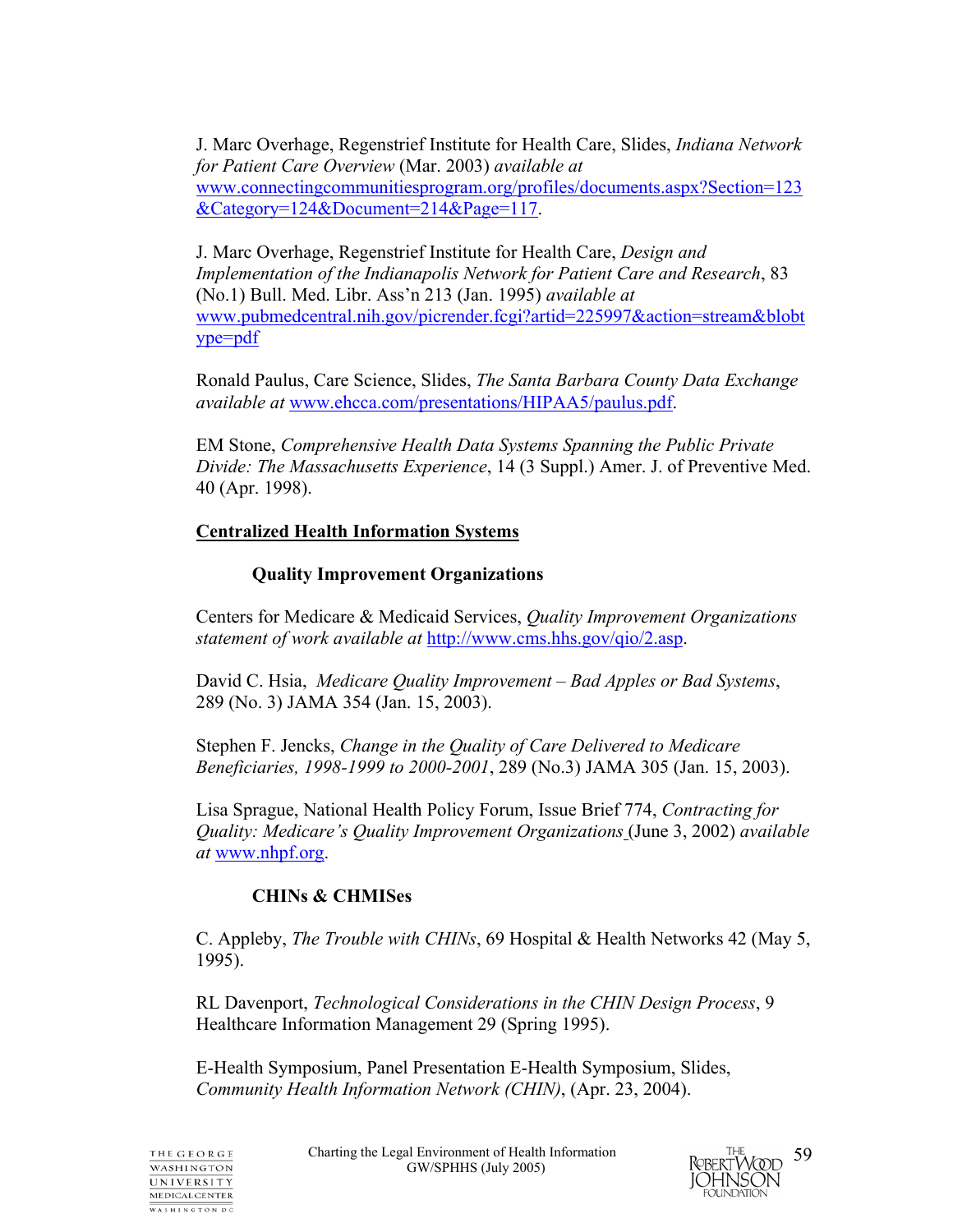J. Marc Overhage, Regenstrief Institute for Health Care, Slides, *Indiana Network for Patient Care Overview* (Mar. 2003) *available at* www.connectingcommunitiesprogram.org/profiles/documents.aspx?Section=123&Category=124&Document=214&Page=117.

J. Marc Overhage, Regenstrief Institute for Health Care, *Design and Implementation of the Indianapolis Network for Patient Care and Research*, 83 (No.1) Bull. Med. Libr. Ass'n 213 (Jan. 1995) *available at* www.pubmedcentral.nih.gov/picrender.fcgi?artid=225997&action=stream&blobtype=pdf

Ronald Paulus, Care Science, Slides, *The Santa Barbara County Data Exchange available at* www.ehcca.com/presentations/HIPAA5/paulus.pdf.

EM Stone, *Comprehensive Health Data Systems Spanning the Public Private Divide: The Massachusetts Experience*, 14 (3 Suppl.) Amer. J. of Preventive Med. 40 (Apr. 1998).

## Centralized Health Information Systems

### Quality Improvement Organizations

Centers for Medicare & Medicaid Services, *Quality Improvement Organizations statement of work available at* http://www.cms.hhs.gov/qio/2.asp.

David C. Hsia, *Medicare Quality Improvement – Bad Apples or Bad Systems*, 289 (No. 3) JAMA 354 (Jan. 15, 2003).

Stephen F. Jencks, *Change in the Quality of Care Delivered to Medicare Beneficiaries, 1998-1999 to 2000-2001*, 289 (No.3) JAMA 305 (Jan. 15, 2003).

Lisa Sprague, National Health Policy Forum, Issue Brief 774, *Contracting for Quality: Medicare's Quality Improvement Organizations* (June 3, 2002) *available at* www.nhpf.org.

### CHINs & CHMISes

C. Appleby, *The Trouble with CHINs*, 69 Hospital & Health Networks 42 (May 5, 1995).

RL Davenport, *Technological Considerations in the CHIN Design Process*, 9 Healthcare Information Management 29 (Spring 1995).

E-Health Symposium, Panel Presentation E-Health Symposium, Slides, *Community Health Information Network (CHIN)*, (Apr. 23, 2004).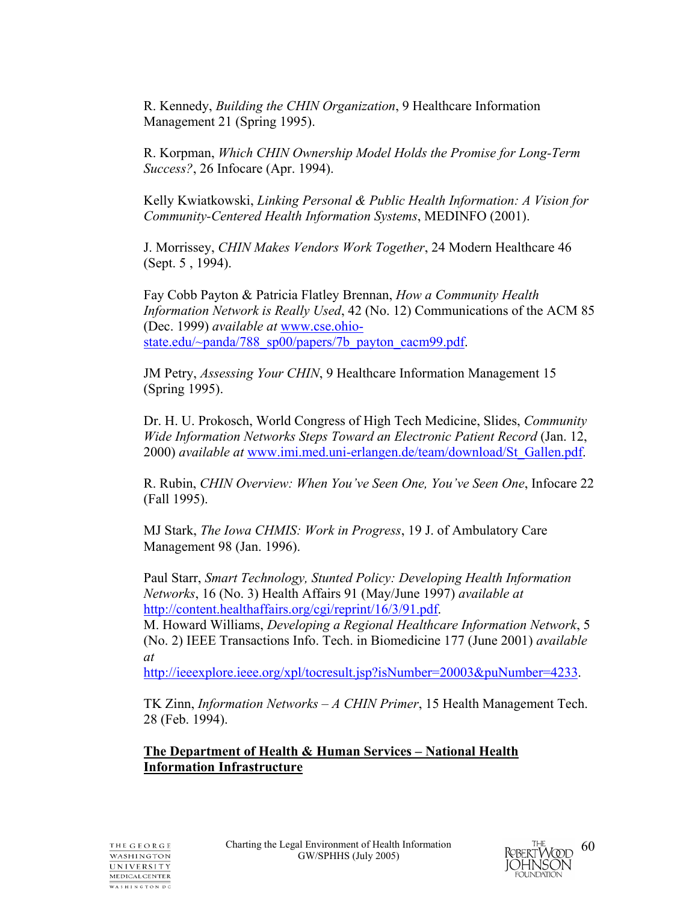R. Kennedy, *Building the CHIN Organization*, 9 Healthcare Information Management 21 (Spring 1995).

R. Korpman, *Which CHIN Ownership Model Holds the Promise for Long-Term Success?*, 26 Infocare (Apr. 1994).

Kelly Kwiatkowski, *Linking Personal & Public Health Information: A Vision for Community-Centered Health Information Systems*, MEDINFO (2001).

J. Morrissey, *CHIN Makes Vendors Work Together*, 24 Modern Healthcare 46 (Sept. 5 , 1994).

Fay Cobb Payton & Patricia Flatley Brennan, *How a Community Health Information Network is Really Used*, 42 (No. 12) Communications of the ACM 85 (Dec. 1999) *available at* [www.cse.ohio-state.edu/~panda/788_sp00/papers/7b_payton_cacm99.pdf](www.cse.ohio-state.edu/~panda/788_sp00/papers/7b_payton_cacm99.pdf).

JM Petry, *Assessing Your CHIN*, 9 Healthcare Information Management 15 (Spring 1995).

Dr. H. U. Prokosch, World Congress of High Tech Medicine, Slides, *Community Wide Information Networks Steps Toward an Electronic Patient Record* (Jan. 12, 2000) *available at* [www.imi.med.uni-erlangen.de/team/download/St_Gallen.pdf](www.imi.med.uni-erlangen.de/team/download/St_Gallen.pdf).

R. Rubin, *CHIN Overview: When You've Seen One, You've Seen One*, Infocare 22 (Fall 1995).

MJ Stark, *The Iowa CHMIS: Work in Progress*, 19 J. of Ambulatory Care Management 98 (Jan. 1996).

Paul Starr, *Smart Technology, Stunted Policy: Developing Health Information Networks*, 16 (No. 3) Health Affairs 91 (May/June 1997) *available at* [http://content.healthaffairs.org/cgi/reprint/16/3/91.pdf](http://content.healthaffairs.org/cgi/reprint/16/3/91.pdf).
M. Howard Williams, *Developing a Regional Healthcare Information Network*, 5 (No. 2) IEEE Transactions Info. Tech. in Biomedicine 177 (June 2001) *available at* [http://ieeexplore.ieee.org/xpl/tocresult.jsp?isNumber=20003&puNumber=4233](http://ieeexplore.ieee.org/xpl/tocresult.jsp?isNumber=20003&puNumber=4233).

TK Zinn, *Information Networks – A CHIN Primer*, 15 Health Management Tech. 28 (Feb. 1994).

**The Department of Health & Human Services – National Health Information Infrastructure**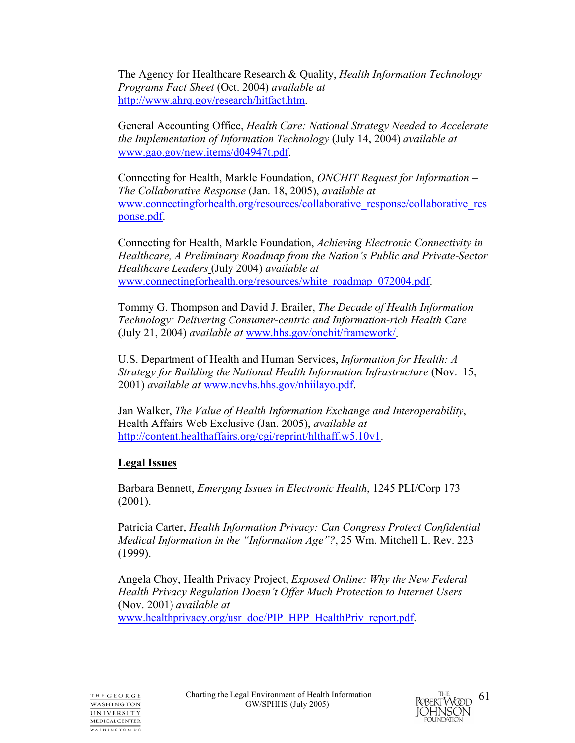The Agency for Healthcare Research & Quality, *Health Information Technology Programs Fact Sheet* (Oct. 2004) *available at* http://www.ahrq.gov/research/hitfact.htm.

General Accounting Office, *Health Care: National Strategy Needed to Accelerate the Implementation of Information Technology* (July 14, 2004) *available at* www.gao.gov/new.items/d04947t.pdf.

Connecting for Health, Markle Foundation, *ONCHIT Request for Information – The Collaborative Response* (Jan. 18, 2005), *available at* www.connectingforhealth.org/resources/collaborative_response/collaborative_response.pdf.

Connecting for Health, Markle Foundation, *Achieving Electronic Connectivity in Healthcare, A Preliminary Roadmap from the Nation's Public and Private-Sector Healthcare Leaders* (July 2004) *available at* www.connectingforhealth.org/resources/white_roadmap_072004.pdf.

Tommy G. Thompson and David J. Brailer, *The Decade of Health Information Technology: Delivering Consumer-centric and Information-rich Health Care* (July 21, 2004) *available at* www.hhs.gov/onchit/framework/.

U.S. Department of Health and Human Services, *Information for Health: A Strategy for Building the National Health Information Infrastructure* (Nov. 15, 2001) *available at* www.ncvhs.hhs.gov/nhiilayo.pdf.

Jan Walker, *The Value of Health Information Exchange and Interoperability*, Health Affairs Web Exclusive (Jan. 2005), *available at* http://content.healthaffairs.org/cgi/reprint/hlthaff.w5.10v1.

## Legal Issues

Barbara Bennett, *Emerging Issues in Electronic Health*, 1245 PLI/Corp 173 (2001).

Patricia Carter, *Health Information Privacy: Can Congress Protect Confidential Medical Information in the "Information Age"?*, 25 Wm. Mitchell L. Rev. 223 (1999).

Angela Choy, Health Privacy Project, *Exposed Online: Why the New Federal Health Privacy Regulation Doesn't Offer Much Protection to Internet Users* (Nov. 2001) *available at* www.healthprivacy.org/usr_doc/PIP_HPP_HealthPriv_report.pdf.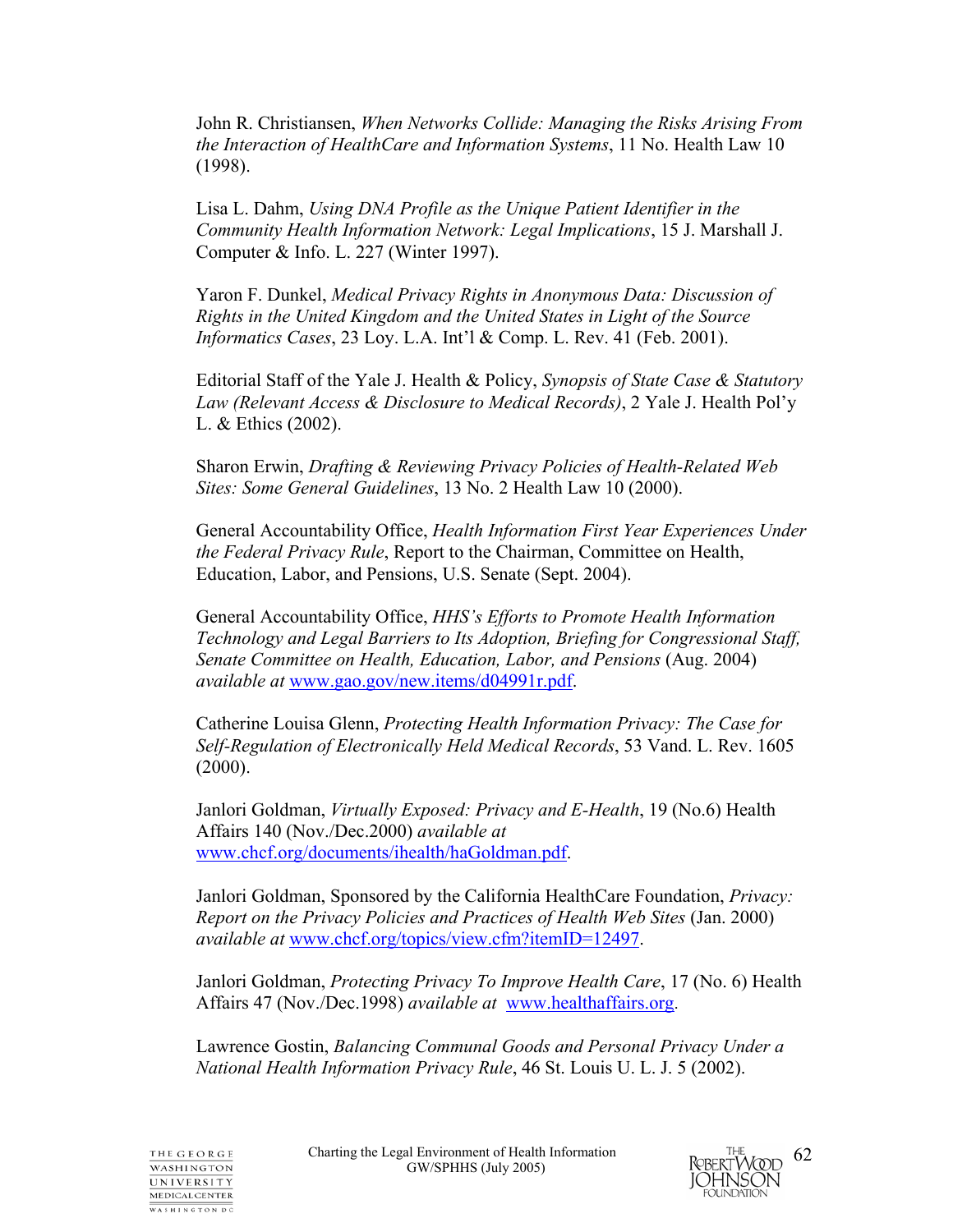John R. Christiansen, *When Networks Collide: Managing the Risks Arising From the Interaction of HealthCare and Information Systems*, 11 No. Health Law 10 (1998).

Lisa L. Dahm, *Using DNA Profile as the Unique Patient Identifier in the Community Health Information Network: Legal Implications*, 15 J. Marshall J. Computer & Info. L. 227 (Winter 1997).

Yaron F. Dunkel, *Medical Privacy Rights in Anonymous Data: Discussion of Rights in the United Kingdom and the United States in Light of the Source Informatics Cases*, 23 Loy. L.A. Int'l & Comp. L. Rev. 41 (Feb. 2001).

Editorial Staff of the Yale J. Health & Policy, *Synopsis of State Case & Statutory Law (Relevant Access & Disclosure to Medical Records)*, 2 Yale J. Health Pol'y L. & Ethics (2002).

Sharon Erwin, *Drafting & Reviewing Privacy Policies of Health-Related Web Sites: Some General Guidelines*, 13 No. 2 Health Law 10 (2000).

General Accountability Office, *Health Information First Year Experiences Under the Federal Privacy Rule*, Report to the Chairman, Committee on Health, Education, Labor, and Pensions, U.S. Senate (Sept. 2004).

General Accountability Office, *HHS's Efforts to Promote Health Information Technology and Legal Barriers to Its Adoption, Briefing for Congressional Staff, Senate Committee on Health, Education, Labor, and Pensions* (Aug. 2004) *available at* www.gao.gov/new.items/d04991r.pdf.

Catherine Louisa Glenn, *Protecting Health Information Privacy: The Case for Self-Regulation of Electronically Held Medical Records*, 53 Vand. L. Rev. 1605 (2000).

Janlori Goldman, *Virtually Exposed: Privacy and E-Health*, 19 (No.6) Health Affairs 140 (Nov./Dec.2000) *available at* www.chcf.org/documents/ihealth/haGoldman.pdf.

Janlori Goldman, Sponsored by the California HealthCare Foundation, *Privacy: Report on the Privacy Policies and Practices of Health Web Sites* (Jan. 2000) *available at* www.chcf.org/topics/view.cfm?itemID=12497.

Janlori Goldman, *Protecting Privacy To Improve Health Care*, 17 (No. 6) Health Affairs 47 (Nov./Dec.1998) *available at* www.healthaffairs.org.

Lawrence Gostin, *Balancing Communal Goods and Personal Privacy Under a National Health Information Privacy Rule*, 46 St. Louis U. L. J. 5 (2002).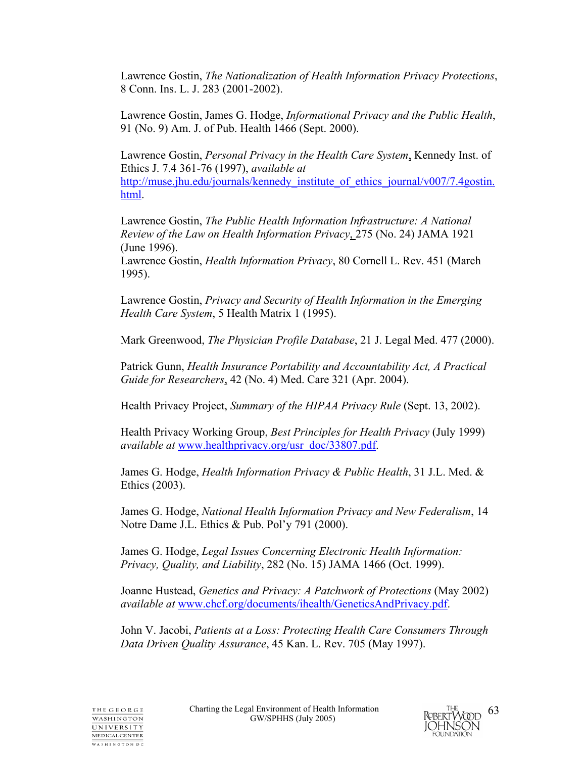Lawrence Gostin, *The Nationalization of Health Information Privacy Protections*, 8 Conn. Ins. L. J. 283 (2001-2002).

Lawrence Gostin, James G. Hodge, *Informational Privacy and the Public Health*, 91 (No. 9) Am. J. of Pub. Health 1466 (Sept. 2000).

Lawrence Gostin, *Personal Privacy in the Health Care System*, Kennedy Inst. of Ethics J. 7.4 361-76 (1997), *available at* http://muse.jhu.edu/journals/kennedy_institute_of_ethics_journal/v007/7.4gostin.html.

Lawrence Gostin, *The Public Health Information Infrastructure: A National Review of the Law on Health Information Privacy*, 275 (No. 24) JAMA 1921 (June 1996).
Lawrence Gostin, *Health Information Privacy*, 80 Cornell L. Rev. 451 (March 1995).

Lawrence Gostin, *Privacy and Security of Health Information in the Emerging Health Care System*, 5 Health Matrix 1 (1995).

Mark Greenwood, *The Physician Profile Database*, 21 J. Legal Med. 477 (2000).

Patrick Gunn, *Health Insurance Portability and Accountability Act, A Practical Guide for Researchers*, 42 (No. 4) Med. Care 321 (Apr. 2004).

Health Privacy Project, *Summary of the HIPAA Privacy Rule* (Sept. 13, 2002).

Health Privacy Working Group, *Best Principles for Health Privacy* (July 1999) *available at* www.healthprivacy.org/usr_doc/33807.pdf.

James G. Hodge, *Health Information Privacy & Public Health*, 31 J.L. Med. & Ethics (2003).

James G. Hodge, *National Health Information Privacy and New Federalism*, 14 Notre Dame J.L. Ethics & Pub. Pol'y 791 (2000).

James G. Hodge, *Legal Issues Concerning Electronic Health Information: Privacy, Quality, and Liability*, 282 (No. 15) JAMA 1466 (Oct. 1999).

Joanne Hustead, *Genetics and Privacy: A Patchwork of Protections* (May 2002) *available at* www.chcf.org/documents/ihealth/GeneticsAndPrivacy.pdf.

John V. Jacobi, *Patients at a Loss: Protecting Health Care Consumers Through Data Driven Quality Assurance*, 45 Kan. L. Rev. 705 (May 1997).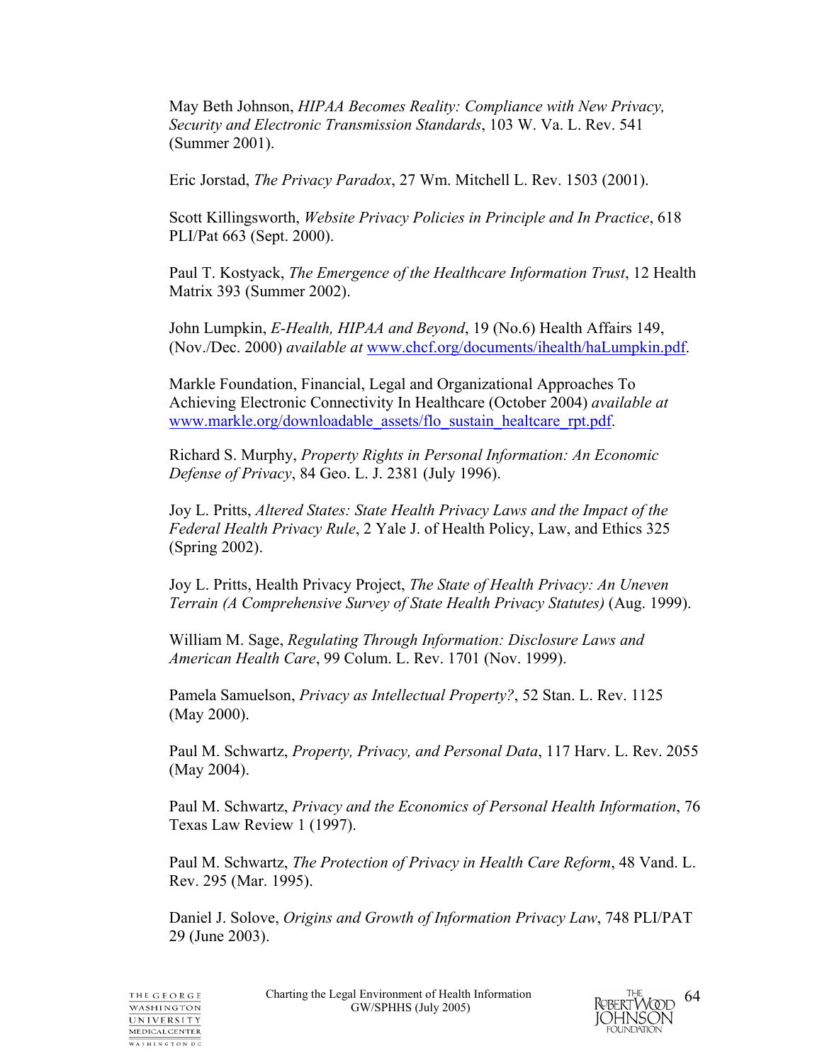May Beth Johnson, *HIPAA Becomes Reality: Compliance with New Privacy, Security and Electronic Transmission Standards*, 103 W. Va. L. Rev. 541 (Summer 2001).

Eric Jorstad, *The Privacy Paradox*, 27 Wm. Mitchell L. Rev. 1503 (2001).

Scott Killingsworth, *Website Privacy Policies in Principle and In Practice*, 618 PLI/Pat 663 (Sept. 2000).

Paul T. Kostyack, *The Emergence of the Healthcare Information Trust*, 12 Health Matrix 393 (Summer 2002).

John Lumpkin, *E-Health, HIPAA and Beyond*, 19 (No.6) Health Affairs 149, (Nov./Dec. 2000) *available at* [www.chcf.org/documents/ihealth/haLumpkin.pdf](www.chcf.org/documents/ihealth/haLumpkin.pdf).

Markle Foundation, Financial, Legal and Organizational Approaches To Achieving Electronic Connectivity In Healthcare (October 2004) *available at* [www.markle.org/downloadable_assets/flo_sustain_healtcare_rpt.pdf](www.markle.org/downloadable_assets/flo_sustain_healtcare_rpt.pdf).

Richard S. Murphy, *Property Rights in Personal Information: An Economic Defense of Privacy*, 84 Geo. L. J. 2381 (July 1996).

Joy L. Pritts, *Altered States: State Health Privacy Laws and the Impact of the Federal Health Privacy Rule*, 2 Yale J. of Health Policy, Law, and Ethics 325 (Spring 2002).

Joy L. Pritts, Health Privacy Project, *The State of Health Privacy: An Uneven Terrain (A Comprehensive Survey of State Health Privacy Statutes)* (Aug. 1999).

William M. Sage, *Regulating Through Information: Disclosure Laws and American Health Care*, 99 Colum. L. Rev. 1701 (Nov. 1999).

Pamela Samuelson, *Privacy as Intellectual Property?*, 52 Stan. L. Rev. 1125 (May 2000).

Paul M. Schwartz, *Property, Privacy, and Personal Data*, 117 Harv. L. Rev. 2055 (May 2004).

Paul M. Schwartz, *Privacy and the Economics of Personal Health Information*, 76 Texas Law Review 1 (1997).

Paul M. Schwartz, *The Protection of Privacy in Health Care Reform*, 48 Vand. L. Rev. 295 (Mar. 1995).

Daniel J. Solove, *Origins and Growth of Information Privacy Law*, 748 PLI/PAT 29 (June 2003).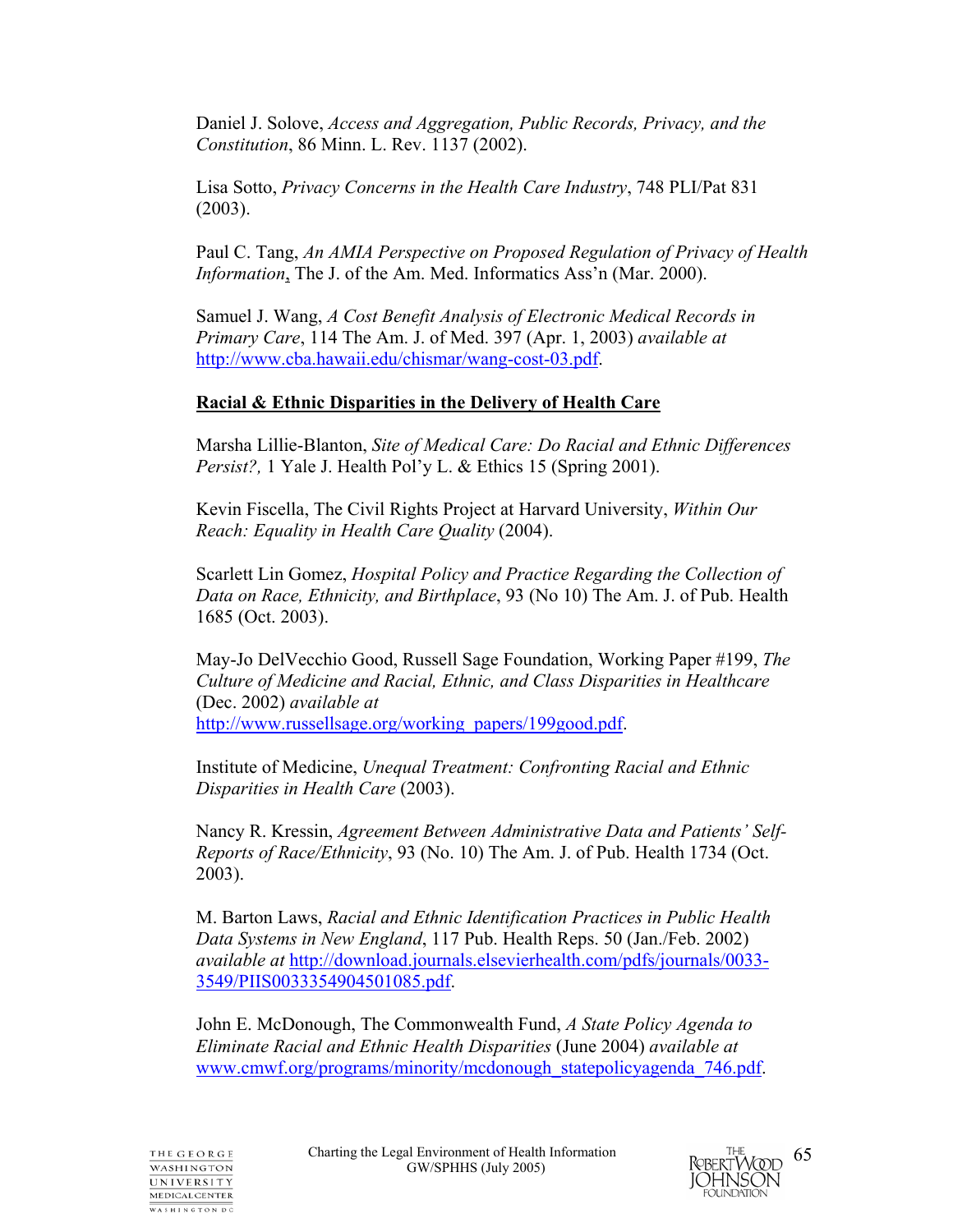Daniel J. Solove, *Access and Aggregation, Public Records, Privacy, and the Constitution*, 86 Minn. L. Rev. 1137 (2002).

Lisa Sotto, *Privacy Concerns in the Health Care Industry*, 748 PLI/Pat 831 (2003).

Paul C. Tang, *An AMIA Perspective on Proposed Regulation of Privacy of Health Information*, The J. of the Am. Med. Informatics Ass'n (Mar. 2000).

Samuel J. Wang, *A Cost Benefit Analysis of Electronic Medical Records in Primary Care*, 114 The Am. J. of Med. 397 (Apr. 1, 2003) *available at* http://www.cba.hawaii.edu/chismar/wang-cost-03.pdf.

**Racial & Ethnic Disparities in the Delivery of Health Care**

Marsha Lillie-Blanton, *Site of Medical Care: Do Racial and Ethnic Differences Persist?,* 1 Yale J. Health Pol'y L. & Ethics 15 (Spring 2001).

Kevin Fiscella, The Civil Rights Project at Harvard University, *Within Our Reach: Equality in Health Care Quality* (2004).

Scarlett Lin Gomez, *Hospital Policy and Practice Regarding the Collection of Data on Race, Ethnicity, and Birthplace*, 93 (No 10) The Am. J. of Pub. Health 1685 (Oct. 2003).

May-Jo DelVecchio Good, Russell Sage Foundation, Working Paper #199, *The Culture of Medicine and Racial, Ethnic, and Class Disparities in Healthcare* (Dec. 2002) *available at* http://www.russellsage.org/working_papers/199good.pdf.

Institute of Medicine, *Unequal Treatment: Confronting Racial and Ethnic Disparities in Health Care* (2003).

Nancy R. Kressin, *Agreement Between Administrative Data and Patients' Self-Reports of Race/Ethnicity*, 93 (No. 10) The Am. J. of Pub. Health 1734 (Oct. 2003).

M. Barton Laws, *Racial and Ethnic Identification Practices in Public Health Data Systems in New England*, 117 Pub. Health Reps. 50 (Jan./Feb. 2002) *available at* http://download.journals.elsevierhealth.com/pdfs/journals/0033-3549/PIIS0033354904501085.pdf.

John E. McDonough, The Commonwealth Fund, *A State Policy Agenda to Eliminate Racial and Ethnic Health Disparities* (June 2004) *available at* www.cmwf.org/programs/minority/mcdonough_statepolicyagenda_746.pdf.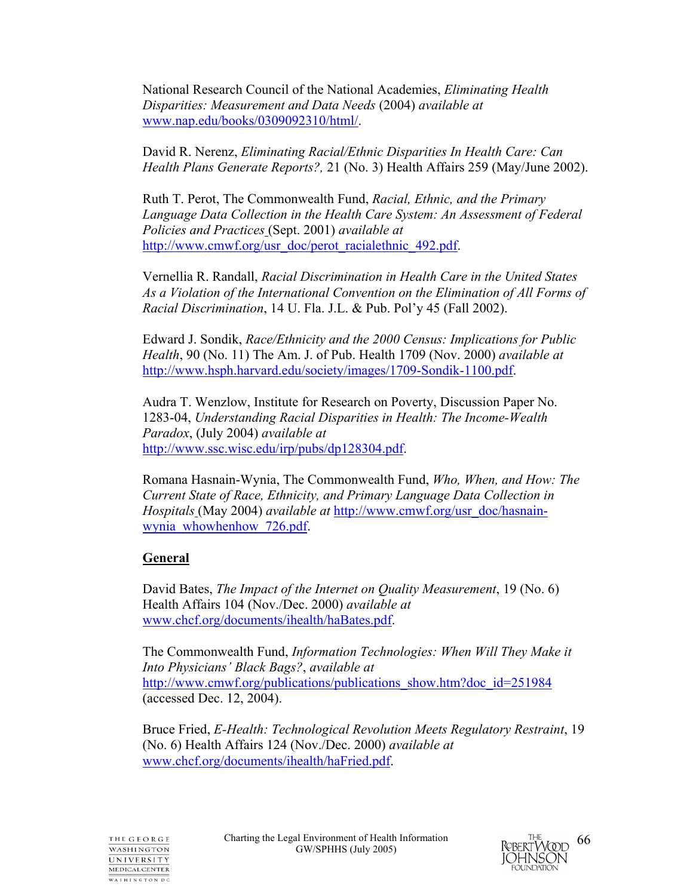National Research Council of the National Academies, *Eliminating Health Disparities: Measurement and Data Needs* (2004) *available at* www.nap.edu/books/0309092310/html/.

David R. Nerenz, *Eliminating Racial/Ethnic Disparities In Health Care: Can Health Plans Generate Reports?,* 21 (No. 3) Health Affairs 259 (May/June 2002).

Ruth T. Perot, The Commonwealth Fund, *Racial, Ethnic, and the Primary Language Data Collection in the Health Care System: An Assessment of Federal Policies and Practices* (Sept. 2001) *available at* http://www.cmwf.org/usr_doc/perot_racialethnic_492.pdf.

Vernellia R. Randall, *Racial Discrimination in Health Care in the United States As a Violation of the International Convention on the Elimination of All Forms of Racial Discrimination*, 14 U. Fla. J.L. & Pub. Pol'y 45 (Fall 2002).

Edward J. Sondik, *Race/Ethnicity and the 2000 Census: Implications for Public Health*, 90 (No. 11) The Am. J. of Pub. Health 1709 (Nov. 2000) *available at* http://www.hsph.harvard.edu/society/images/1709-Sondik-1100.pdf.

Audra T. Wenzlow, Institute for Research on Poverty, Discussion Paper No. 1283-04, *Understanding Racial Disparities in Health: The Income-Wealth Paradox*, (July 2004) *available at* http://www.ssc.wisc.edu/irp/pubs/dp128304.pdf.

Romana Hasnain-Wynia, The Commonwealth Fund, *Who, When, and How: The Current State of Race, Ethnicity, and Primary Language Data Collection in Hospitals* (May 2004) *available at* http://www.cmwf.org/usr_doc/hasnain-wynia_whowhenhow_726.pdf.

**General**

David Bates, *The Impact of the Internet on Quality Measurement*, 19 (No. 6) Health Affairs 104 (Nov./Dec. 2000) *available at* www.chcf.org/documents/ihealth/haBates.pdf.

The Commonwealth Fund, *Information Technologies: When Will They Make it Into Physicians' Black Bags?*, *available at* http://www.cmwf.org/publications/publications_show.htm?doc_id=251984 (accessed Dec. 12, 2004).

Bruce Fried, *E-Health: Technological Revolution Meets Regulatory Restraint*, 19 (No. 6) Health Affairs 124 (Nov./Dec. 2000) *available at* www.chcf.org/documents/ihealth/haFried.pdf.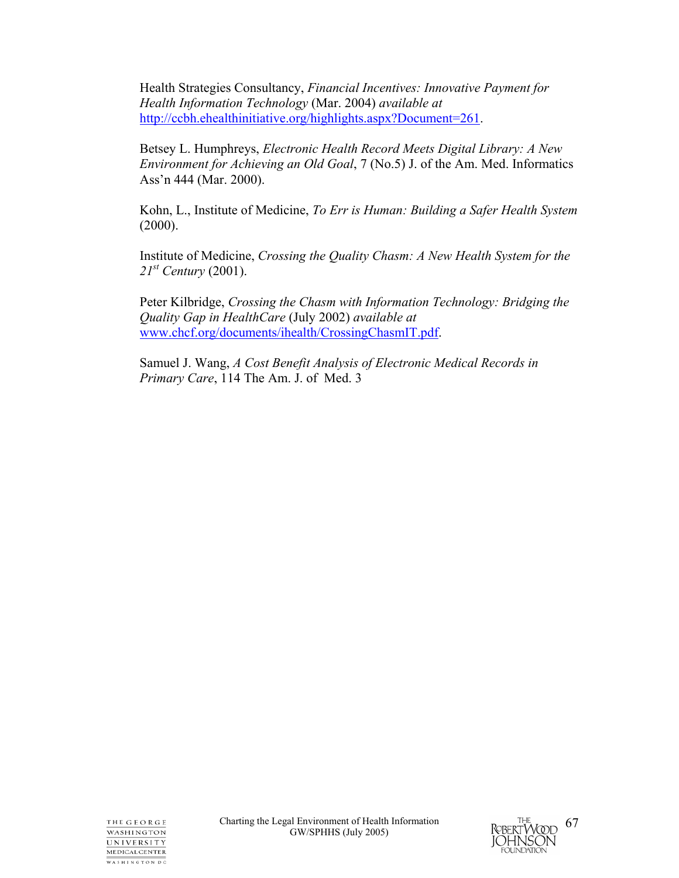Health Strategies Consultancy, *Financial Incentives: Innovative Payment for Health Information Technology* (Mar. 2004) *available at* http://ccbh.ehealthinitiative.org/highlights.aspx?Document=261.

Betsey L. Humphreys, *Electronic Health Record Meets Digital Library: A New Environment for Achieving an Old Goal*, 7 (No.5) J. of the Am. Med. Informatics Ass'n 444 (Mar. 2000).

Kohn, L., Institute of Medicine, *To Err is Human: Building a Safer Health System* (2000).

Institute of Medicine, *Crossing the Quality Chasm: A New Health System for the 21st Century* (2001).

Peter Kilbridge, *Crossing the Chasm with Information Technology: Bridging the Quality Gap in HealthCare* (July 2002) *available at* www.chcf.org/documents/ihealth/CrossingChasmIT.pdf.

Samuel J. Wang, *A Cost Benefit Analysis of Electronic Medical Records in Primary Care*, 114 The Am. J. of Med. 3